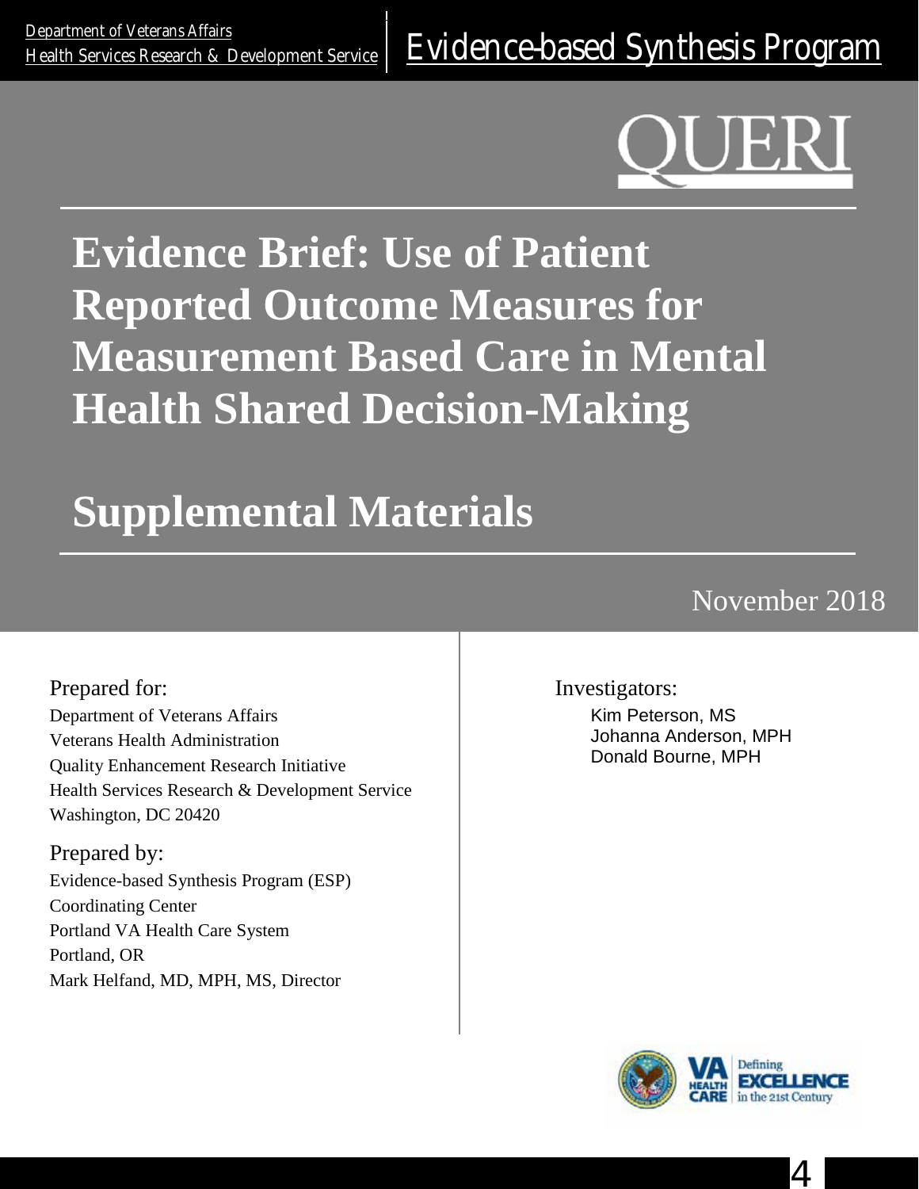Department of Veterans Affairs
Health Services Research & Development Service

Evidence-based Synthesis Program

QUERI

# Evidence Brief: Use of Patient Reported Outcome Measures for Measurement Based Care in Mental Health Shared Decision-Making

# Supplemental Materials

November 2018

Prepared for:
Department of Veterans Affairs
Veterans Health Administration
Quality Enhancement Research Initiative
Health Services Research & Development Service
Washington, DC 20420

Prepared by:
Evidence-based Synthesis Program (ESP)
Coordinating Center
Portland VA Health Care System
Portland, OR
Mark Helfand, MD, MPH, MS, Director

Investigators:
Kim Peterson, MS
Johanna Anderson, MPH
Donald Bourne, MPH

VA HEALTH CARE | Defining EXCELLENCE in the 21st Century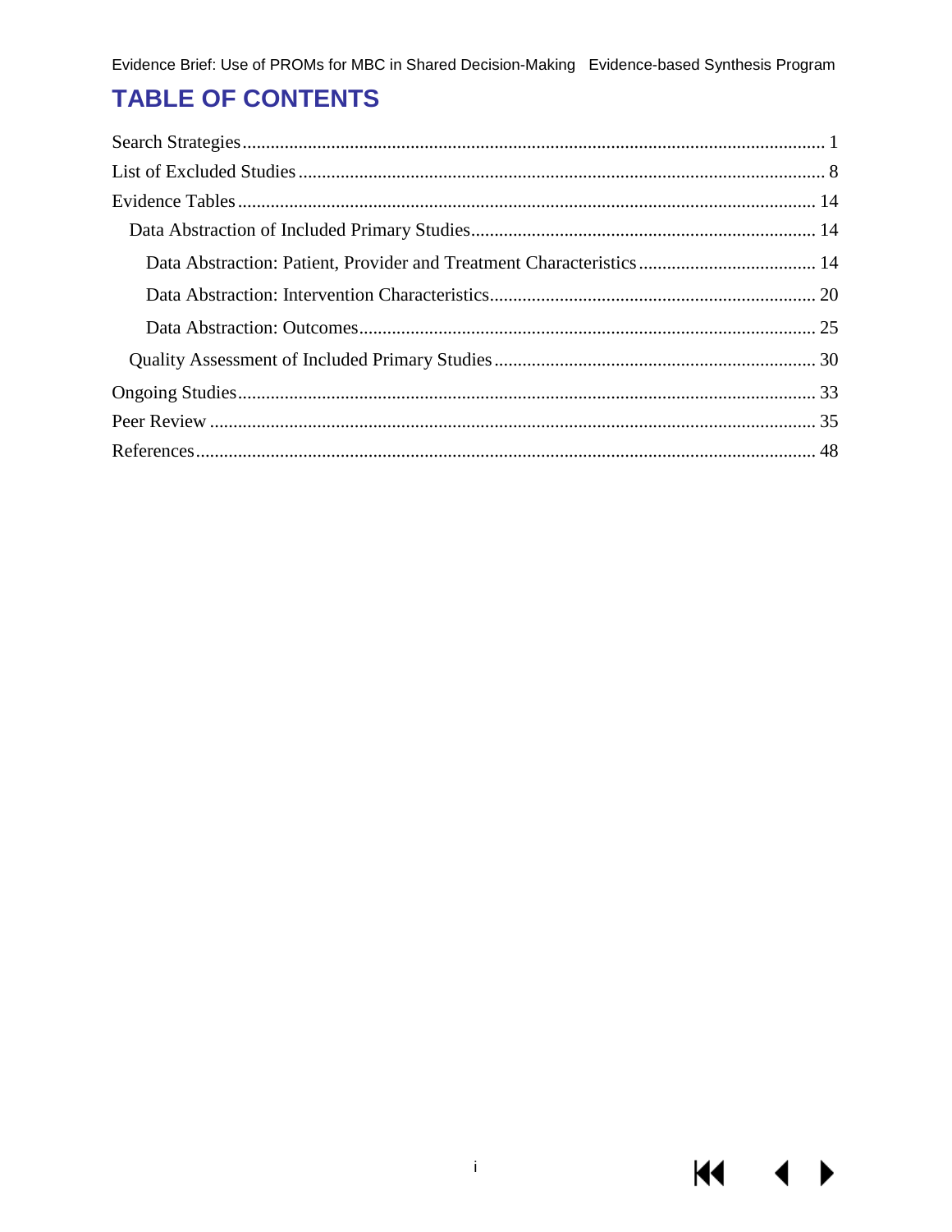# TABLE OF CONTENTS

Search Strategies ........................................................................................................................... 1

List of Excluded Studies ................................................................................................................. 8

Evidence Tables ........................................................................................................................... 14

- Data Abstraction of Included Primary Studies .......................................................................... 14
  - Data Abstraction: Patient, Provider and Treatment Characteristics ...................................... 14
  - Data Abstraction: Intervention Characteristics ..................................................................... 20
  - Data Abstraction: Outcomes ................................................................................................. 25
- Quality Assessment of Included Primary Studies ..................................................................... 30

Ongoing Studies ........................................................................................................................... 33

Peer Review ................................................................................................................................. 35

References .................................................................................................................................... 48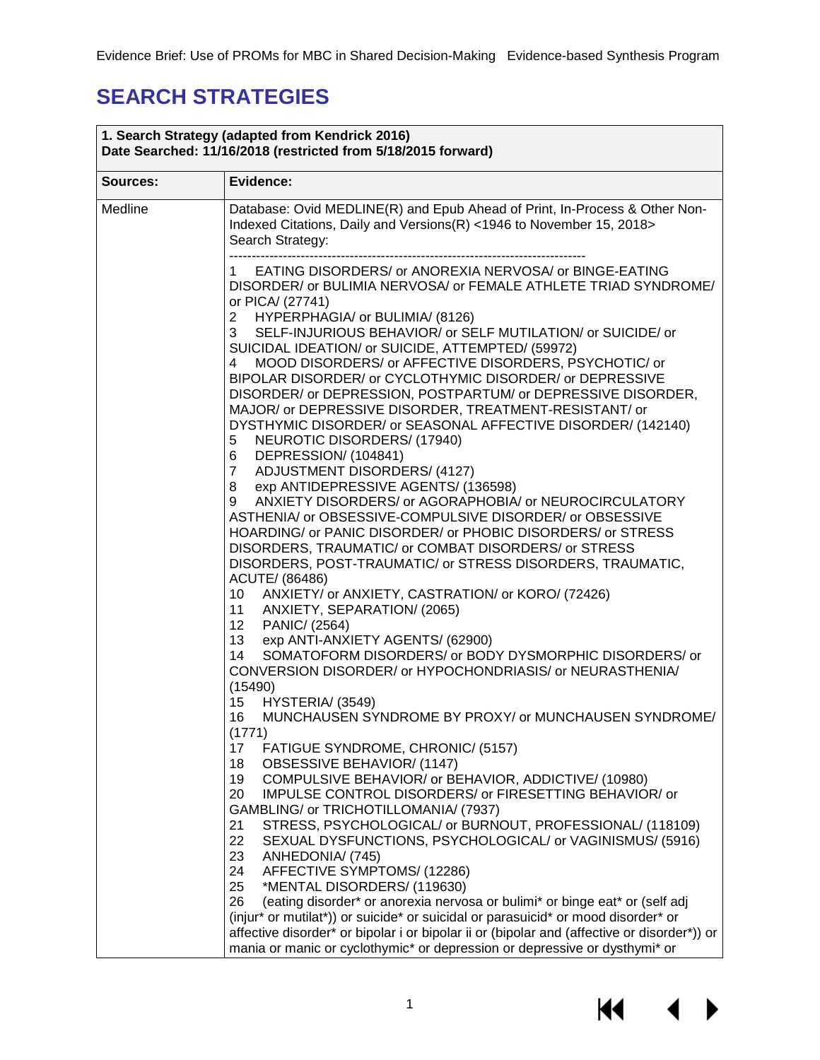# SEARCH STRATEGIES

| 1. Search Strategy (adapted from Kendrick 2016)<br>Date Searched: 11/16/2018 (restricted from 5/18/2015 forward) | |
|---|---|
| **Sources:** | **Evidence:** |
| Medline | Database: Ovid MEDLINE(R) and Epub Ahead of Print, In-Process & Other Non-Indexed Citations, Daily and Versions(R) <1946 to November 15, 2018><br>Search Strategy:<br>--------------------------------------------------------------------------------<br>1 EATING DISORDERS/ or ANOREXIA NERVOSA/ or BINGE-EATING DISORDER/ or BULIMIA NERVOSA/ or FEMALE ATHLETE TRIAD SYNDROME/ or PICA/ (27741)<br>2 HYPERPHAGIA/ or BULIMIA/ (8126)<br>3 SELF-INJURIOUS BEHAVIOR/ or SELF MUTILATION/ or SUICIDE/ or SUICIDAL IDEATION/ or SUICIDE, ATTEMPTED/ (59972)<br>4 MOOD DISORDERS/ or AFFECTIVE DISORDERS, PSYCHOTIC/ or BIPOLAR DISORDER/ or CYCLOTHYMIC DISORDER/ or DEPRESSIVE DISORDER/ or DEPRESSION, POSTPARTUM/ or DEPRESSIVE DISORDER, MAJOR/ or DEPRESSIVE DISORDER, TREATMENT-RESISTANT/ or DYSTHYMIC DISORDER/ or SEASONAL AFFECTIVE DISORDER/ (142140)<br>5 NEUROTIC DISORDERS/ (17940)<br>6 DEPRESSION/ (104841)<br>7 ADJUSTMENT DISORDERS/ (4127)<br>8 exp ANTIDEPRESSIVE AGENTS/ (136598)<br>9 ANXIETY DISORDERS/ or AGORAPHOBIA/ or NEUROCIRCULATORY ASTHENIA/ or OBSESSIVE-COMPULSIVE DISORDER/ or OBSESSIVE HOARDING/ or PANIC DISORDER/ or PHOBIC DISORDERS/ or STRESS DISORDERS, TRAUMATIC/ or COMBAT DISORDERS/ or STRESS DISORDERS, POST-TRAUMATIC/ or STRESS DISORDERS, TRAUMATIC, ACUTE/ (86486)<br>10 ANXIETY/ or ANXIETY, CASTRATION/ or KORO/ (72426)<br>11 ANXIETY, SEPARATION/ (2065)<br>12 PANIC/ (2564)<br>13 exp ANTI-ANXIETY AGENTS/ (62900)<br>14 SOMATOFORM DISORDERS/ or BODY DYSMORPHIC DISORDERS/ or CONVERSION DISORDER/ or HYPOCHONDRIASIS/ or NEURASTHENIA/ (15490)<br>15 HYSTERIA/ (3549)<br>16 MUNCHAUSEN SYNDROME BY PROXY/ or MUNCHAUSEN SYNDROME/ (1771)<br>17 FATIGUE SYNDROME, CHRONIC/ (5157)<br>18 OBSESSIVE BEHAVIOR/ (1147)<br>19 COMPULSIVE BEHAVIOR/ or BEHAVIOR, ADDICTIVE/ (10980)<br>20 IMPULSE CONTROL DISORDERS/ or FIRESETTING BEHAVIOR/ or GAMBLING/ or TRICHOTILLOMANIA/ (7937)<br>21 STRESS, PSYCHOLOGICAL/ or BURNOUT, PROFESSIONAL/ (118109)<br>22 SEXUAL DYSFUNCTIONS, PSYCHOLOGICAL/ or VAGINISMUS/ (5916)<br>23 ANHEDONIA/ (745)<br>24 AFFECTIVE SYMPTOMS/ (12286)<br>25 *MENTAL DISORDERS/ (119630)<br>26 (eating disorder* or anorexia nervosa or bulimi* or binge eat* or (self adj (injur* or mutilat*)) or suicide* or suicidal or parasuicid* or mood disorder* or affective disorder* or bipolar i or bipolar ii or (bipolar and (affective or disorder*)) or mania or manic or cyclothymic* or depression or depressive or dysthymi* or |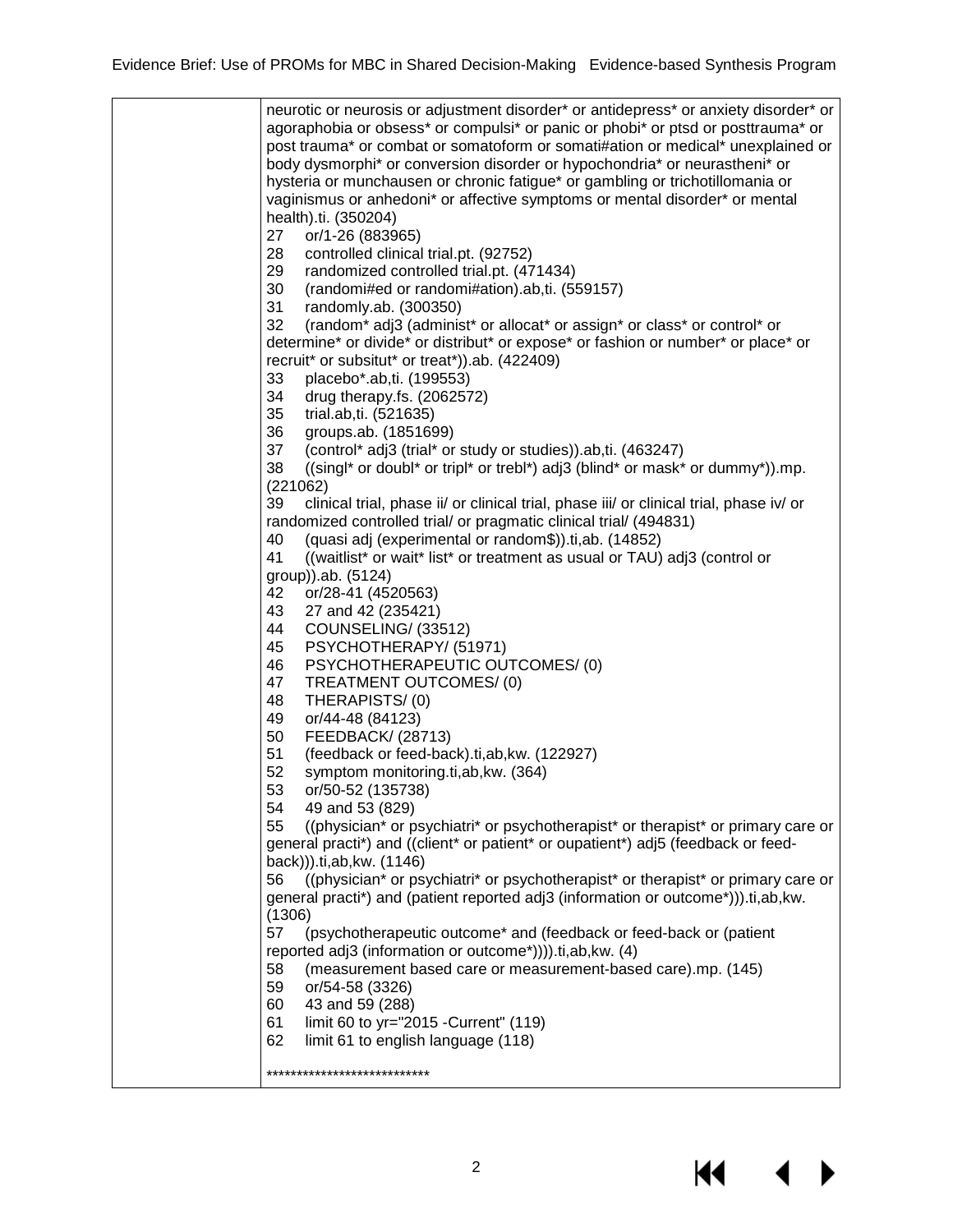| | |
|---|---|
| | neurotic or neurosis or adjustment disorder* or antidepress* or anxiety disorder* or agoraphobia or obsess* or compulsi* or panic or phobi* or ptsd or posttrauma* or post trauma* or combat or somatoform or somati#ation or medical* unexplained or body dysmorphi* or conversion disorder or hypochondria* or neurastheni* or hysteria or munchausen or chronic fatigue* or gambling or trichotillomania or vaginismus or anhedoni* or affective symptoms or mental disorder* or mental health).ti. (350204)<br>27 or/1-26 (883965)<br>28 controlled clinical trial.pt. (92752)<br>29 randomized controlled trial.pt. (471434)<br>30 (randomi#ed or randomi#ation).ab,ti. (559157)<br>31 randomly.ab. (300350)<br>32 (random* adj3 (administ* or allocat* or assign* or class* or control* or determine* or divide* or distribut* or expose* or fashion or number* or place* or recruit* or subsitut* or treat*)).ab. (422409)<br>33 placebo*.ab,ti. (199553)<br>34 drug therapy.fs. (2062572)<br>35 trial.ab,ti. (521635)<br>36 groups.ab. (1851699)<br>37 (control* adj3 (trial* or study or studies)).ab,ti. (463247)<br>38 ((singl* or doubl* or tripl* or trebl*) adj3 (blind* or mask* or dummy*)).mp. (221062)<br>39 clinical trial, phase ii/ or clinical trial, phase iii/ or clinical trial, phase iv/ or randomized controlled trial/ or pragmatic clinical trial/ (494831)<br>40 (quasi adj (experimental or random$)).ti,ab. (14852)<br>41 ((waitlist* or wait* list* or treatment as usual or TAU) adj3 (control or group)).ab. (5124)<br>42 or/28-41 (4520563)<br>43 27 and 42 (235421)<br>44 COUNSELING/ (33512)<br>45 PSYCHOTHERAPY/ (51971)<br>46 PSYCHOTHERAPEUTIC OUTCOMES/ (0)<br>47 TREATMENT OUTCOMES/ (0)<br>48 THERAPISTS/ (0)<br>49 or/44-48 (84123)<br>50 FEEDBACK/ (28713)<br>51 (feedback or feed-back).ti,ab,kw. (122927)<br>52 symptom monitoring.ti,ab,kw. (364)<br>53 or/50-52 (135738)<br>54 49 and 53 (829)<br>55 ((physician* or psychiatri* or psychotherapist* or therapist* or primary care or general practi*) and ((client* or patient* or oupatient*) adj5 (feedback or feed-back))).ti,ab,kw. (1146)<br>56 ((physician* or psychiatri* or psychotherapist* or therapist* or primary care or general practi*) and (patient reported adj3 (information or outcome*))).ti,ab,kw. (1306)<br>57 (psychotherapeutic outcome* and (feedback or feed-back or (patient reported adj3 (information or outcome*)))).ti,ab,kw. (4)<br>58 (measurement based care or measurement-based care).mp. (145)<br>59 or/54-58 (3326)<br>60 43 and 59 (288)<br>61 limit 60 to yr="2015 -Current" (119)<br>62 limit 61 to english language (118)<br><br>*************************** |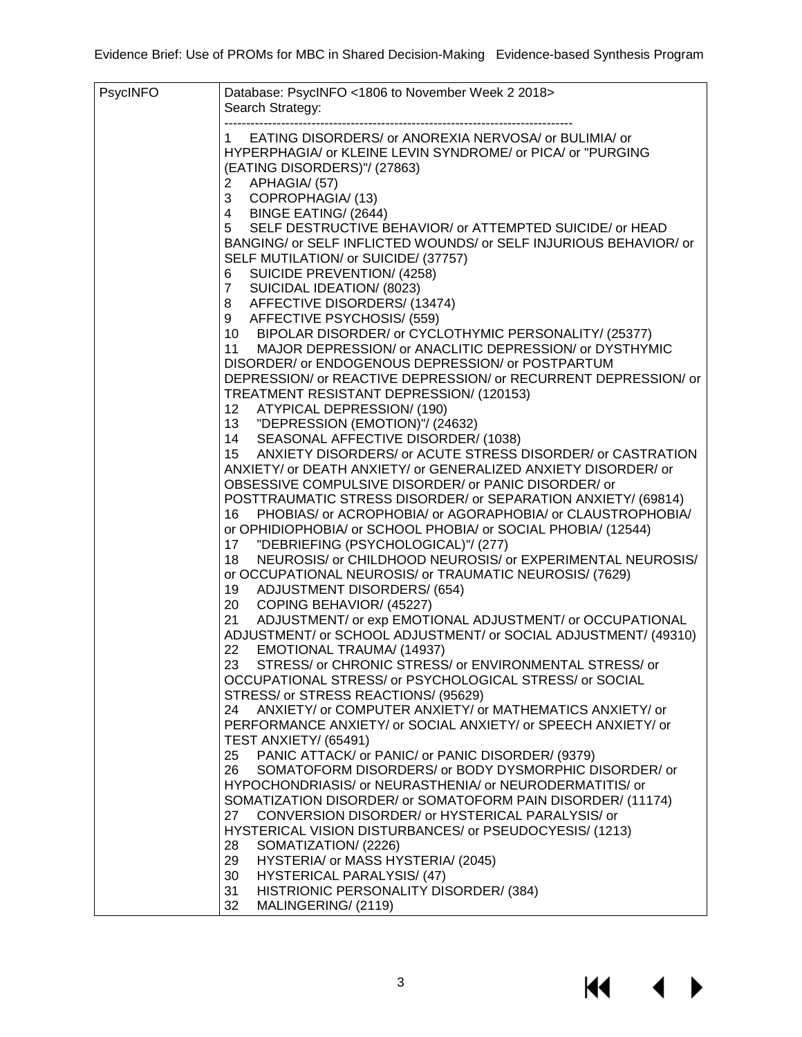| PsycINFO | Database: PsycINFO <1806 to November Week 2 2018><br>Search Strategy:<br>--------------------------------------------------------------------------------<br>1 EATING DISORDERS/ or ANOREXIA NERVOSA/ or BULIMIA/ or HYPERPHAGIA/ or KLEINE LEVIN SYNDROME/ or PICA/ or "PURGING (EATING DISORDERS)"/ (27863)<br>2 APHAGIA/ (57)<br>3 COPROPHAGIA/ (13)<br>4 BINGE EATING/ (2644)<br>5 SELF DESTRUCTIVE BEHAVIOR/ or ATTEMPTED SUICIDE/ or HEAD BANGING/ or SELF INFLICTED WOUNDS/ or SELF INJURIOUS BEHAVIOR/ or SELF MUTILATION/ or SUICIDE/ (37757)<br>6 SUICIDE PREVENTION/ (4258)<br>7 SUICIDAL IDEATION/ (8023)<br>8 AFFECTIVE DISORDERS/ (13474)<br>9 AFFECTIVE PSYCHOSIS/ (559)<br>10 BIPOLAR DISORDER/ or CYCLOTHYMIC PERSONALITY/ (25377)<br>11 MAJOR DEPRESSION/ or ANACLITIC DEPRESSION/ or DYSTHYMIC DISORDER/ or ENDOGENOUS DEPRESSION/ or POSTPARTUM DEPRESSION/ or REACTIVE DEPRESSION/ or RECURRENT DEPRESSION/ or TREATMENT RESISTANT DEPRESSION/ (120153)<br>12 ATYPICAL DEPRESSION/ (190)<br>13 "DEPRESSION (EMOTION)"/ (24632)<br>14 SEASONAL AFFECTIVE DISORDER/ (1038)<br>15 ANXIETY DISORDERS/ or ACUTE STRESS DISORDER/ or CASTRATION ANXIETY/ or DEATH ANXIETY/ or GENERALIZED ANXIETY DISORDER/ or OBSESSIVE COMPULSIVE DISORDER/ or PANIC DISORDER/ or POSTTRAUMATIC STRESS DISORDER/ or SEPARATION ANXIETY/ (69814)<br>16 PHOBIAS/ or ACROPHOBIA/ or AGORAPHOBIA/ or CLAUSTROPHOBIA/ or OPHIDIOPHOBIA/ or SCHOOL PHOBIA/ or SOCIAL PHOBIA/ (12544)<br>17 "DEBRIEFING (PSYCHOLOGICAL)"/ (277)<br>18 NEUROSIS/ or CHILDHOOD NEUROSIS/ or EXPERIMENTAL NEUROSIS/ or OCCUPATIONAL NEUROSIS/ or TRAUMATIC NEUROSIS/ (7629)<br>19 ADJUSTMENT DISORDERS/ (654)<br>20 COPING BEHAVIOR/ (45227)<br>21 ADJUSTMENT/ or exp EMOTIONAL ADJUSTMENT/ or OCCUPATIONAL ADJUSTMENT/ or SCHOOL ADJUSTMENT/ or SOCIAL ADJUSTMENT/ (49310)<br>22 EMOTIONAL TRAUMA/ (14937)<br>23 STRESS/ or CHRONIC STRESS/ or ENVIRONMENTAL STRESS/ or OCCUPATIONAL STRESS/ or PSYCHOLOGICAL STRESS/ or SOCIAL STRESS/ or STRESS REACTIONS/ (95629)<br>24 ANXIETY/ or COMPUTER ANXIETY/ or MATHEMATICS ANXIETY/ or PERFORMANCE ANXIETY/ or SOCIAL ANXIETY/ or SPEECH ANXIETY/ or TEST ANXIETY/ (65491)<br>25 PANIC ATTACK/ or PANIC/ or PANIC DISORDER/ (9379)<br>26 SOMATOFORM DISORDERS/ or BODY DYSMORPHIC DISORDER/ or HYPOCHONDRIASIS/ or NEURASTHENIA/ or NEURODERMATITIS/ or SOMATIZATION DISORDER/ or SOMATOFORM PAIN DISORDER/ (11174)<br>27 CONVERSION DISORDER/ or HYSTERICAL PARALYSIS/ or HYSTERICAL VISION DISTURBANCES/ or PSEUDOCYESIS/ (1213)<br>28 SOMATIZATION/ (2226)<br>29 HYSTERIA/ or MASS HYSTERIA/ (2045)<br>30 HYSTERICAL PARALYSIS/ (47)<br>31 HISTRIONIC PERSONALITY DISORDER/ (384)<br>32 MALINGERING/ (2119) |
|---|---|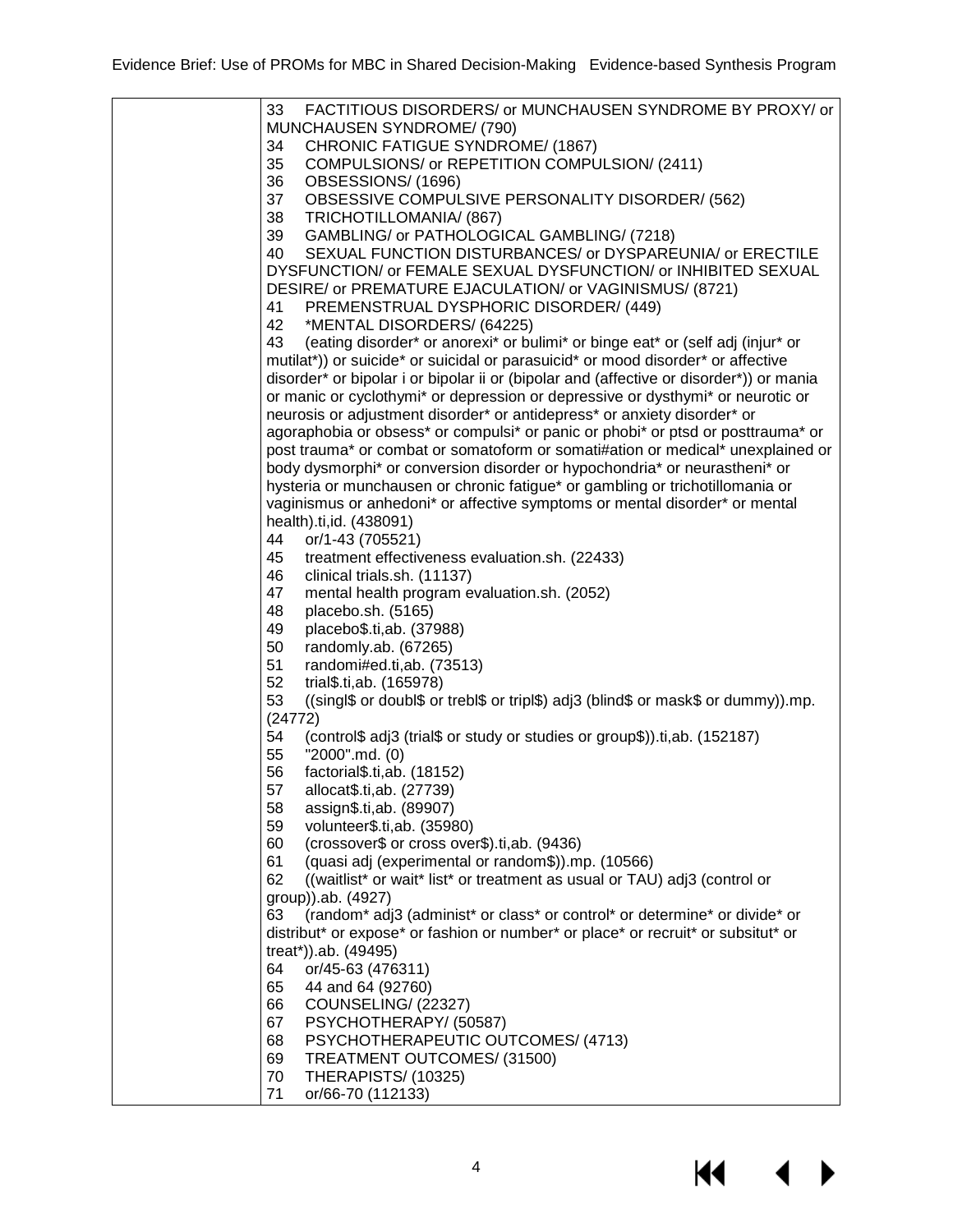| | 33 FACTITIOUS DISORDERS/ or MUNCHAUSEN SYNDROME BY PROXY/ or MUNCHAUSEN SYNDROME/ (790)<br>34 CHRONIC FATIGUE SYNDROME/ (1867)<br>35 COMPULSIONS/ or REPETITION COMPULSION/ (2411)<br>36 OBSESSIONS/ (1696)<br>37 OBSESSIVE COMPULSIVE PERSONALITY DISORDER/ (562)<br>38 TRICHOTILLOMANIA/ (867)<br>39 GAMBLING/ or PATHOLOGICAL GAMBLING/ (7218)<br>40 SEXUAL FUNCTION DISTURBANCES/ or DYSPAREUNIA/ or ERECTILE DYSFUNCTION/ or FEMALE SEXUAL DYSFUNCTION/ or INHIBITED SEXUAL DESIRE/ or PREMATURE EJACULATION/ or VAGINISMUS/ (8721)<br>41 PREMENSTRUAL DYSPHORIC DISORDER/ (449)<br>42 *MENTAL DISORDERS/ (64225)<br>43 (eating disorder* or anorexi* or bulimi* or binge eat* or (self adj (injur* or mutilat*)) or suicide* or suicidal or parasuicid* or mood disorder* or affective disorder* or bipolar i or bipolar ii or (bipolar and (affective or disorder*)) or mania or manic or cyclothymi* or depression or depressive or dysthymi* or neurotic or neurosis or adjustment disorder* or antidepress* or anxiety disorder* or agoraphobia or obsess* or compulsi* or panic or phobi* or ptsd or posttrauma* or post trauma* or combat or somatoform or somati#ation or medical* unexplained or body dysmorphi* or conversion disorder or hypochondria* or neurastheni* or hysteria or munchausen or chronic fatigue* or gambling or trichotillomania or vaginismus or anhedoni* or affective symptoms or mental disorder* or mental health).ti,id. (438091)<br>44 or/1-43 (705521)<br>45 treatment effectiveness evaluation.sh. (22433)<br>46 clinical trials.sh. (11137)<br>47 mental health program evaluation.sh. (2052)<br>48 placebo.sh. (5165)<br>49 placebo$.ti,ab. (37988)<br>50 randomly.ab. (67265)<br>51 randomi#ed.ti,ab. (73513)<br>52 trial$.ti,ab. (165978)<br>53 ((singl$ or doubl$ or trebl$ or tripl$) adj3 (blind$ or mask$ or dummy)).mp. (24772)<br>54 (control$ adj3 (trial$ or study or studies or group$)).ti,ab. (152187)<br>55 "2000".md. (0)<br>56 factorial$.ti,ab. (18152)<br>57 allocat$.ti,ab. (27739)<br>58 assign$.ti,ab. (89907)<br>59 volunteer$.ti,ab. (35980)<br>60 (crossover$ or cross over$).ti,ab. (9436)<br>61 (quasi adj (experimental or random$)).mp. (10566)<br>62 ((waitlist* or wait* list* or treatment as usual or TAU) adj3 (control or group)).ab. (4927)<br>63 (random* adj3 (administ* or class* or control* or determine* or divide* or distribut* or expose* or fashion or number* or place* or recruit* or subsitut* or treat*)).ab. (49495)<br>64 or/45-63 (476311)<br>65 44 and 64 (92760)<br>66 COUNSELING/ (22327)<br>67 PSYCHOTHERAPY/ (50587)<br>68 PSYCHOTHERAPEUTIC OUTCOMES/ (4713)<br>69 TREATMENT OUTCOMES/ (31500)<br>70 THERAPISTS/ (10325)<br>71 or/66-70 (112133) |
|---|---|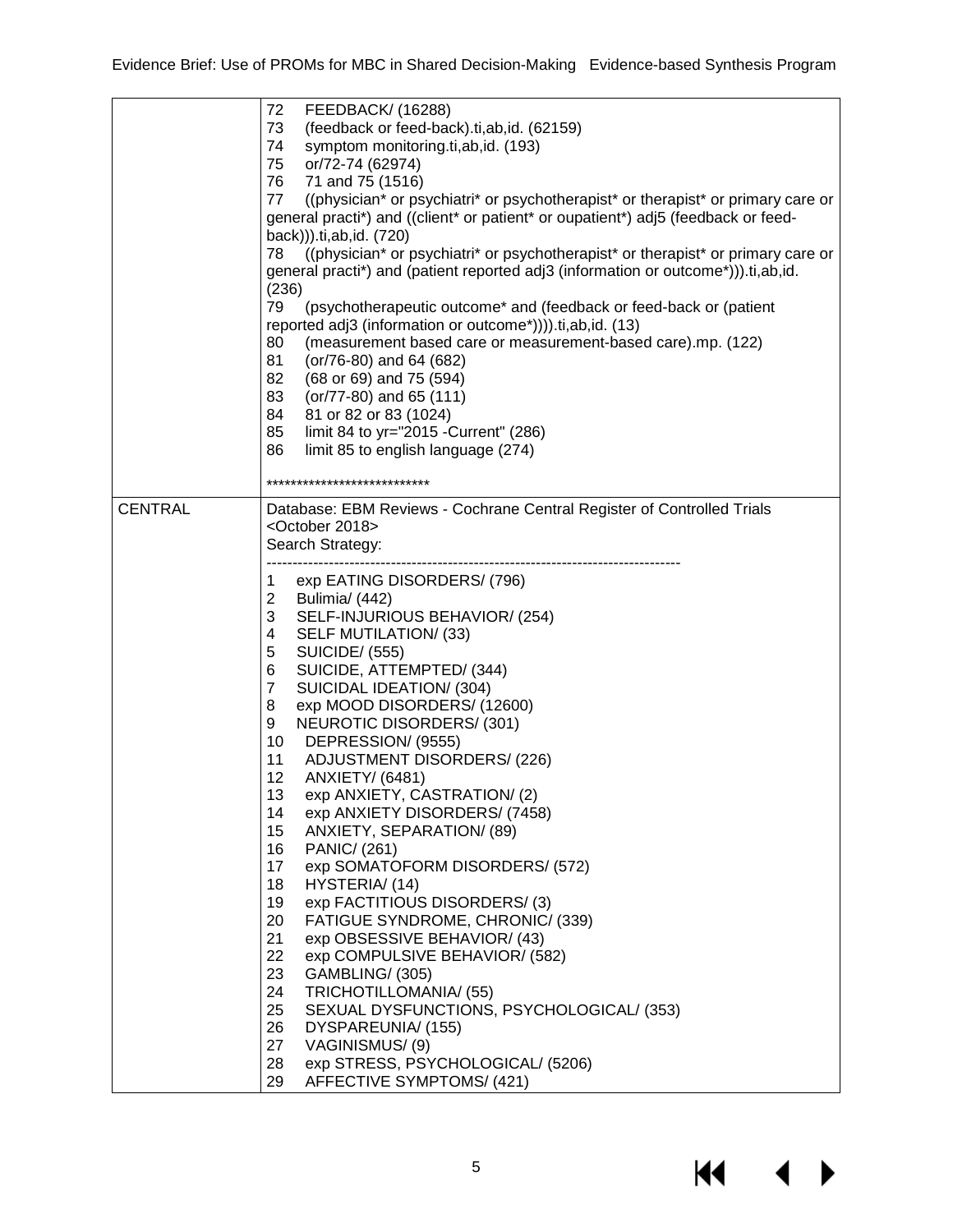| | |
|---|---|
| | 72 FEEDBACK/ (16288)<br>73 (feedback or feed-back).ti,ab,id. (62159)<br>74 symptom monitoring.ti,ab,id. (193)<br>75 or/72-74 (62974)<br>76 71 and 75 (1516)<br>77 ((physician* or psychiatri* or psychotherapist* or therapist* or primary care or general practi*) and ((client* or patient* or oupatient*) adj5 (feedback or feed-back))).ti,ab,id. (720)<br>78 ((physician* or psychiatri* or psychotherapist* or therapist* or primary care or general practi*) and (patient reported adj3 (information or outcome*))).ti,ab,id. (236)<br>79 (psychotherapeutic outcome* and (feedback or feed-back or (patient reported adj3 (information or outcome*)))).ti,ab,id. (13)<br>80 (measurement based care or measurement-based care).mp. (122)<br>81 (or/76-80) and 64 (682)<br>82 (68 or 69) and 75 (594)<br>83 (or/77-80) and 65 (111)<br>84 81 or 82 or 83 (1024)<br>85 limit 84 to yr="2015 -Current" (286)<br>86 limit 85 to english language (274)<br><br>*************************** |
| CENTRAL | Database: EBM Reviews - Cochrane Central Register of Controlled Trials <October 2018><br>Search Strategy:<br>--------------------------------------------------------------------------------<br>1 exp EATING DISORDERS/ (796)<br>2 Bulimia/ (442)<br>3 SELF-INJURIOUS BEHAVIOR/ (254)<br>4 SELF MUTILATION/ (33)<br>5 SUICIDE/ (555)<br>6 SUICIDE, ATTEMPTED/ (344)<br>7 SUICIDAL IDEATION/ (304)<br>8 exp MOOD DISORDERS/ (12600)<br>9 NEUROTIC DISORDERS/ (301)<br>10 DEPRESSION/ (9555)<br>11 ADJUSTMENT DISORDERS/ (226)<br>12 ANXIETY/ (6481)<br>13 exp ANXIETY, CASTRATION/ (2)<br>14 exp ANXIETY DISORDERS/ (7458)<br>15 ANXIETY, SEPARATION/ (89)<br>16 PANIC/ (261)<br>17 exp SOMATOFORM DISORDERS/ (572)<br>18 HYSTERIA/ (14)<br>19 exp FACTITIOUS DISORDERS/ (3)<br>20 FATIGUE SYNDROME, CHRONIC/ (339)<br>21 exp OBSESSIVE BEHAVIOR/ (43)<br>22 exp COMPULSIVE BEHAVIOR/ (582)<br>23 GAMBLING/ (305)<br>24 TRICHOTILLOMANIA/ (55)<br>25 SEXUAL DYSFUNCTIONS, PSYCHOLOGICAL/ (353)<br>26 DYSPAREUNIA/ (155)<br>27 VAGINISMUS/ (9)<br>28 exp STRESS, PSYCHOLOGICAL/ (5206)<br>29 AFFECTIVE SYMPTOMS/ (421) |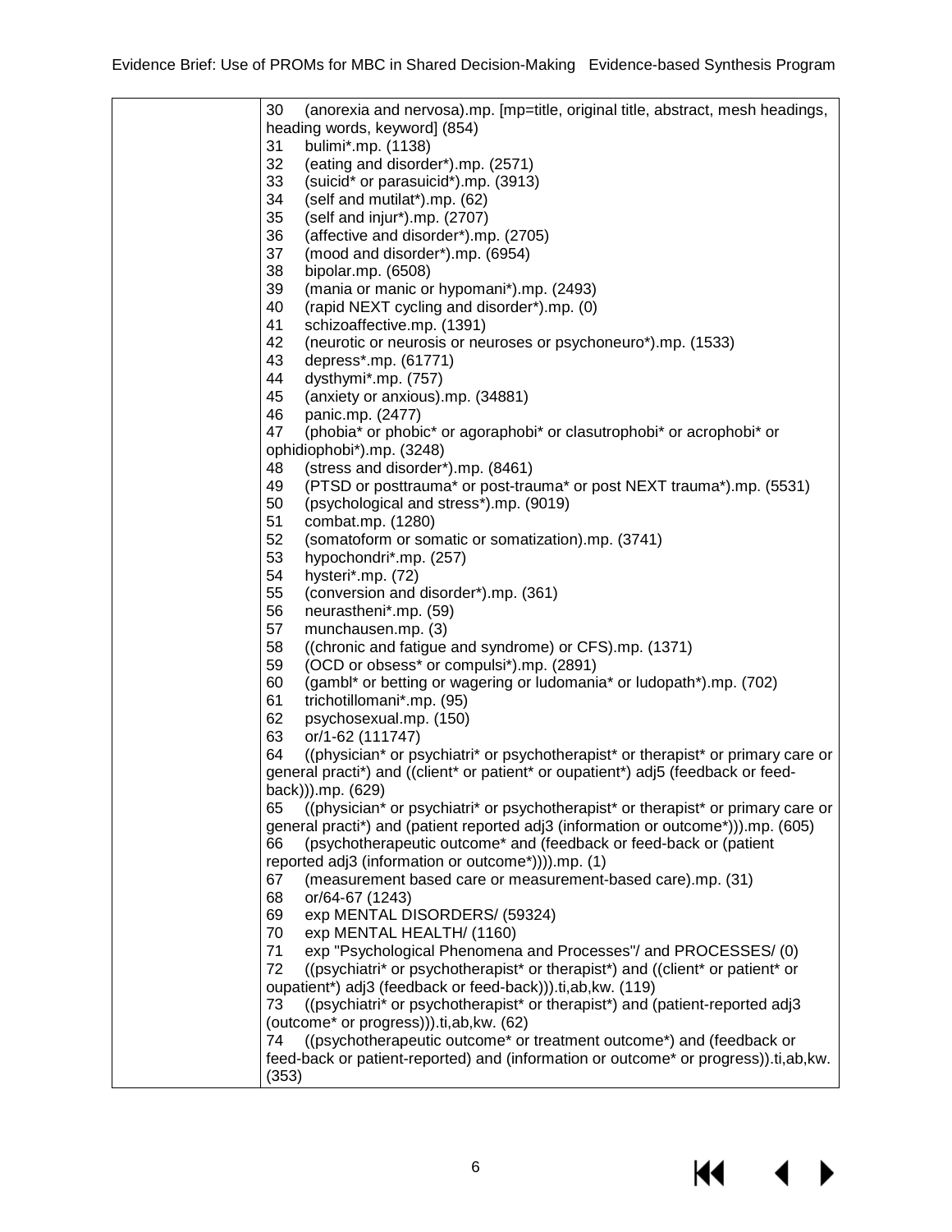| | 30 (anorexia and nervosa).mp. [mp=title, original title, abstract, mesh headings, heading words, keyword] (854)<br>31 bulimi*.mp. (1138)<br>32 (eating and disorder*).mp. (2571)<br>33 (suicid* or parasuicid*).mp. (3913)<br>34 (self and mutilat*).mp. (62)<br>35 (self and injur*).mp. (2707)<br>36 (affective and disorder*).mp. (2705)<br>37 (mood and disorder*).mp. (6954)<br>38 bipolar.mp. (6508)<br>39 (mania or manic or hypomani*).mp. (2493)<br>40 (rapid NEXT cycling and disorder*).mp. (0)<br>41 schizoaffective.mp. (1391)<br>42 (neurotic or neurosis or neuroses or psychoneuro*).mp. (1533)<br>43 depress*.mp. (61771)<br>44 dysthymi*.mp. (757)<br>45 (anxiety or anxious).mp. (34881)<br>46 panic.mp. (2477)<br>47 (phobia* or phobic* or agoraphobi* or clasutrophobi* or acrophobi* or ophidiophobi*).mp. (3248)<br>48 (stress and disorder*).mp. (8461)<br>49 (PTSD or posttrauma* or post-trauma* or post NEXT trauma*).mp. (5531)<br>50 (psychological and stress*).mp. (9019)<br>51 combat.mp. (1280)<br>52 (somatoform or somatic or somatization).mp. (3741)<br>53 hypochondri*.mp. (257)<br>54 hysteri*.mp. (72)<br>55 (conversion and disorder*).mp. (361)<br>56 neurastheni*.mp. (59)<br>57 munchausen.mp. (3)<br>58 ((chronic and fatigue and syndrome) or CFS).mp. (1371)<br>59 (OCD or obsess* or compulsi*).mp. (2891)<br>60 (gambl* or betting or wagering or ludomania* or ludopath*).mp. (702)<br>61 trichotillomani*.mp. (95)<br>62 psychosexual.mp. (150)<br>63 or/1-62 (111747)<br>64 ((physician* or psychiatri* or psychotherapist* or therapist* or primary care or general practi*) and ((client* or patient* or oupatient*) adj5 (feedback or feed-back))).mp. (629)<br>65 ((physician* or psychiatri* or psychotherapist* or therapist* or primary care or general practi*) and (patient reported adj3 (information or outcome*))).mp. (605)<br>66 (psychotherapeutic outcome* and (feedback or feed-back or (patient reported adj3 (information or outcome*)))).mp. (1)<br>67 (measurement based care or measurement-based care).mp. (31)<br>68 or/64-67 (1243)<br>69 exp MENTAL DISORDERS/ (59324)<br>70 exp MENTAL HEALTH/ (1160)<br>71 exp "Psychological Phenomena and Processes"/ and PROCESSES/ (0)<br>72 ((psychiatri* or psychotherapist* or therapist*) and ((client* or patient* or oupatient*) adj3 (feedback or feed-back))).ti,ab,kw. (119)<br>73 ((psychiatri* or psychotherapist* or therapist*) and (patient-reported adj3 (outcome* or progress))).ti,ab,kw. (62)<br>74 ((psychotherapeutic outcome* or treatment outcome*) and (feedback or feed-back or patient-reported) and (information or outcome* or progress)).ti,ab,kw. (353) |
|---|---|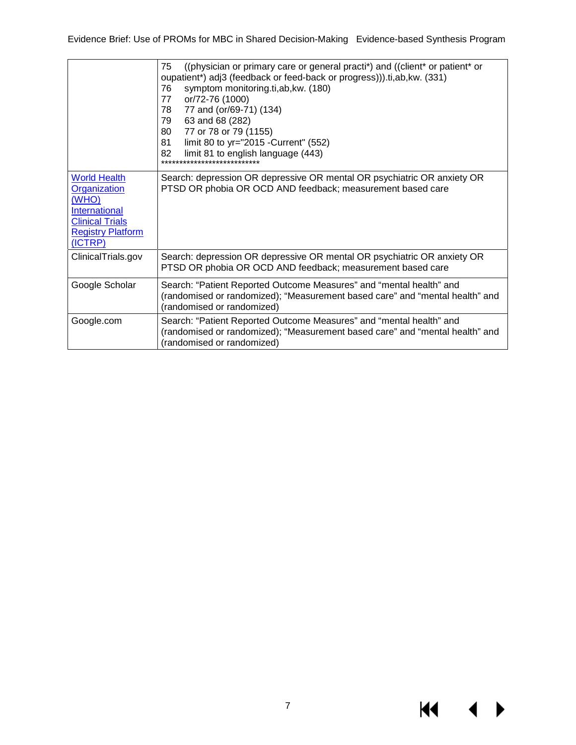| | |
|---|---|
| | 75 ((physician or primary care or general practi*) and ((client* or patient* or oupatient*) adj3 (feedback or feed-back or progress))).ti,ab,kw. (331)<br>76 symptom monitoring.ti,ab,kw. (180)<br>77 or/72-76 (1000)<br>78 77 and (or/69-71) (134)<br>79 63 and 68 (282)<br>80 77 or 78 or 79 (1155)<br>81 limit 80 to yr="2015 -Current" (552)<br>82 limit 81 to english language (443)<br>*************************** |
| World Health Organization (WHO) International Clinical Trials Registry Platform (ICTRP) | Search: depression OR depressive OR mental OR psychiatric OR anxiety OR PTSD OR phobia OR OCD AND feedback; measurement based care |
| ClinicalTrials.gov | Search: depression OR depressive OR mental OR psychiatric OR anxiety OR PTSD OR phobia OR OCD AND feedback; measurement based care |
| Google Scholar | Search: “Patient Reported Outcome Measures” and “mental health” and (randomised or randomized); “Measurement based care” and “mental health” and (randomised or randomized) |
| Google.com | Search: “Patient Reported Outcome Measures” and “mental health” and (randomised or randomized); “Measurement based care” and “mental health” and (randomised or randomized) |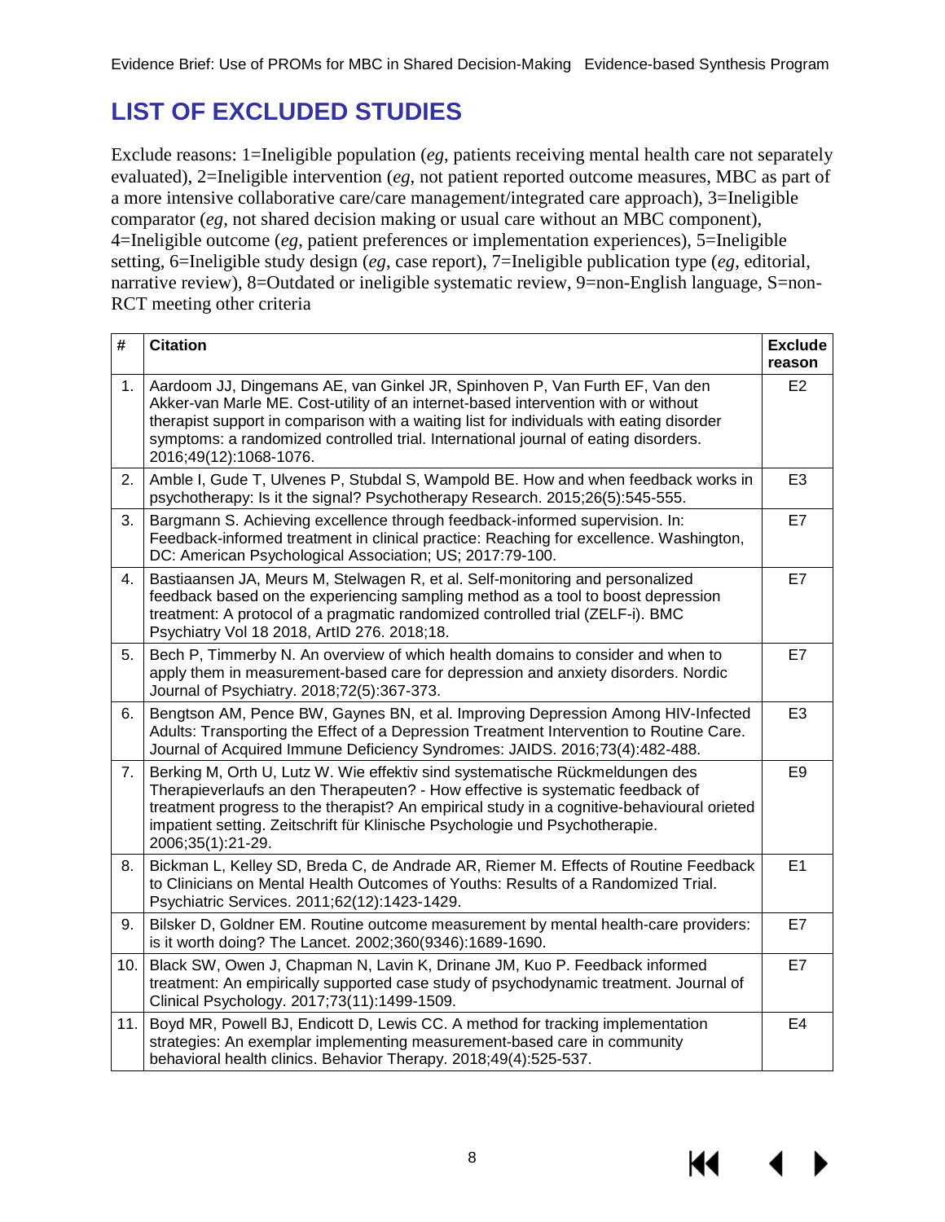# LIST OF EXCLUDED STUDIES

Exclude reasons: 1=Ineligible population (*eg*, patients receiving mental health care not separately evaluated), 2=Ineligible intervention (*eg*, not patient reported outcome measures, MBC as part of a more intensive collaborative care/care management/integrated care approach), 3=Ineligible comparator (*eg*, not shared decision making or usual care without an MBC component), 4=Ineligible outcome (*eg*, patient preferences or implementation experiences), 5=Ineligible setting, 6=Ineligible study design (*eg*, case report), 7=Ineligible publication type (*eg*, editorial, narrative review), 8=Outdated or ineligible systematic review, 9=non-English language, S=non-RCT meeting other criteria

| # | Citation | Exclude reason |
|---|---|---|
| 1. | Aardoom JJ, Dingemans AE, van Ginkel JR, Spinhoven P, Van Furth EF, Van den Akker-van Marle ME. Cost-utility of an internet-based intervention with or without therapist support in comparison with a waiting list for individuals with eating disorder symptoms: a randomized controlled trial. International journal of eating disorders. 2016;49(12):1068-1076. | E2 |
| 2. | Amble I, Gude T, Ulvenes P, Stubdal S, Wampold BE. How and when feedback works in psychotherapy: Is it the signal? Psychotherapy Research. 2015;26(5):545-555. | E3 |
| 3. | Bargmann S. Achieving excellence through feedback-informed supervision. In: Feedback-informed treatment in clinical practice: Reaching for excellence. Washington, DC: American Psychological Association; US; 2017:79-100. | E7 |
| 4. | Bastiaansen JA, Meurs M, Stelwagen R, et al. Self-monitoring and personalized feedback based on the experiencing sampling method as a tool to boost depression treatment: A protocol of a pragmatic randomized controlled trial (ZELF-i). BMC Psychiatry Vol 18 2018, ArtID 276. 2018;18. | E7 |
| 5. | Bech P, Timmerby N. An overview of which health domains to consider and when to apply them in measurement-based care for depression and anxiety disorders. Nordic Journal of Psychiatry. 2018;72(5):367-373. | E7 |
| 6. | Bengtson AM, Pence BW, Gaynes BN, et al. Improving Depression Among HIV-Infected Adults: Transporting the Effect of a Depression Treatment Intervention to Routine Care. Journal of Acquired Immune Deficiency Syndromes: JAIDS. 2016;73(4):482-488. | E3 |
| 7. | Berking M, Orth U, Lutz W. Wie effektiv sind systematische Rückmeldungen des Therapieverlaufs an den Therapeuten? - How effective is systematic feedback of treatment progress to the therapist? An empirical study in a cognitive-behavioural orieted impatient setting. Zeitschrift für Klinische Psychologie und Psychotherapie. 2006;35(1):21-29. | E9 |
| 8. | Bickman L, Kelley SD, Breda C, de Andrade AR, Riemer M. Effects of Routine Feedback to Clinicians on Mental Health Outcomes of Youths: Results of a Randomized Trial. Psychiatric Services. 2011;62(12):1423-1429. | E1 |
| 9. | Bilsker D, Goldner EM. Routine outcome measurement by mental health-care providers: is it worth doing? The Lancet. 2002;360(9346):1689-1690. | E7 |
| 10. | Black SW, Owen J, Chapman N, Lavin K, Drinane JM, Kuo P. Feedback informed treatment: An empirically supported case study of psychodynamic treatment. Journal of Clinical Psychology. 2017;73(11):1499-1509. | E7 |
| 11. | Boyd MR, Powell BJ, Endicott D, Lewis CC. A method for tracking implementation strategies: An exemplar implementing measurement-based care in community behavioral health clinics. Behavior Therapy. 2018;49(4):525-537. | E4 |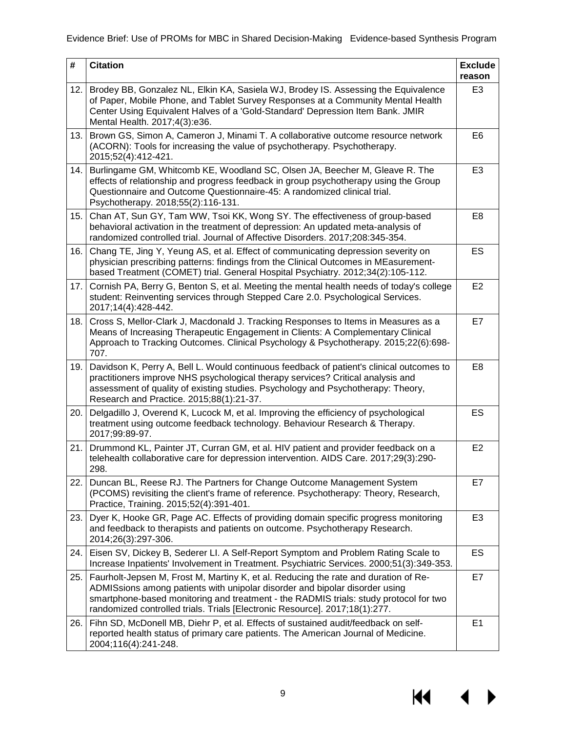| # | Citation | Exclude reason |
|---|---|---|
| 12. | Brodey BB, Gonzalez NL, Elkin KA, Sasiela WJ, Brodey IS. Assessing the Equivalence of Paper, Mobile Phone, and Tablet Survey Responses at a Community Mental Health Center Using Equivalent Halves of a 'Gold-Standard' Depression Item Bank. JMIR Mental Health. 2017;4(3):e36. | E3 |
| 13. | Brown GS, Simon A, Cameron J, Minami T. A collaborative outcome resource network (ACORN): Tools for increasing the value of psychotherapy. Psychotherapy. 2015;52(4):412-421. | E6 |
| 14. | Burlingame GM, Whitcomb KE, Woodland SC, Olsen JA, Beecher M, Gleave R. The effects of relationship and progress feedback in group psychotherapy using the Group Questionnaire and Outcome Questionnaire-45: A randomized clinical trial. Psychotherapy. 2018;55(2):116-131. | E3 |
| 15. | Chan AT, Sun GY, Tam WW, Tsoi KK, Wong SY. The effectiveness of group-based behavioral activation in the treatment of depression: An updated meta-analysis of randomized controlled trial. Journal of Affective Disorders. 2017;208:345-354. | E8 |
| 16. | Chang TE, Jing Y, Yeung AS, et al. Effect of communicating depression severity on physician prescribing patterns: findings from the Clinical Outcomes in MEasurement-based Treatment (COMET) trial. General Hospital Psychiatry. 2012;34(2):105-112. | ES |
| 17. | Cornish PA, Berry G, Benton S, et al. Meeting the mental health needs of today's college student: Reinventing services through Stepped Care 2.0. Psychological Services. 2017;14(4):428-442. | E2 |
| 18. | Cross S, Mellor-Clark J, Macdonald J. Tracking Responses to Items in Measures as a Means of Increasing Therapeutic Engagement in Clients: A Complementary Clinical Approach to Tracking Outcomes. Clinical Psychology & Psychotherapy. 2015;22(6):698-707. | E7 |
| 19. | Davidson K, Perry A, Bell L. Would continuous feedback of patient's clinical outcomes to practitioners improve NHS psychological therapy services? Critical analysis and assessment of quality of existing studies. Psychology and Psychotherapy: Theory, Research and Practice. 2015;88(1):21-37. | E8 |
| 20. | Delgadillo J, Overend K, Lucock M, et al. Improving the efficiency of psychological treatment using outcome feedback technology. Behaviour Research & Therapy. 2017;99:89-97. | ES |
| 21. | Drummond KL, Painter JT, Curran GM, et al. HIV patient and provider feedback on a telehealth collaborative care for depression intervention. AIDS Care. 2017;29(3):290-298. | E2 |
| 22. | Duncan BL, Reese RJ. The Partners for Change Outcome Management System (PCOMS) revisiting the client's frame of reference. Psychotherapy: Theory, Research, Practice, Training. 2015;52(4):391-401. | E7 |
| 23. | Dyer K, Hooke GR, Page AC. Effects of providing domain specific progress monitoring and feedback to therapists and patients on outcome. Psychotherapy Research. 2014;26(3):297-306. | E3 |
| 24. | Eisen SV, Dickey B, Sederer LI. A Self-Report Symptom and Problem Rating Scale to Increase Inpatients' Involvement in Treatment. Psychiatric Services. 2000;51(3):349-353. | ES |
| 25. | Faurholt-Jepsen M, Frost M, Martiny K, et al. Reducing the rate and duration of Re-ADMISsions among patients with unipolar disorder and bipolar disorder using smartphone-based monitoring and treatment - the RADMIS trials: study protocol for two randomized controlled trials. Trials [Electronic Resource]. 2017;18(1):277. | E7 |
| 26. | Fihn SD, McDonell MB, Diehr P, et al. Effects of sustained audit/feedback on self-reported health status of primary care patients. The American Journal of Medicine. 2004;116(4):241-248. | E1 |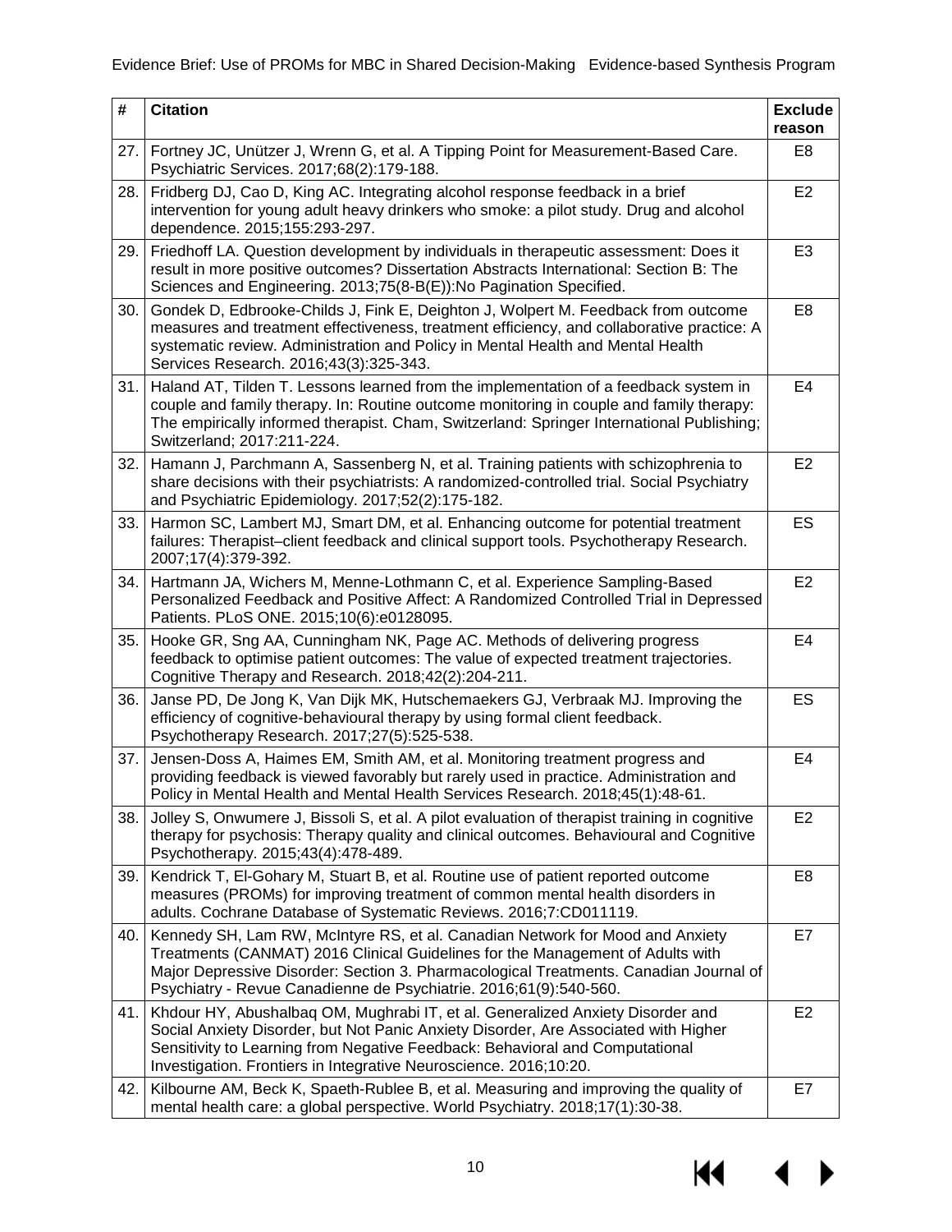| # | Citation | Exclude reason |
|---|---|---|
| 27. | Fortney JC, Unützer J, Wrenn G, et al. A Tipping Point for Measurement-Based Care. Psychiatric Services. 2017;68(2):179-188. | E8 |
| 28. | Fridberg DJ, Cao D, King AC. Integrating alcohol response feedback in a brief intervention for young adult heavy drinkers who smoke: a pilot study. Drug and alcohol dependence. 2015;155:293-297. | E2 |
| 29. | Friedhoff LA. Question development by individuals in therapeutic assessment: Does it result in more positive outcomes? Dissertation Abstracts International: Section B: The Sciences and Engineering. 2013;75(8-B(E)):No Pagination Specified. | E3 |
| 30. | Gondek D, Edbrooke-Childs J, Fink E, Deighton J, Wolpert M. Feedback from outcome measures and treatment effectiveness, treatment efficiency, and collaborative practice: A systematic review. Administration and Policy in Mental Health and Mental Health Services Research. 2016;43(3):325-343. | E8 |
| 31. | Haland AT, Tilden T. Lessons learned from the implementation of a feedback system in couple and family therapy. In: Routine outcome monitoring in couple and family therapy: The empirically informed therapist. Cham, Switzerland: Springer International Publishing; Switzerland; 2017:211-224. | E4 |
| 32. | Hamann J, Parchmann A, Sassenberg N, et al. Training patients with schizophrenia to share decisions with their psychiatrists: A randomized-controlled trial. Social Psychiatry and Psychiatric Epidemiology. 2017;52(2):175-182. | E2 |
| 33. | Harmon SC, Lambert MJ, Smart DM, et al. Enhancing outcome for potential treatment failures: Therapist–client feedback and clinical support tools. Psychotherapy Research. 2007;17(4):379-392. | ES |
| 34. | Hartmann JA, Wichers M, Menne-Lothmann C, et al. Experience Sampling-Based Personalized Feedback and Positive Affect: A Randomized Controlled Trial in Depressed Patients. PLoS ONE. 2015;10(6):e0128095. | E2 |
| 35. | Hooke GR, Sng AA, Cunningham NK, Page AC. Methods of delivering progress feedback to optimise patient outcomes: The value of expected treatment trajectories. Cognitive Therapy and Research. 2018;42(2):204-211. | E4 |
| 36. | Janse PD, De Jong K, Van Dijk MK, Hutschemaekers GJ, Verbraak MJ. Improving the efficiency of cognitive-behavioural therapy by using formal client feedback. Psychotherapy Research. 2017;27(5):525-538. | ES |
| 37. | Jensen-Doss A, Haimes EM, Smith AM, et al. Monitoring treatment progress and providing feedback is viewed favorably but rarely used in practice. Administration and Policy in Mental Health and Mental Health Services Research. 2018;45(1):48-61. | E4 |
| 38. | Jolley S, Onwumere J, Bissoli S, et al. A pilot evaluation of therapist training in cognitive therapy for psychosis: Therapy quality and clinical outcomes. Behavioural and Cognitive Psychotherapy. 2015;43(4):478-489. | E2 |
| 39. | Kendrick T, El-Gohary M, Stuart B, et al. Routine use of patient reported outcome measures (PROMs) for improving treatment of common mental health disorders in adults. Cochrane Database of Systematic Reviews. 2016;7:CD011119. | E8 |
| 40. | Kennedy SH, Lam RW, McIntyre RS, et al. Canadian Network for Mood and Anxiety Treatments (CANMAT) 2016 Clinical Guidelines for the Management of Adults with Major Depressive Disorder: Section 3. Pharmacological Treatments. Canadian Journal of Psychiatry - Revue Canadienne de Psychiatrie. 2016;61(9):540-560. | E7 |
| 41. | Khdour HY, Abushalbaq OM, Mughrabi IT, et al. Generalized Anxiety Disorder and Social Anxiety Disorder, but Not Panic Anxiety Disorder, Are Associated with Higher Sensitivity to Learning from Negative Feedback: Behavioral and Computational Investigation. Frontiers in Integrative Neuroscience. 2016;10:20. | E2 |
| 42. | Kilbourne AM, Beck K, Spaeth-Rublee B, et al. Measuring and improving the quality of mental health care: a global perspective. World Psychiatry. 2018;17(1):30-38. | E7 |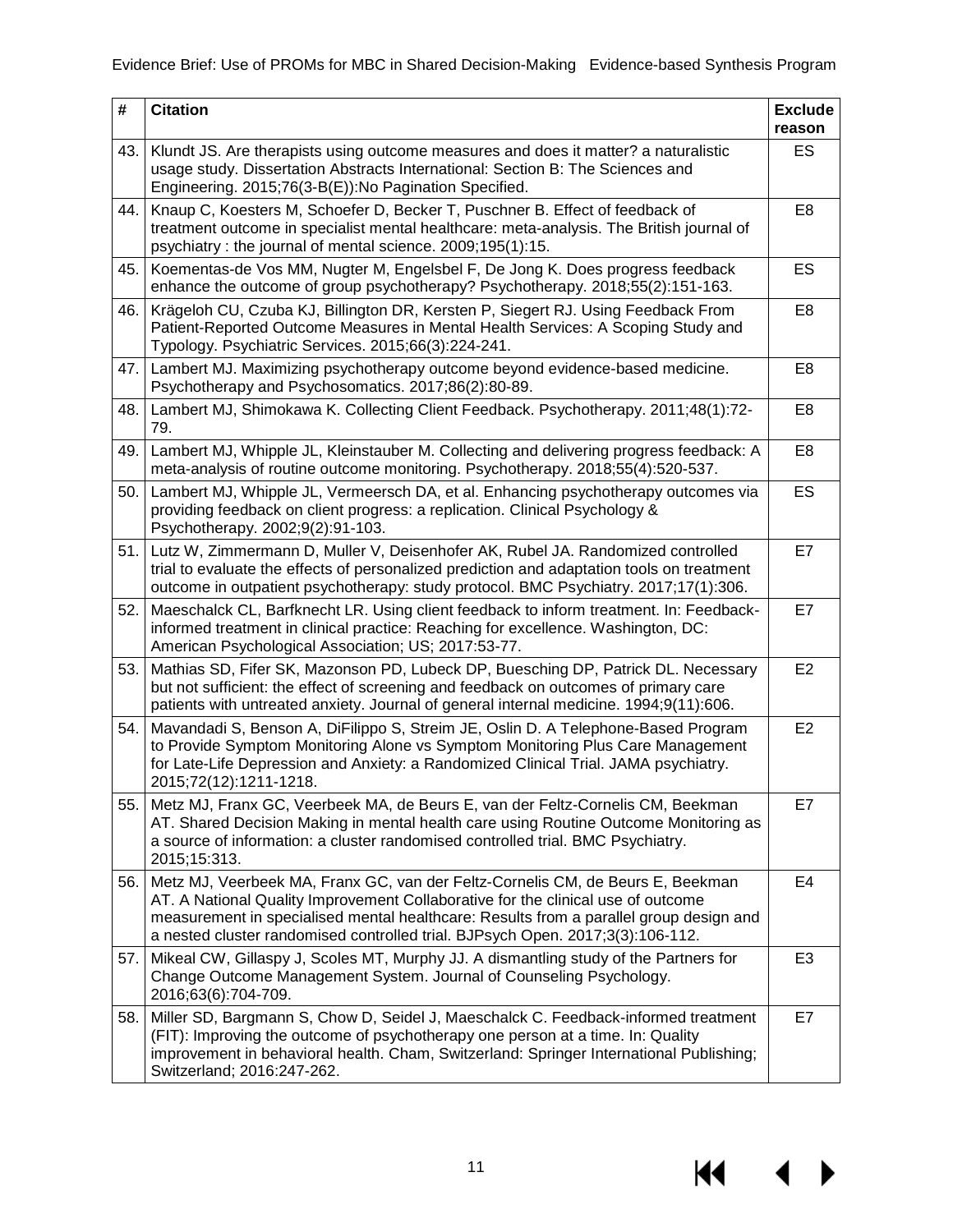| # | Citation | Exclude reason |
|---|---|---|
| 43. | Klundt JS. Are therapists using outcome measures and does it matter? a naturalistic usage study. Dissertation Abstracts International: Section B: The Sciences and Engineering. 2015;76(3-B(E)):No Pagination Specified. | ES |
| 44. | Knaup C, Koesters M, Schoefer D, Becker T, Puschner B. Effect of feedback of treatment outcome in specialist mental healthcare: meta-analysis. The British journal of psychiatry : the journal of mental science. 2009;195(1):15. | E8 |
| 45. | Koementas-de Vos MM, Nugter M, Engelsbel F, De Jong K. Does progress feedback enhance the outcome of group psychotherapy? Psychotherapy. 2018;55(2):151-163. | ES |
| 46. | Krägeloh CU, Czuba KJ, Billington DR, Kersten P, Siegert RJ. Using Feedback From Patient-Reported Outcome Measures in Mental Health Services: A Scoping Study and Typology. Psychiatric Services. 2015;66(3):224-241. | E8 |
| 47. | Lambert MJ. Maximizing psychotherapy outcome beyond evidence-based medicine. Psychotherapy and Psychosomatics. 2017;86(2):80-89. | E8 |
| 48. | Lambert MJ, Shimokawa K. Collecting Client Feedback. Psychotherapy. 2011;48(1):72-79. | E8 |
| 49. | Lambert MJ, Whipple JL, Kleinstauber M. Collecting and delivering progress feedback: A meta-analysis of routine outcome monitoring. Psychotherapy. 2018;55(4):520-537. | E8 |
| 50. | Lambert MJ, Whipple JL, Vermeersch DA, et al. Enhancing psychotherapy outcomes via providing feedback on client progress: a replication. Clinical Psychology & Psychotherapy. 2002;9(2):91-103. | ES |
| 51. | Lutz W, Zimmermann D, Muller V, Deisenhofer AK, Rubel JA. Randomized controlled trial to evaluate the effects of personalized prediction and adaptation tools on treatment outcome in outpatient psychotherapy: study protocol. BMC Psychiatry. 2017;17(1):306. | E7 |
| 52. | Maeschalck CL, Barfknecht LR. Using client feedback to inform treatment. In: Feedback-informed treatment in clinical practice: Reaching for excellence. Washington, DC: American Psychological Association; US; 2017:53-77. | E7 |
| 53. | Mathias SD, Fifer SK, Mazonson PD, Lubeck DP, Buesching DP, Patrick DL. Necessary but not sufficient: the effect of screening and feedback on outcomes of primary care patients with untreated anxiety. Journal of general internal medicine. 1994;9(11):606. | E2 |
| 54. | Mavandadi S, Benson A, DiFilippo S, Streim JE, Oslin D. A Telephone-Based Program to Provide Symptom Monitoring Alone vs Symptom Monitoring Plus Care Management for Late-Life Depression and Anxiety: a Randomized Clinical Trial. JAMA psychiatry. 2015;72(12):1211-1218. | E2 |
| 55. | Metz MJ, Franx GC, Veerbeek MA, de Beurs E, van der Feltz-Cornelis CM, Beekman AT. Shared Decision Making in mental health care using Routine Outcome Monitoring as a source of information: a cluster randomised controlled trial. BMC Psychiatry. 2015;15:313. | E7 |
| 56. | Metz MJ, Veerbeek MA, Franx GC, van der Feltz-Cornelis CM, de Beurs E, Beekman AT. A National Quality Improvement Collaborative for the clinical use of outcome measurement in specialised mental healthcare: Results from a parallel group design and a nested cluster randomised controlled trial. BJPsych Open. 2017;3(3):106-112. | E4 |
| 57. | Mikeal CW, Gillaspy J, Scoles MT, Murphy JJ. A dismantling study of the Partners for Change Outcome Management System. Journal of Counseling Psychology. 2016;63(6):704-709. | E3 |
| 58. | Miller SD, Bargmann S, Chow D, Seidel J, Maeschalck C. Feedback-informed treatment (FIT): Improving the outcome of psychotherapy one person at a time. In: Quality improvement in behavioral health. Cham, Switzerland: Springer International Publishing; Switzerland; 2016:247-262. | E7 |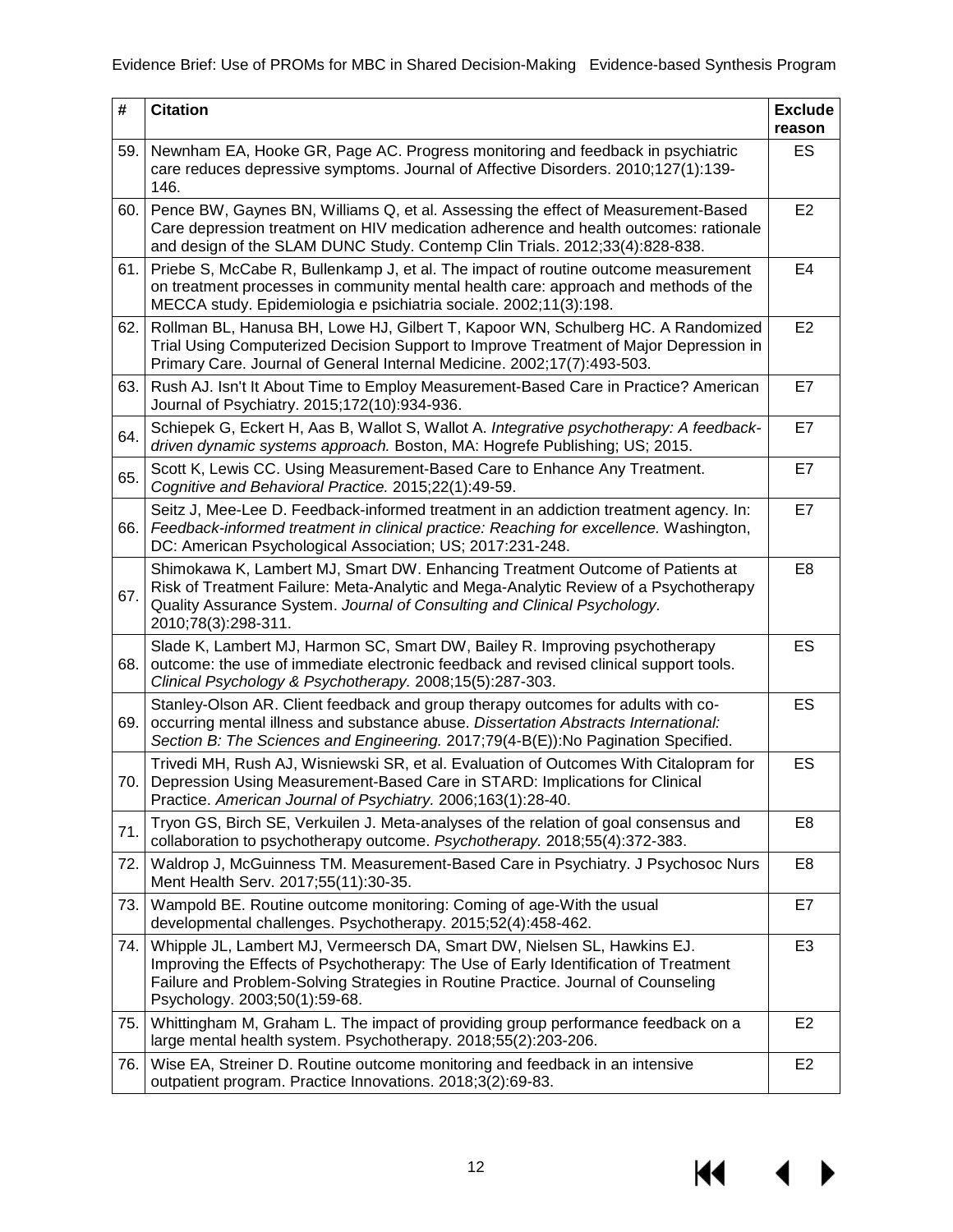| # | Citation | Exclude reason |
|---|---|---|
| 59. | Newnham EA, Hooke GR, Page AC. Progress monitoring and feedback in psychiatric care reduces depressive symptoms. Journal of Affective Disorders. 2010;127(1):139-146. | ES |
| 60. | Pence BW, Gaynes BN, Williams Q, et al. Assessing the effect of Measurement-Based Care depression treatment on HIV medication adherence and health outcomes: rationale and design of the SLAM DUNC Study. Contemp Clin Trials. 2012;33(4):828-838. | E2 |
| 61. | Priebe S, McCabe R, Bullenkamp J, et al. The impact of routine outcome measurement on treatment processes in community mental health care: approach and methods of the MECCA study. Epidemiologia e psichiatria sociale. 2002;11(3):198. | E4 |
| 62. | Rollman BL, Hanusa BH, Lowe HJ, Gilbert T, Kapoor WN, Schulberg HC. A Randomized Trial Using Computerized Decision Support to Improve Treatment of Major Depression in Primary Care. Journal of General Internal Medicine. 2002;17(7):493-503. | E2 |
| 63. | Rush AJ. Isn't It About Time to Employ Measurement-Based Care in Practice? American Journal of Psychiatry. 2015;172(10):934-936. | E7 |
| 64. | Schiepek G, Eckert H, Aas B, Wallot S, Wallot A. *Integrative psychotherapy: A feedback-driven dynamic systems approach.* Boston, MA: Hogrefe Publishing; US; 2015. | E7 |
| 65. | Scott K, Lewis CC. Using Measurement-Based Care to Enhance Any Treatment. *Cognitive and Behavioral Practice.* 2015;22(1):49-59. | E7 |
| 66. | Seitz J, Mee-Lee D. Feedback-informed treatment in an addiction treatment agency. In: *Feedback-informed treatment in clinical practice: Reaching for excellence.* Washington, DC: American Psychological Association; US; 2017:231-248. | E7 |
| 67. | Shimokawa K, Lambert MJ, Smart DW. Enhancing Treatment Outcome of Patients at Risk of Treatment Failure: Meta-Analytic and Mega-Analytic Review of a Psychotherapy Quality Assurance System. *Journal of Consulting and Clinical Psychology.* 2010;78(3):298-311. | E8 |
| 68. | Slade K, Lambert MJ, Harmon SC, Smart DW, Bailey R. Improving psychotherapy outcome: the use of immediate electronic feedback and revised clinical support tools. *Clinical Psychology & Psychotherapy.* 2008;15(5):287-303. | ES |
| 69. | Stanley-Olson AR. Client feedback and group therapy outcomes for adults with co-occurring mental illness and substance abuse. *Dissertation Abstracts International: Section B: The Sciences and Engineering.* 2017;79(4-B(E)):No Pagination Specified. | ES |
| 70. | Trivedi MH, Rush AJ, Wisniewski SR, et al. Evaluation of Outcomes With Citalopram for Depression Using Measurement-Based Care in STARD: Implications for Clinical Practice. *American Journal of Psychiatry.* 2006;163(1):28-40. | ES |
| 71. | Tryon GS, Birch SE, Verkuilen J. Meta-analyses of the relation of goal consensus and collaboration to psychotherapy outcome. *Psychotherapy.* 2018;55(4):372-383. | E8 |
| 72. | Waldrop J, McGuinness TM. Measurement-Based Care in Psychiatry. J Psychosoc Nurs Ment Health Serv. 2017;55(11):30-35. | E8 |
| 73. | Wampold BE. Routine outcome monitoring: Coming of age-With the usual developmental challenges. Psychotherapy. 2015;52(4):458-462. | E7 |
| 74. | Whipple JL, Lambert MJ, Vermeersch DA, Smart DW, Nielsen SL, Hawkins EJ. Improving the Effects of Psychotherapy: The Use of Early Identification of Treatment Failure and Problem-Solving Strategies in Routine Practice. Journal of Counseling Psychology. 2003;50(1):59-68. | E3 |
| 75. | Whittingham M, Graham L. The impact of providing group performance feedback on a large mental health system. Psychotherapy. 2018;55(2):203-206. | E2 |
| 76. | Wise EA, Streiner D. Routine outcome monitoring and feedback in an intensive outpatient program. Practice Innovations. 2018;3(2):69-83. | E2 |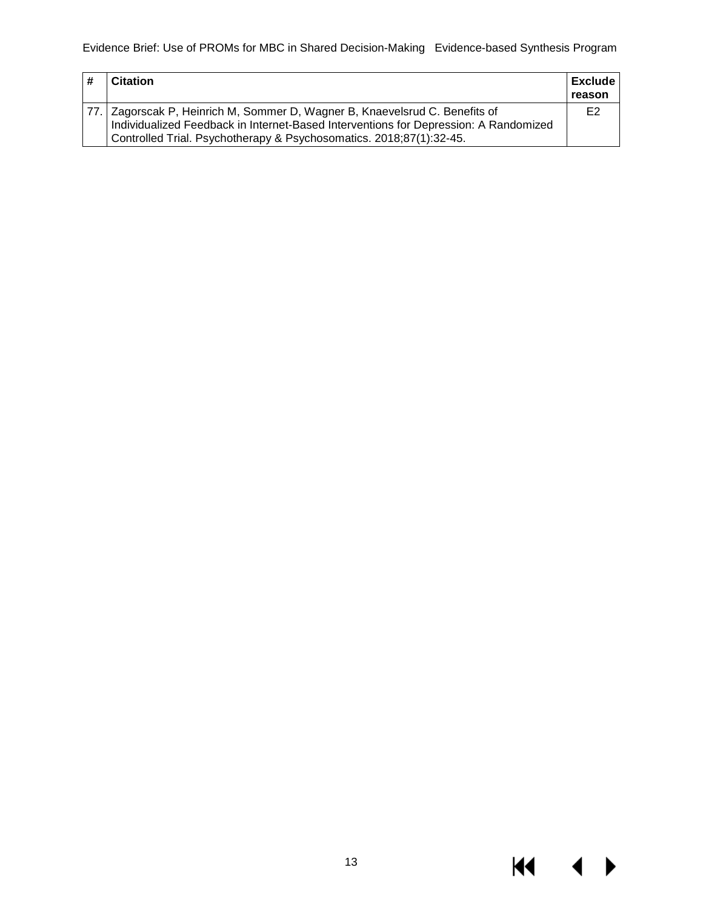| # | Citation | Exclude reason |
|---|---|---|
| 77. | Zagorscak P, Heinrich M, Sommer D, Wagner B, Knaevelsrud C. Benefits of Individualized Feedback in Internet-Based Interventions for Depression: A Randomized Controlled Trial. Psychotherapy & Psychosomatics. 2018;87(1):32-45. | E2 |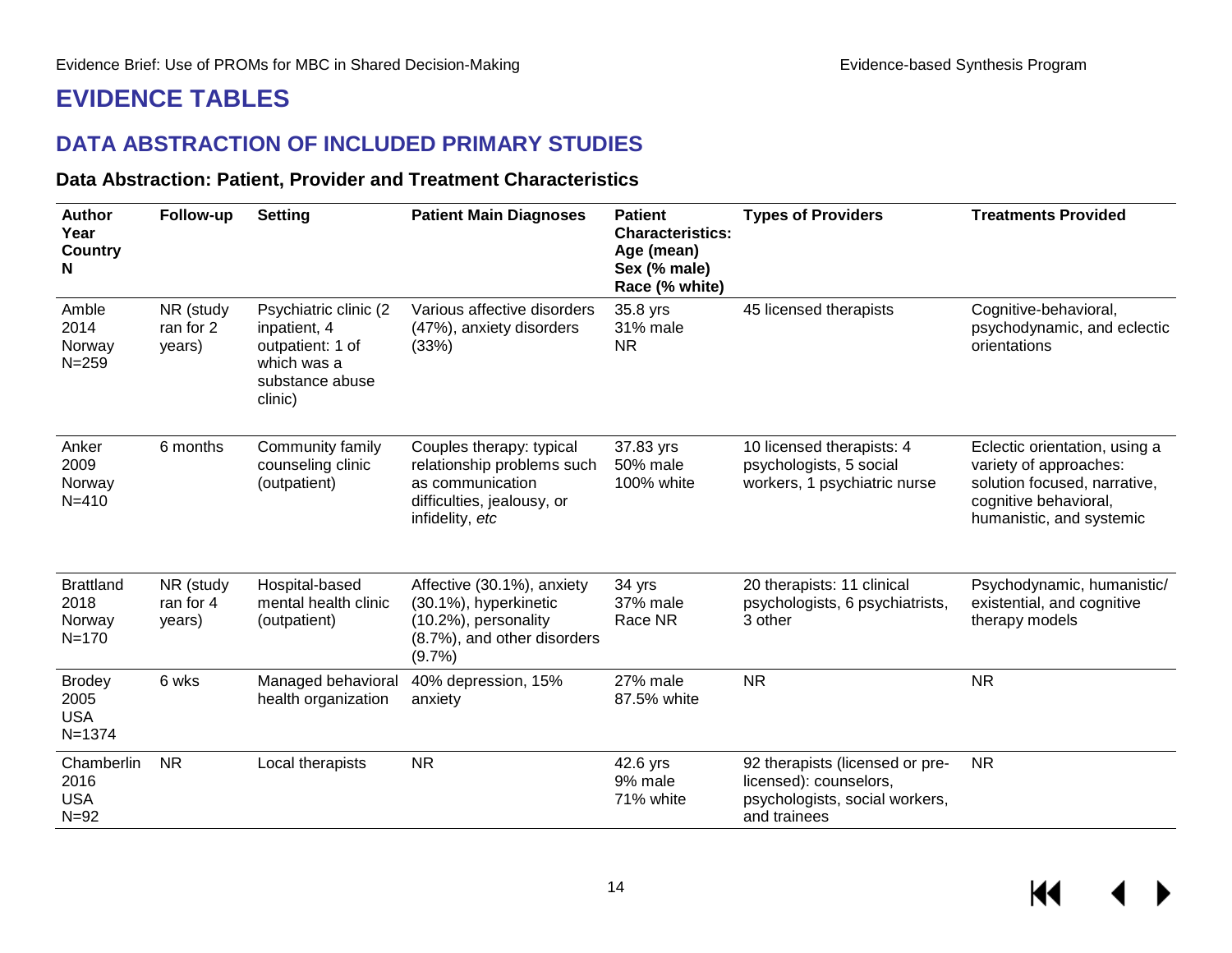# EVIDENCE TABLES

## DATA ABSTRACTION OF INCLUDED PRIMARY STUDIES

### Data Abstraction: Patient, Provider and Treatment Characteristics

| Author<br>Year<br>Country<br>N | Follow-up | Setting | Patient Main Diagnoses | Patient Characteristics:<br>Age (mean)<br>Sex (% male)<br>Race (% white) | Types of Providers | Treatments Provided |
|---|---|---|---|---|---|---|
| Amble<br>2014<br>Norway<br>N=259 | NR (study ran for 2 years) | Psychiatric clinic (2 inpatient, 4 outpatient: 1 of which was a substance abuse clinic) | Various affective disorders (47%), anxiety disorders (33%) | 35.8 yrs<br>31% male<br>NR | 45 licensed therapists | Cognitive-behavioral, psychodynamic, and eclectic orientations |
| Anker<br>2009<br>Norway<br>N=410 | 6 months | Community family counseling clinic (outpatient) | Couples therapy: typical relationship problems such as communication difficulties, jealousy, or infidelity, *etc* | 37.83 yrs<br>50% male<br>100% white | 10 licensed therapists: 4 psychologists, 5 social workers, 1 psychiatric nurse | Eclectic orientation, using a variety of approaches: solution focused, narrative, cognitive behavioral, humanistic, and systemic |
| Brattland<br>2018<br>Norway<br>N=170 | NR (study ran for 4 years) | Hospital-based mental health clinic (outpatient) | Affective (30.1%), anxiety (30.1%), hyperkinetic (10.2%), personality (8.7%), and other disorders (9.7%) | 34 yrs<br>37% male<br>Race NR | 20 therapists: 11 clinical psychologists, 6 psychiatrists, 3 other | Psychodynamic, humanistic/ existential, and cognitive therapy models |
| Brodey<br>2005<br>USA<br>N=1374 | 6 wks | Managed behavioral health organization | 40% depression, 15% anxiety | 27% male<br>87.5% white | NR | NR |
| Chamberlin<br>2016<br>USA<br>N=92 | NR | Local therapists | NR | 42.6 yrs<br>9% male<br>71% white | 92 therapists (licensed or pre-licensed): counselors, psychologists, social workers, and trainees | NR |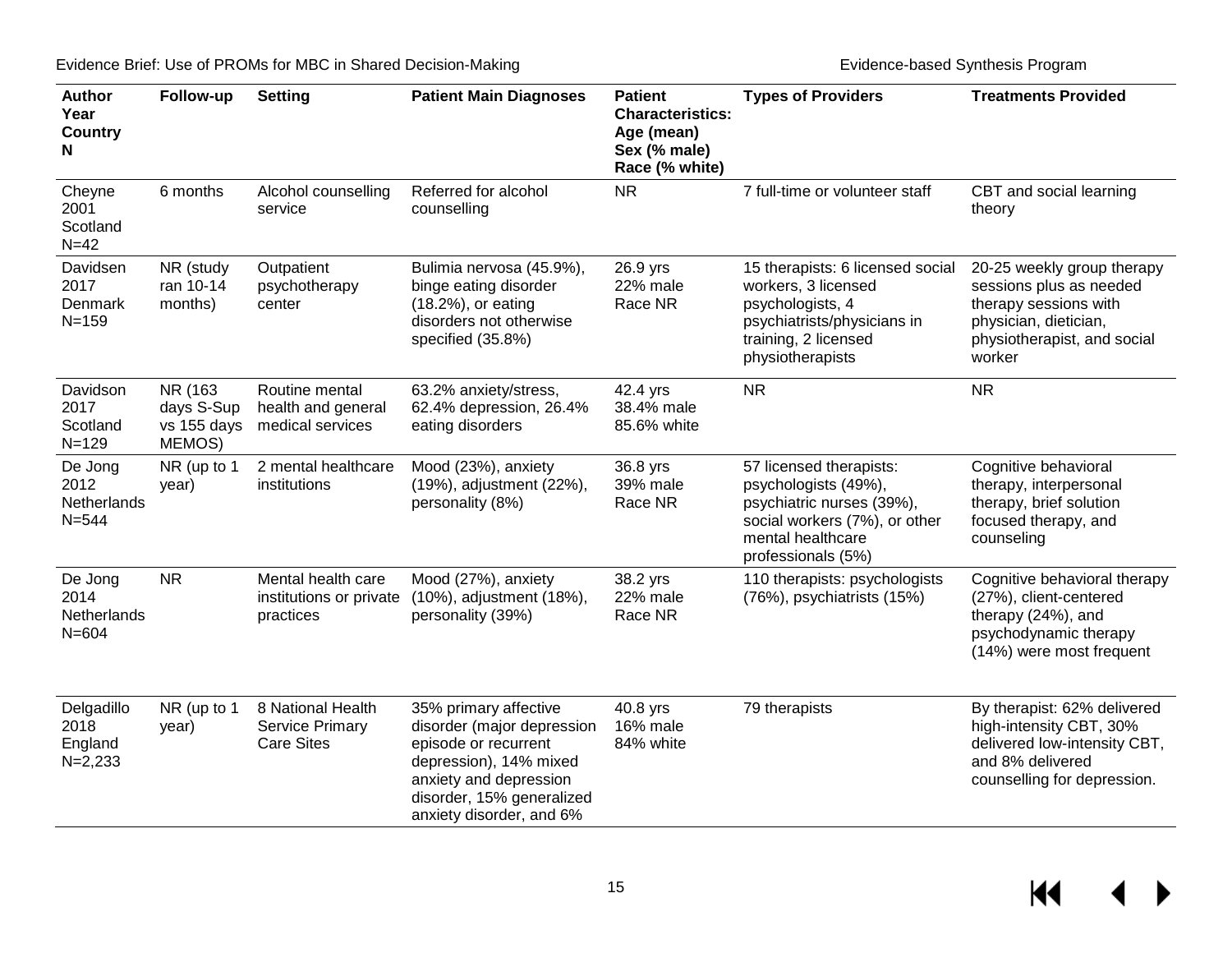| Author Year Country N | Follow-up | Setting | Patient Main Diagnoses | Patient Characteristics: Age (mean) Sex (% male) Race (% white) | Types of Providers | Treatments Provided |
|---|---|---|---|---|---|---|
| Cheyne 2001 Scotland N=42 | 6 months | Alcohol counselling service | Referred for alcohol counselling | NR | 7 full-time or volunteer staff | CBT and social learning theory |
| Davidsen 2017 Denmark N=159 | NR (study ran 10-14 months) | Outpatient psychotherapy center | Bulimia nervosa (45.9%), binge eating disorder (18.2%), or eating disorders not otherwise specified (35.8%) | 26.9 yrs 22% male Race NR | 15 therapists: 6 licensed social workers, 3 licensed psychologists, 4 psychiatrists/physicians in training, 2 licensed physiotherapists | 20-25 weekly group therapy sessions plus as needed therapy sessions with physician, dietician, physiotherapist, and social worker |
| Davidson 2017 Scotland N=129 | NR (163 days S-Sup vs 155 days MEMOS) | Routine mental health and general medical services | 63.2% anxiety/stress, 62.4% depression, 26.4% eating disorders | 42.4 yrs 38.4% male 85.6% white | NR | NR |
| De Jong 2012 Netherlands N=544 | NR (up to 1 year) | 2 mental healthcare institutions | Mood (23%), anxiety (19%), adjustment (22%), personality (8%) | 36.8 yrs 39% male Race NR | 57 licensed therapists: psychologists (49%), psychiatric nurses (39%), social workers (7%), or other mental healthcare professionals (5%) | Cognitive behavioral therapy, interpersonal therapy, brief solution focused therapy, and counseling |
| De Jong 2014 Netherlands N=604 | NR | Mental health care institutions or private practices | Mood (27%), anxiety (10%), adjustment (18%), personality (39%) | 38.2 yrs 22% male Race NR | 110 therapists: psychologists (76%), psychiatrists (15%) | Cognitive behavioral therapy (27%), client-centered therapy (24%), and psychodynamic therapy (14%) were most frequent |
| Delgadillo 2018 England N=2,233 | NR (up to 1 year) | 8 National Health Service Primary Care Sites | 35% primary affective disorder (major depression episode or recurrent depression), 14% mixed anxiety and depression disorder, 15% generalized anxiety disorder, and 6% | 40.8 yrs 16% male 84% white | 79 therapists | By therapist: 62% delivered high-intensity CBT, 30% delivered low-intensity CBT, and 8% delivered counselling for depression. |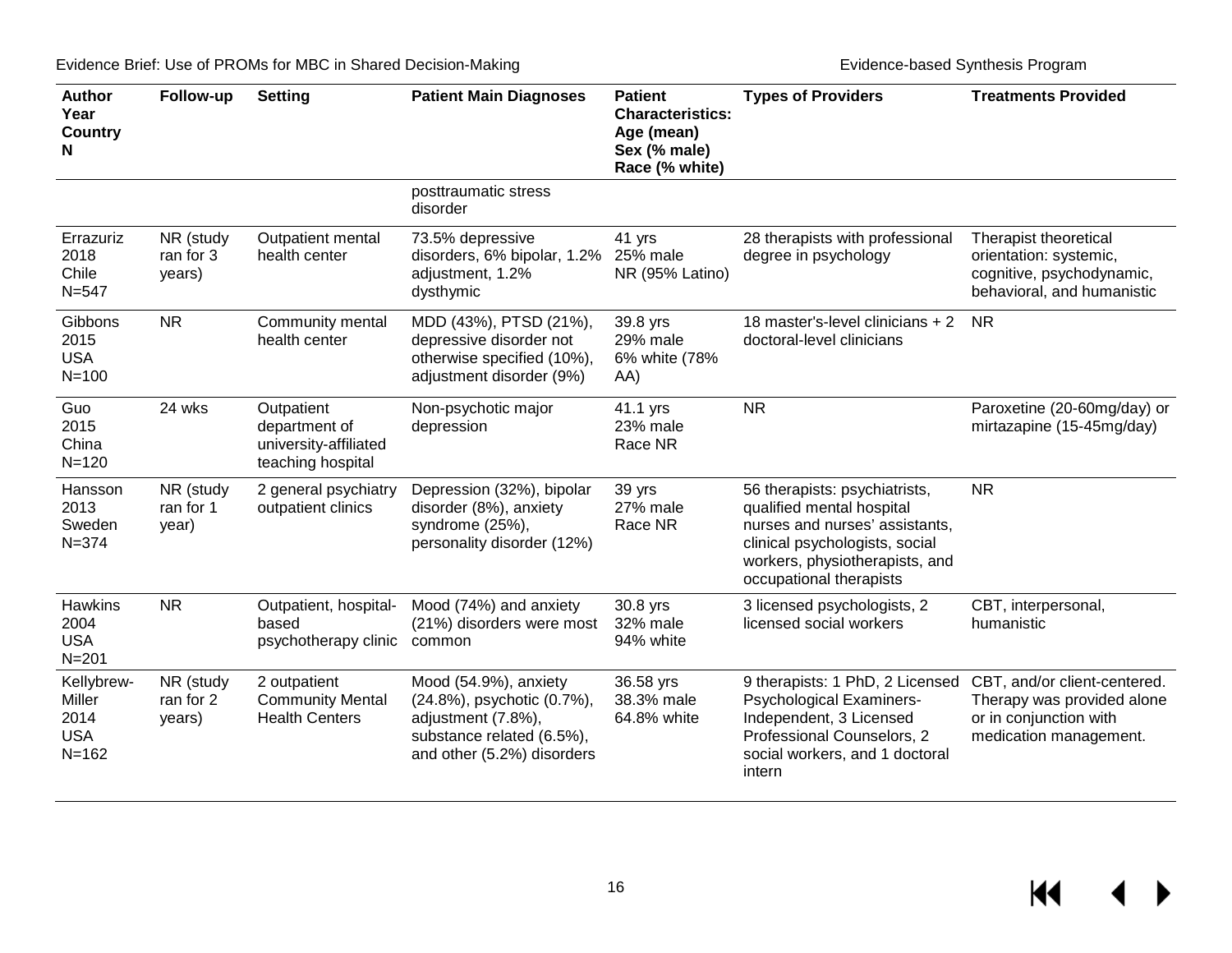| Author Year Country N | Follow-up | Setting | Patient Main Diagnoses | Patient Characteristics: Age (mean) Sex (% male) Race (% white) | Types of Providers | Treatments Provided |
|---|---|---|---|---|---|---|
| | | | posttraumatic stress disorder | | | |
| Errazuriz 2018 Chile N=547 | NR (study ran for 3 years) | Outpatient mental health center | 73.5% depressive disorders, 6% bipolar, 1.2% adjustment, 1.2% dysthymic | 41 yrs 25% male NR (95% Latino) | 28 therapists with professional degree in psychology | Therapist theoretical orientation: systemic, cognitive, psychodynamic, behavioral, and humanistic |
| Gibbons 2015 USA N=100 | NR | Community mental health center | MDD (43%), PTSD (21%), depressive disorder not otherwise specified (10%), adjustment disorder (9%) | 39.8 yrs 29% male 6% white (78% AA) | 18 master's-level clinicians + 2 doctoral-level clinicians | NR |
| Guo 2015 China N=120 | 24 wks | Outpatient department of university-affiliated teaching hospital | Non-psychotic major depression | 41.1 yrs 23% male Race NR | NR | Paroxetine (20-60mg/day) or mirtazapine (15-45mg/day) |
| Hansson 2013 Sweden N=374 | NR (study ran for 1 year) | 2 general psychiatry outpatient clinics | Depression (32%), bipolar disorder (8%), anxiety syndrome (25%), personality disorder (12%) | 39 yrs 27% male Race NR | 56 therapists: psychiatrists, qualified mental hospital nurses and nurses' assistants, clinical psychologists, social workers, physiotherapists, and occupational therapists | NR |
| Hawkins 2004 USA N=201 | NR | Outpatient, hospital-based psychotherapy clinic | Mood (74%) and anxiety (21%) disorders were most common | 30.8 yrs 32% male 94% white | 3 licensed psychologists, 2 licensed social workers | CBT, interpersonal, humanistic |
| Kellybrew-Miller 2014 USA N=162 | NR (study ran for 2 years) | 2 outpatient Community Mental Health Centers | Mood (54.9%), anxiety (24.8%), psychotic (0.7%), adjustment (7.8%), substance related (6.5%), and other (5.2%) disorders | 36.58 yrs 38.3% male 64.8% white | 9 therapists: 1 PhD, 2 Licensed Psychological Examiners-Independent, 3 Licensed Professional Counselors, 2 social workers, and 1 doctoral intern | CBT, and/or client-centered. Therapy was provided alone or in conjunction with medication management. |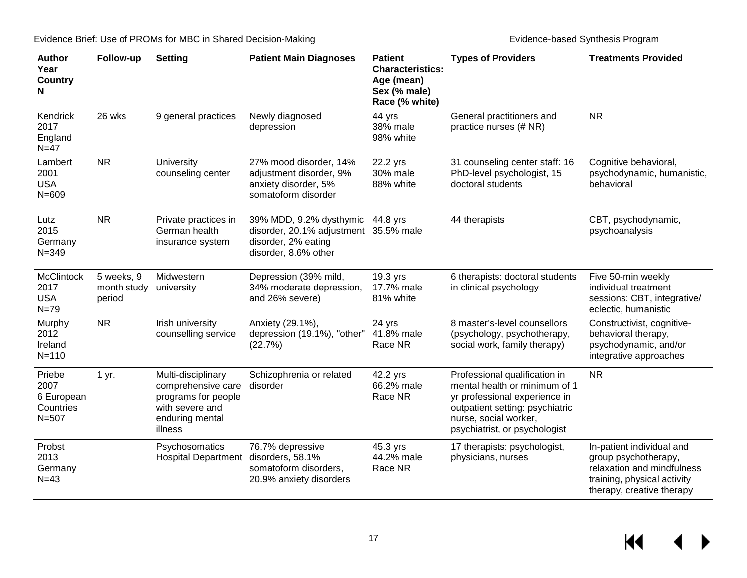| Author Year Country N | Follow-up | Setting | Patient Main Diagnoses | Patient Characteristics: Age (mean) Sex (% male) Race (% white) | Types of Providers | Treatments Provided |
|---|---|---|---|---|---|---|
| Kendrick 2017 England N=47 | 26 wks | 9 general practices | Newly diagnosed depression | 44 yrs 38% male 98% white | General practitioners and practice nurses (# NR) | NR |
| Lambert 2001 USA N=609 | NR | University counseling center | 27% mood disorder, 14% adjustment disorder, 9% anxiety disorder, 5% somatoform disorder | 22.2 yrs 30% male 88% white | 31 counseling center staff: 16 PhD-level psychologist, 15 doctoral students | Cognitive behavioral, psychodynamic, humanistic, behavioral |
| Lutz 2015 Germany N=349 | NR | Private practices in German health insurance system | 39% MDD, 9.2% dysthymic disorder, 20.1% adjustment disorder, 2% eating disorder, 8.6% other | 44.8 yrs 35.5% male | 44 therapists | CBT, psychodynamic, psychoanalysis |
| McClintock 2017 USA N=79 | 5 weeks, 9 month study period | Midwestern university | Depression (39% mild, 34% moderate depression, and 26% severe) | 19.3 yrs 17.7% male 81% white | 6 therapists: doctoral students in clinical psychology | Five 50-min weekly individual treatment sessions: CBT, integrative/ eclectic, humanistic |
| Murphy 2012 Ireland N=110 | NR | Irish university counselling service | Anxiety (29.1%), depression (19.1%), "other" (22.7%) | 24 yrs 41.8% male Race NR | 8 master's-level counsellors (psychology, psychotherapy, social work, family therapy) | Constructivist, cognitive-behavioral therapy, psychodynamic, and/or integrative approaches |
| Priebe 2007 6 European Countries N=507 | 1 yr. | Multi-disciplinary comprehensive care programs for people with severe and enduring mental illness | Schizophrenia or related disorder | 42.2 yrs 66.2% male Race NR | Professional qualification in mental health or minimum of 1 yr professional experience in outpatient setting: psychiatric nurse, social worker, psychiatrist, or psychologist | NR |
| Probst 2013 Germany N=43 | | Psychosomatics Hospital Department | 76.7% depressive disorders, 58.1% somatoform disorders, 20.9% anxiety disorders | 45.3 yrs 44.2% male Race NR | 17 therapists: psychologist, physicians, nurses | In-patient individual and group psychotherapy, relaxation and mindfulness training, physical activity therapy, creative therapy |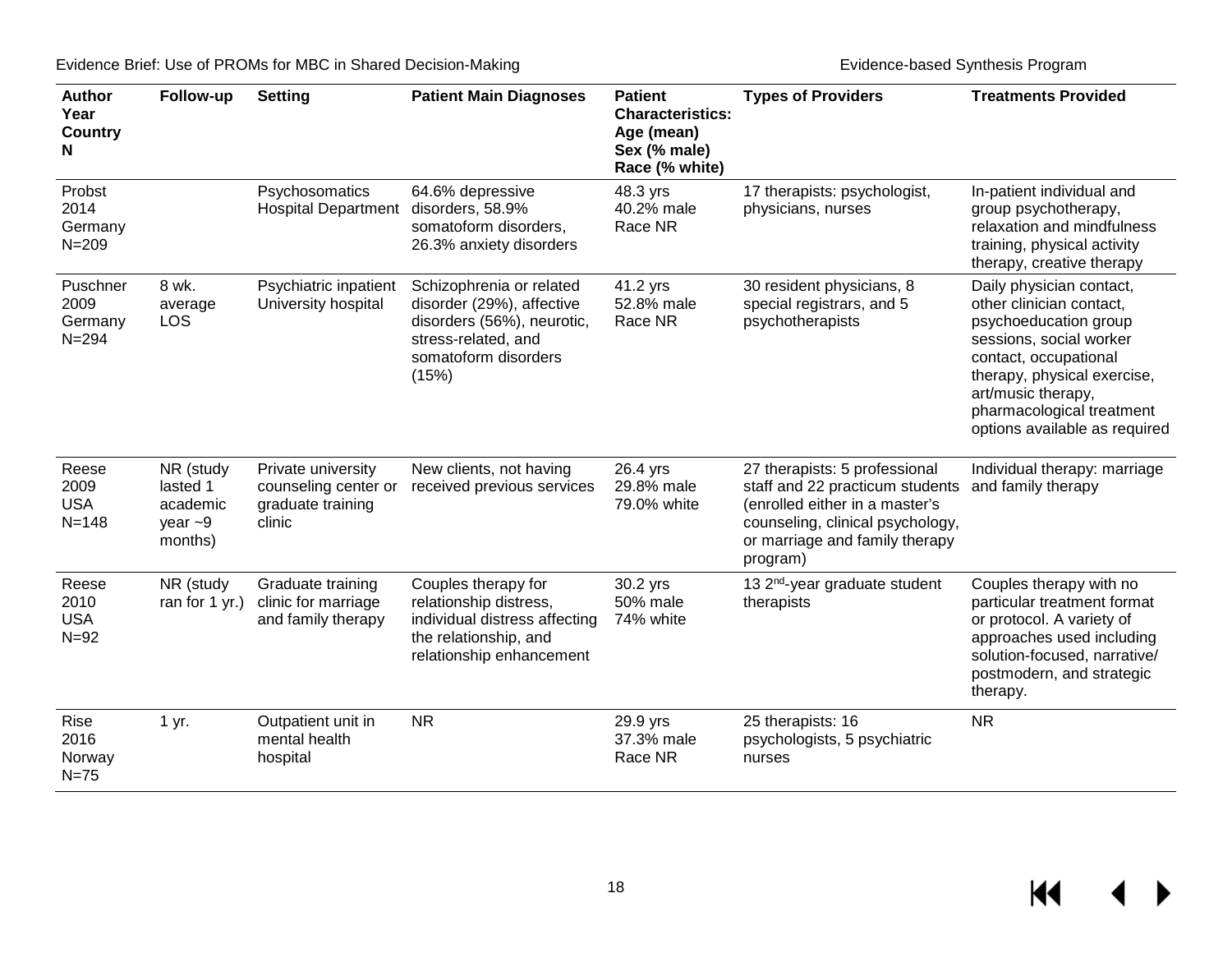| Author Year Country N | Follow-up | Setting | Patient Main Diagnoses | Patient Characteristics: Age (mean) Sex (% male) Race (% white) | Types of Providers | Treatments Provided |
|---|---|---|---|---|---|---|
| Probst 2014 Germany N=209 | | Psychosomatics Hospital Department | 64.6% depressive disorders, 58.9% somatoform disorders, 26.3% anxiety disorders | 48.3 yrs 40.2% male Race NR | 17 therapists: psychologist, physicians, nurses | In-patient individual and group psychotherapy, relaxation and mindfulness training, physical activity therapy, creative therapy |
| Puschner 2009 Germany N=294 | 8 wk. average LOS | Psychiatric inpatient University hospital | Schizophrenia or related disorder (29%), affective disorders (56%), neurotic, stress-related, and somatoform disorders (15%) | 41.2 yrs 52.8% male Race NR | 30 resident physicians, 8 special registrars, and 5 psychotherapists | Daily physician contact, other clinician contact, psychoeducation group sessions, social worker contact, occupational therapy, physical exercise, art/music therapy, pharmacological treatment options available as required |
| Reese 2009 USA N=148 | NR (study lasted 1 academic year ~9 months) | Private university counseling center or graduate training clinic | New clients, not having received previous services | 26.4 yrs 29.8% male 79.0% white | 27 therapists: 5 professional staff and 22 practicum students (enrolled either in a master's counseling, clinical psychology, or marriage and family therapy program) | Individual therapy: marriage and family therapy |
| Reese 2010 USA N=92 | NR (study ran for 1 yr.) | Graduate training clinic for marriage and family therapy | Couples therapy for relationship distress, individual distress affecting the relationship, and relationship enhancement | 30.2 yrs 50% male 74% white | 13 2nd-year graduate student therapists | Couples therapy with no particular treatment format or protocol. A variety of approaches used including solution-focused, narrative/ postmodern, and strategic therapy. |
| Rise 2016 Norway N=75 | 1 yr. | Outpatient unit in mental health hospital | NR | 29.9 yrs 37.3% male Race NR | 25 therapists: 16 psychologists, 5 psychiatric nurses | NR |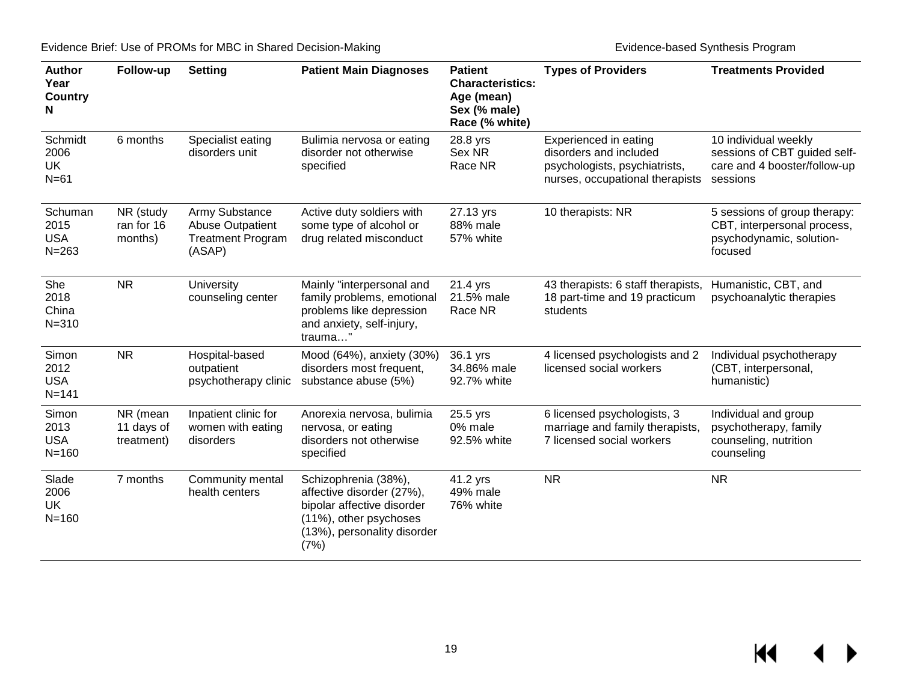| Author Year Country N | Follow-up | Setting | Patient Main Diagnoses | Patient Characteristics: Age (mean) Sex (% male) Race (% white) | Types of Providers | Treatments Provided |
|---|---|---|---|---|---|---|
| Schmidt 2006 UK N=61 | 6 months | Specialist eating disorders unit | Bulimia nervosa or eating disorder not otherwise specified | 28.8 yrs Sex NR Race NR | Experienced in eating disorders and included psychologists, psychiatrists, nurses, occupational therapists | 10 individual weekly sessions of CBT guided self-care and 4 booster/follow-up sessions |
| Schuman 2015 USA N=263 | NR (study ran for 16 months) | Army Substance Abuse Outpatient Treatment Program (ASAP) | Active duty soldiers with some type of alcohol or drug related misconduct | 27.13 yrs 88% male 57% white | 10 therapists: NR | 5 sessions of group therapy: CBT, interpersonal process, psychodynamic, solution-focused |
| She 2018 China N=310 | NR | University counseling center | Mainly "interpersonal and family problems, emotional problems like depression and anxiety, self-injury, trauma…" | 21.4 yrs 21.5% male Race NR | 43 therapists: 6 staff therapists, 18 part-time and 19 practicum students | Humanistic, CBT, and psychoanalytic therapies |
| Simon 2012 USA N=141 | NR | Hospital-based outpatient psychotherapy clinic | Mood (64%), anxiety (30%) disorders most frequent, substance abuse (5%) | 36.1 yrs 34.86% male 92.7% white | 4 licensed psychologists and 2 licensed social workers | Individual psychotherapy (CBT, interpersonal, humanistic) |
| Simon 2013 USA N=160 | NR (mean 11 days of treatment) | Inpatient clinic for women with eating disorders | Anorexia nervosa, bulimia nervosa, or eating disorders not otherwise specified | 25.5 yrs 0% male 92.5% white | 6 licensed psychologists, 3 marriage and family therapists, 7 licensed social workers | Individual and group psychotherapy, family counseling, nutrition counseling |
| Slade 2006 UK N=160 | 7 months | Community mental health centers | Schizophrenia (38%), affective disorder (27%), bipolar affective disorder (11%), other psychoses (13%), personality disorder (7%) | 41.2 yrs 49% male 76% white | NR | NR |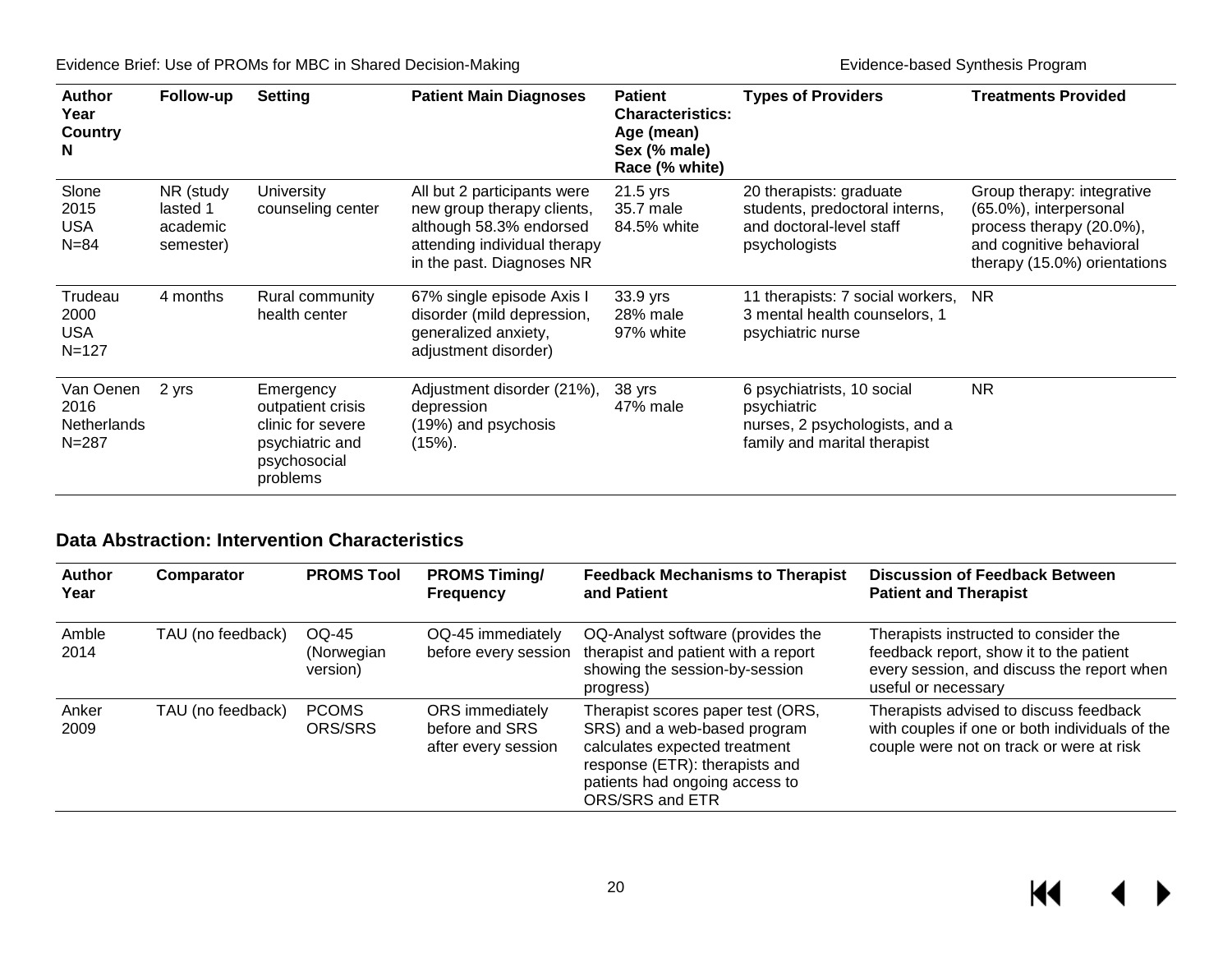| Author Year Country N | Follow-up | Setting | Patient Main Diagnoses | Patient Characteristics: Age (mean) Sex (% male) Race (% white) | Types of Providers | Treatments Provided |
|---|---|---|---|---|---|---|
| Slone 2015 USA N=84 | NR (study lasted 1 academic semester) | University counseling center | All but 2 participants were new group therapy clients, although 58.3% endorsed attending individual therapy in the past. Diagnoses NR | 21.5 yrs 35.7 male 84.5% white | 20 therapists: graduate students, predoctoral interns, and doctoral-level staff psychologists | Group therapy: integrative (65.0%), interpersonal process therapy (20.0%), and cognitive behavioral therapy (15.0%) orientations |
| Trudeau 2000 USA N=127 | 4 months | Rural community health center | 67% single episode Axis I disorder (mild depression, generalized anxiety, adjustment disorder) | 33.9 yrs 28% male 97% white | 11 therapists: 7 social workers, 3 mental health counselors, 1 psychiatric nurse | NR |
| Van Oenen 2016 Netherlands N=287 | 2 yrs | Emergency outpatient crisis clinic for severe psychiatric and psychosocial problems | Adjustment disorder (21%), depression (19%) and psychosis (15%). | 38 yrs 47% male | 6 psychiatrists, 10 social psychiatric nurses, 2 psychologists, and a family and marital therapist | NR |

## Data Abstraction: Intervention Characteristics

| Author Year | Comparator | PROMS Tool | PROMS Timing/ Frequency | Feedback Mechanisms to Therapist and Patient | Discussion of Feedback Between Patient and Therapist |
|---|---|---|---|---|---|
| Amble 2014 | TAU (no feedback) | OQ-45 (Norwegian version) | OQ-45 immediately before every session | OQ-Analyst software (provides the therapist and patient with a report showing the session-by-session progress) | Therapists instructed to consider the feedback report, show it to the patient every session, and discuss the report when useful or necessary |
| Anker 2009 | TAU (no feedback) | PCOMS ORS/SRS | ORS immediately before and SRS after every session | Therapist scores paper test (ORS, SRS) and a web-based program calculates expected treatment response (ETR): therapists and patients had ongoing access to ORS/SRS and ETR | Therapists advised to discuss feedback with couples if one or both individuals of the couple were not on track or were at risk |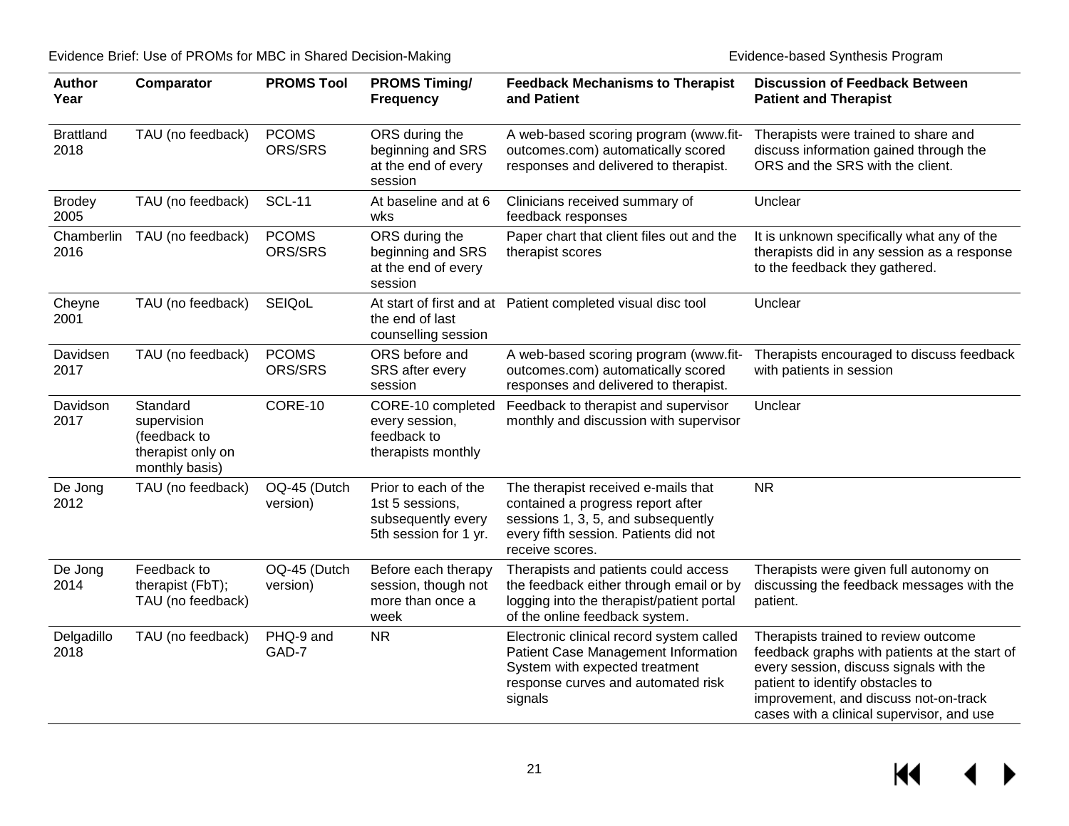| Author Year | Comparator | PROMS Tool | PROMS Timing/ Frequency | Feedback Mechanisms to Therapist and Patient | Discussion of Feedback Between Patient and Therapist |
|---|---|---|---|---|---|
| Brattland 2018 | TAU (no feedback) | PCOMS ORS/SRS | ORS during the beginning and SRS at the end of every session | A web-based scoring program (www.fit-outcomes.com) automatically scored responses and delivered to therapist. | Therapists were trained to share and discuss information gained through the ORS and the SRS with the client. |
| Brodey 2005 | TAU (no feedback) | SCL-11 | At baseline and at 6 wks | Clinicians received summary of feedback responses | Unclear |
| Chamberlin 2016 | TAU (no feedback) | PCOMS ORS/SRS | ORS during the beginning and SRS at the end of every session | Paper chart that client files out and the therapist scores | It is unknown specifically what any of the therapists did in any session as a response to the feedback they gathered. |
| Cheyne 2001 | TAU (no feedback) | SEIQoL | At start of first and at the end of last counselling session | Patient completed visual disc tool | Unclear |
| Davidsen 2017 | TAU (no feedback) | PCOMS ORS/SRS | ORS before and SRS after every session | A web-based scoring program (www.fit-outcomes.com) automatically scored responses and delivered to therapist. | Therapists encouraged to discuss feedback with patients in session |
| Davidson 2017 | Standard supervision (feedback to therapist only on monthly basis) | CORE-10 | CORE-10 completed every session, feedback to therapists monthly | Feedback to therapist and supervisor monthly and discussion with supervisor | Unclear |
| De Jong 2012 | TAU (no feedback) | OQ-45 (Dutch version) | Prior to each of the 1st 5 sessions, subsequently every 5th session for 1 yr. | The therapist received e-mails that contained a progress report after sessions 1, 3, 5, and subsequently every fifth session. Patients did not receive scores. | NR |
| De Jong 2014 | Feedback to therapist (FbT); TAU (no feedback) | OQ-45 (Dutch version) | Before each therapy session, though not more than once a week | Therapists and patients could access the feedback either through email or by logging into the therapist/patient portal of the online feedback system. | Therapists were given full autonomy on discussing the feedback messages with the patient. |
| Delgadillo 2018 | TAU (no feedback) | PHQ-9 and GAD-7 | NR | Electronic clinical record system called Patient Case Management Information System with expected treatment response curves and automated risk signals | Therapists trained to review outcome feedback graphs with patients at the start of every session, discuss signals with the patient to identify obstacles to improvement, and discuss not-on-track cases with a clinical supervisor, and use |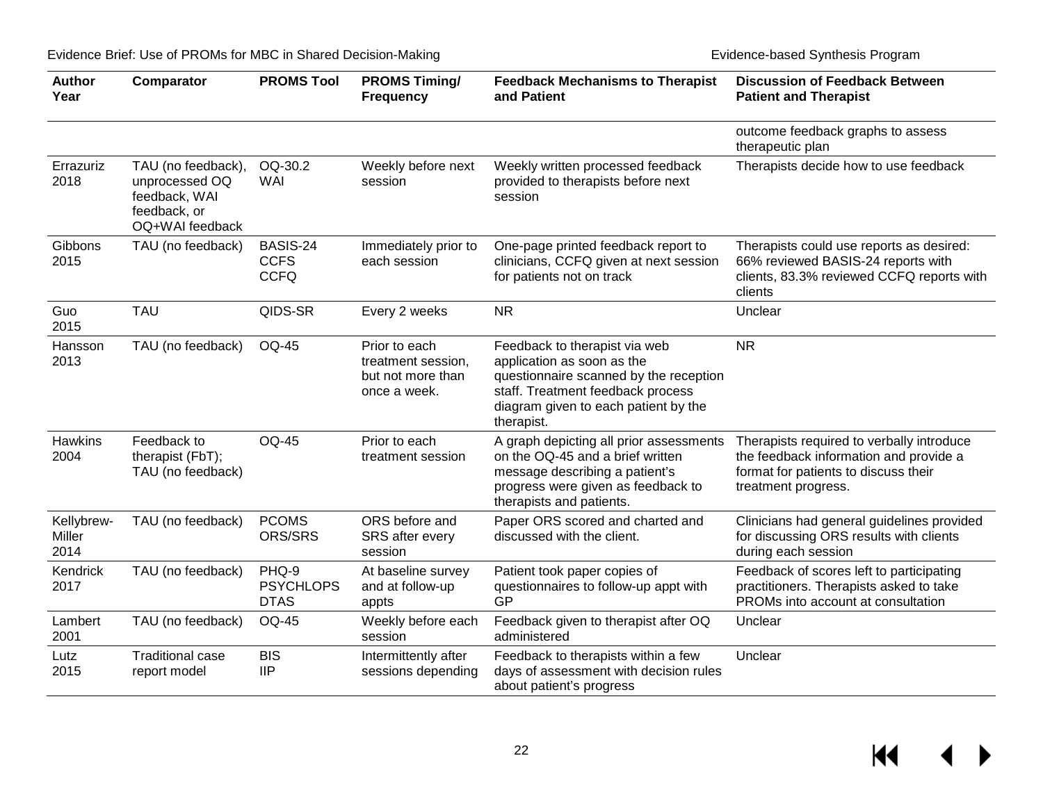| Author Year | Comparator | PROMS Tool | PROMS Timing/ Frequency | Feedback Mechanisms to Therapist and Patient | Discussion of Feedback Between Patient and Therapist |
|---|---|---|---|---|---|
| | | | | | outcome feedback graphs to assess therapeutic plan |
| Errazuriz 2018 | TAU (no feedback), unprocessed OQ feedback, WAI feedback, or OQ+WAI feedback | OQ-30.2 WAI | Weekly before next session | Weekly written processed feedback provided to therapists before next session | Therapists decide how to use feedback |
| Gibbons 2015 | TAU (no feedback) | BASIS-24 CCFS CCFQ | Immediately prior to each session | One-page printed feedback report to clinicians, CCFQ given at next session for patients not on track | Therapists could use reports as desired: 66% reviewed BASIS-24 reports with clients, 83.3% reviewed CCFQ reports with clients |
| Guo 2015 | TAU | QIDS-SR | Every 2 weeks | NR | Unclear |
| Hansson 2013 | TAU (no feedback) | OQ-45 | Prior to each treatment session, but not more than once a week. | Feedback to therapist via web application as soon as the questionnaire scanned by the reception staff. Treatment feedback process diagram given to each patient by the therapist. | NR |
| Hawkins 2004 | Feedback to therapist (FbT); TAU (no feedback) | OQ-45 | Prior to each treatment session | A graph depicting all prior assessments on the OQ-45 and a brief written message describing a patient's progress were given as feedback to therapists and patients. | Therapists required to verbally introduce the feedback information and provide a format for patients to discuss their treatment progress. |
| Kellybrew-Miller 2014 | TAU (no feedback) | PCOMS ORS/SRS | ORS before and SRS after every session | Paper ORS scored and charted and discussed with the client. | Clinicians had general guidelines provided for discussing ORS results with clients during each session |
| Kendrick 2017 | TAU (no feedback) | PHQ-9 PSYCHLOPS DTAS | At baseline survey and at follow-up appts | Patient took paper copies of questionnaires to follow-up appt with GP | Feedback of scores left to participating practitioners. Therapists asked to take PROMs into account at consultation |
| Lambert 2001 | TAU (no feedback) | OQ-45 | Weekly before each session | Feedback given to therapist after OQ administered | Unclear |
| Lutz 2015 | Traditional case report model | BIS IIP | Intermittently after sessions depending | Feedback to therapists within a few days of assessment with decision rules about patient's progress | Unclear |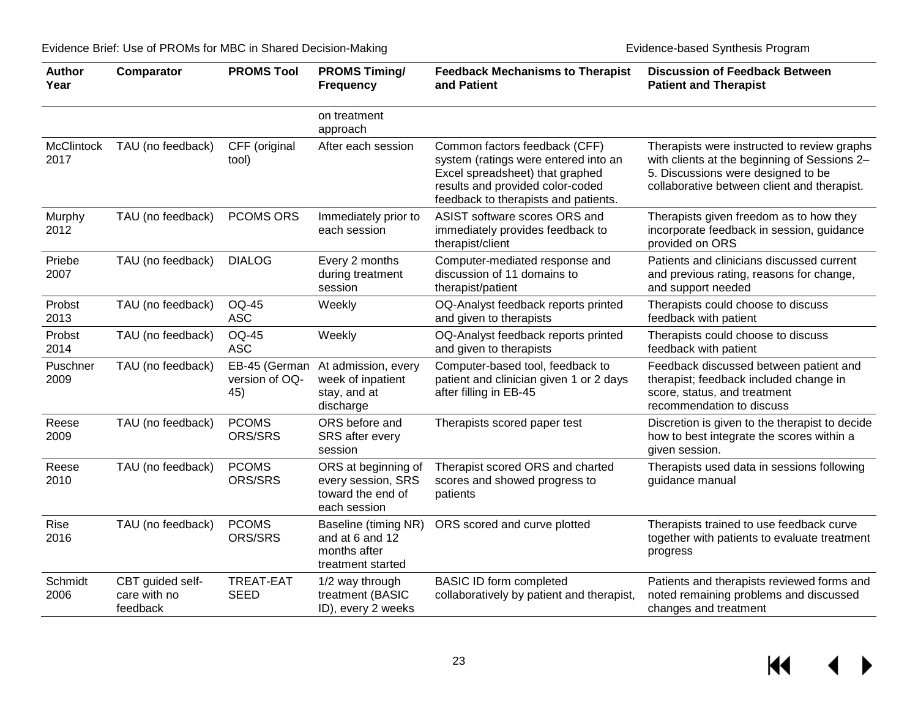| Author Year | Comparator | PROMS Tool | PROMS Timing/ Frequency | Feedback Mechanisms to Therapist and Patient | Discussion of Feedback Between Patient and Therapist |
|---|---|---|---|---|---|
| | | | on treatment approach | | |
| McClintock 2017 | TAU (no feedback) | CFF (original tool) | After each session | Common factors feedback (CFF) system (ratings were entered into an Excel spreadsheet) that graphed results and provided color-coded feedback to therapists and patients. | Therapists were instructed to review graphs with clients at the beginning of Sessions 2–5. Discussions were designed to be collaborative between client and therapist. |
| Murphy 2012 | TAU (no feedback) | PCOMS ORS | Immediately prior to each session | ASIST software scores ORS and immediately provides feedback to therapist/client | Therapists given freedom as to how they incorporate feedback in session, guidance provided on ORS |
| Priebe 2007 | TAU (no feedback) | DIALOG | Every 2 months during treatment session | Computer-mediated response and discussion of 11 domains to therapist/patient | Patients and clinicians discussed current and previous rating, reasons for change, and support needed |
| Probst 2013 | TAU (no feedback) | OQ-45 ASC | Weekly | OQ-Analyst feedback reports printed and given to therapists | Therapists could choose to discuss feedback with patient |
| Probst 2014 | TAU (no feedback) | OQ-45 ASC | Weekly | OQ-Analyst feedback reports printed and given to therapists | Therapists could choose to discuss feedback with patient |
| Puschner 2009 | TAU (no feedback) | EB-45 (German version of OQ-45) | At admission, every week of inpatient stay, and at discharge | Computer-based tool, feedback to patient and clinician given 1 or 2 days after filling in EB-45 | Feedback discussed between patient and therapist; feedback included change in score, status, and treatment recommendation to discuss |
| Reese 2009 | TAU (no feedback) | PCOMS ORS/SRS | ORS before and SRS after every session | Therapists scored paper test | Discretion is given to the therapist to decide how to best integrate the scores within a given session. |
| Reese 2010 | TAU (no feedback) | PCOMS ORS/SRS | ORS at beginning of every session, SRS toward the end of each session | Therapist scored ORS and charted scores and showed progress to patients | Therapists used data in sessions following guidance manual |
| Rise 2016 | TAU (no feedback) | PCOMS ORS/SRS | Baseline (timing NR) and at 6 and 12 months after treatment started | ORS scored and curve plotted | Therapists trained to use feedback curve together with patients to evaluate treatment progress |
| Schmidt 2006 | CBT guided self-care with no feedback | TREAT-EAT SEED | 1/2 way through treatment (BASIC ID), every 2 weeks | BASIC ID form completed collaboratively by patient and therapist, | Patients and therapists reviewed forms and noted remaining problems and discussed changes and treatment |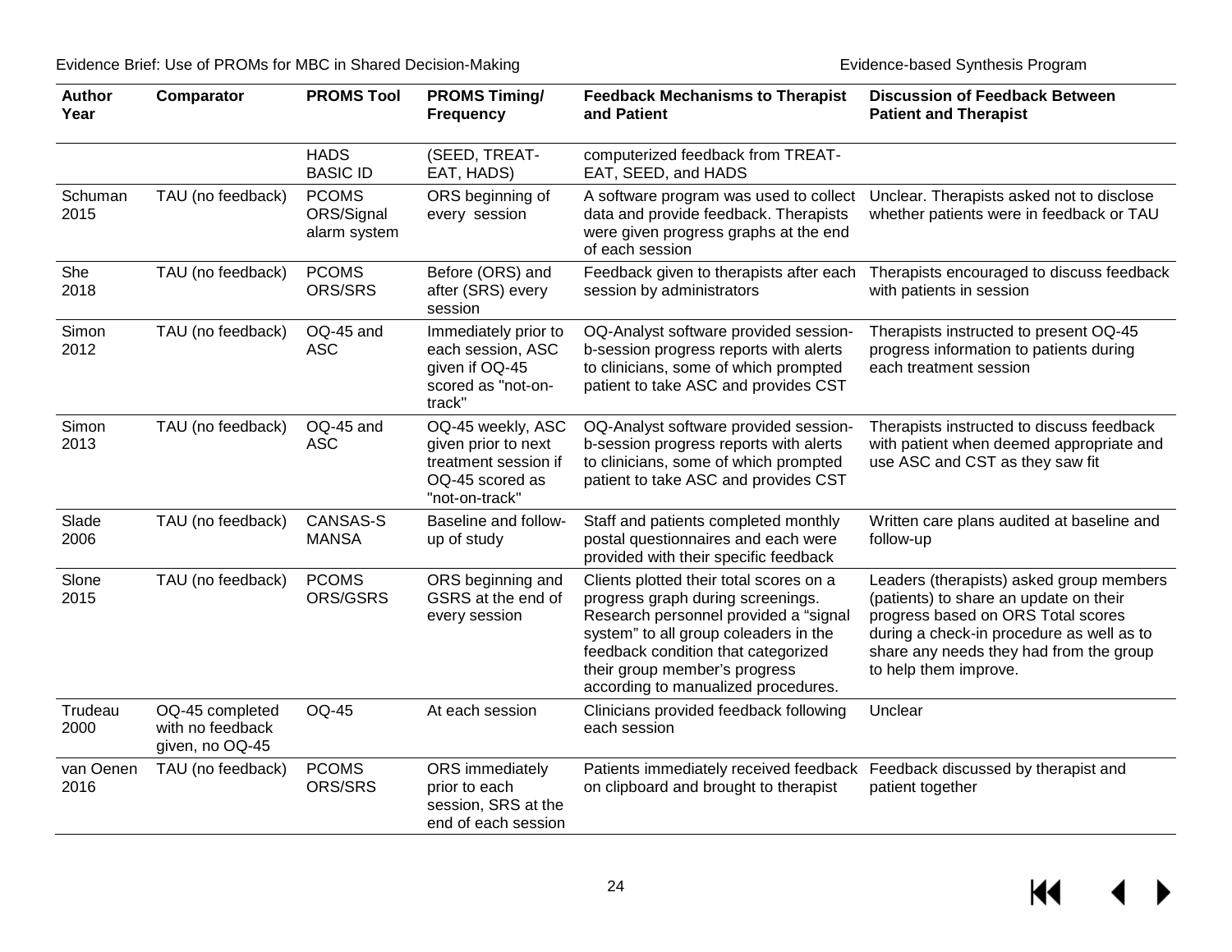| Author Year | Comparator | PROMS Tool | PROMS Timing/ Frequency | Feedback Mechanisms to Therapist and Patient | Discussion of Feedback Between Patient and Therapist |
|---|---|---|---|---|---|
| | | HADS BASIC ID | (SEED, TREAT-EAT, HADS) | computerized feedback from TREAT-EAT, SEED, and HADS | |
| Schuman 2015 | TAU (no feedback) | PCOMS ORS/Signal alarm system | ORS beginning of every session | A software program was used to collect data and provide feedback. Therapists were given progress graphs at the end of each session | Unclear. Therapists asked not to disclose whether patients were in feedback or TAU |
| She 2018 | TAU (no feedback) | PCOMS ORS/SRS | Before (ORS) and after (SRS) every session | Feedback given to therapists after each session by administrators | Therapists encouraged to discuss feedback with patients in session |
| Simon 2012 | TAU (no feedback) | OQ-45 and ASC | Immediately prior to each session, ASC given if OQ-45 scored as "not-on-track" | OQ-Analyst software provided session-b-session progress reports with alerts to clinicians, some of which prompted patient to take ASC and provides CST | Therapists instructed to present OQ-45 progress information to patients during each treatment session |
| Simon 2013 | TAU (no feedback) | OQ-45 and ASC | OQ-45 weekly, ASC given prior to next treatment session if OQ-45 scored as "not-on-track" | OQ-Analyst software provided session-b-session progress reports with alerts to clinicians, some of which prompted patient to take ASC and provides CST | Therapists instructed to discuss feedback with patient when deemed appropriate and use ASC and CST as they saw fit |
| Slade 2006 | TAU (no feedback) | CANSAS-S MANSA | Baseline and follow-up of study | Staff and patients completed monthly postal questionnaires and each were provided with their specific feedback | Written care plans audited at baseline and follow-up |
| Slone 2015 | TAU (no feedback) | PCOMS ORS/GSRS | ORS beginning and GSRS at the end of every session | Clients plotted their total scores on a progress graph during screenings. Research personnel provided a "signal system" to all group coleaders in the feedback condition that categorized their group member's progress according to manualized procedures. | Leaders (therapists) asked group members (patients) to share an update on their progress based on ORS Total scores during a check-in procedure as well as to share any needs they had from the group to help them improve. |
| Trudeau 2000 | OQ-45 completed with no feedback given, no OQ-45 | OQ-45 | At each session | Clinicians provided feedback following each session | Unclear |
| van Oenen 2016 | TAU (no feedback) | PCOMS ORS/SRS | ORS immediately prior to each session, SRS at the end of each session | Patients immediately received feedback on clipboard and brought to therapist | Feedback discussed by therapist and patient together |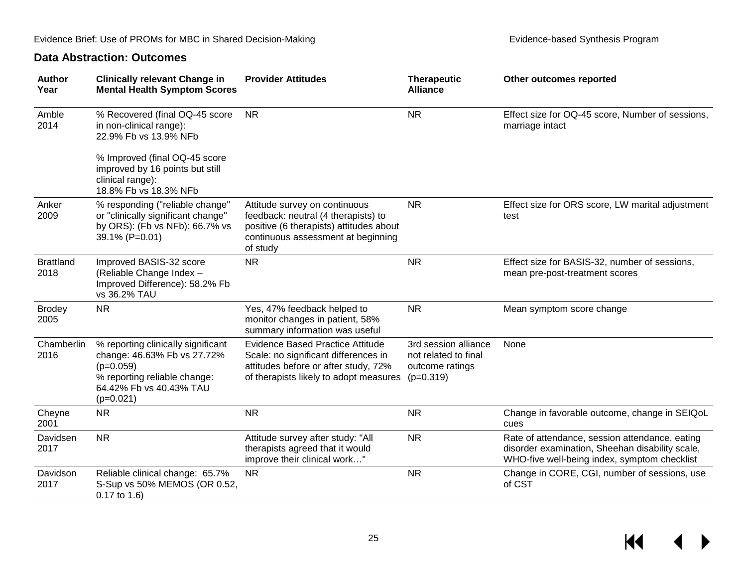## Data Abstraction: Outcomes

| Author Year | Clinically relevant Change in Mental Health Symptom Scores | Provider Attitudes | Therapeutic Alliance | Other outcomes reported |
|---|---|---|---|---|
| Amble 2014 | % Recovered (final OQ-45 score in non-clinical range): 22.9% Fb vs 13.9% NFb<br><br>% Improved (final OQ-45 score improved by 16 points but still clinical range): 18.8% Fb vs 18.3% NFb | NR | NR | Effect size for OQ-45 score, Number of sessions, marriage intact |
| Anker 2009 | % responding ("reliable change" or "clinically significant change" by ORS): (Fb vs NFb): 66.7% vs 39.1% (P=0.01) | Attitude survey on continuous feedback: neutral (4 therapists) to positive (6 therapists) attitudes about continuous assessment at beginning of study | NR | Effect size for ORS score, LW marital adjustment test |
| Brattland 2018 | Improved BASIS-32 score (Reliable Change Index – Improved Difference): 58.2% Fb vs 36.2% TAU | NR | NR | Effect size for BASIS-32, number of sessions, mean pre-post-treatment scores |
| Brodey 2005 | NR | Yes, 47% feedback helped to monitor changes in patient, 58% summary information was useful | NR | Mean symptom score change |
| Chamberlin 2016 | % reporting clinically significant change: 46.63% Fb vs 27.72% (p=0.059)<br>% reporting reliable change: 64.42% Fb vs 40.43% TAU (p=0.021) | Evidence Based Practice Attitude Scale: no significant differences in attitudes before or after study, 72% of therapists likely to adopt measures | 3rd session alliance not related to final outcome ratings (p=0.319) | None |
| Cheyne 2001 | NR | NR | NR | Change in favorable outcome, change in SEIQoL cues |
| Davidsen 2017 | NR | Attitude survey after study: "All therapists agreed that it would improve their clinical work…" | NR | Rate of attendance, session attendance, eating disorder examination, Sheehan disability scale, WHO-five well-being index, symptom checklist |
| Davidson 2017 | Reliable clinical change: 65.7% S-Sup vs 50% MEMOS (OR 0.52, 0.17 to 1.6) | NR | NR | Change in CORE, CGI, number of sessions, use of CST |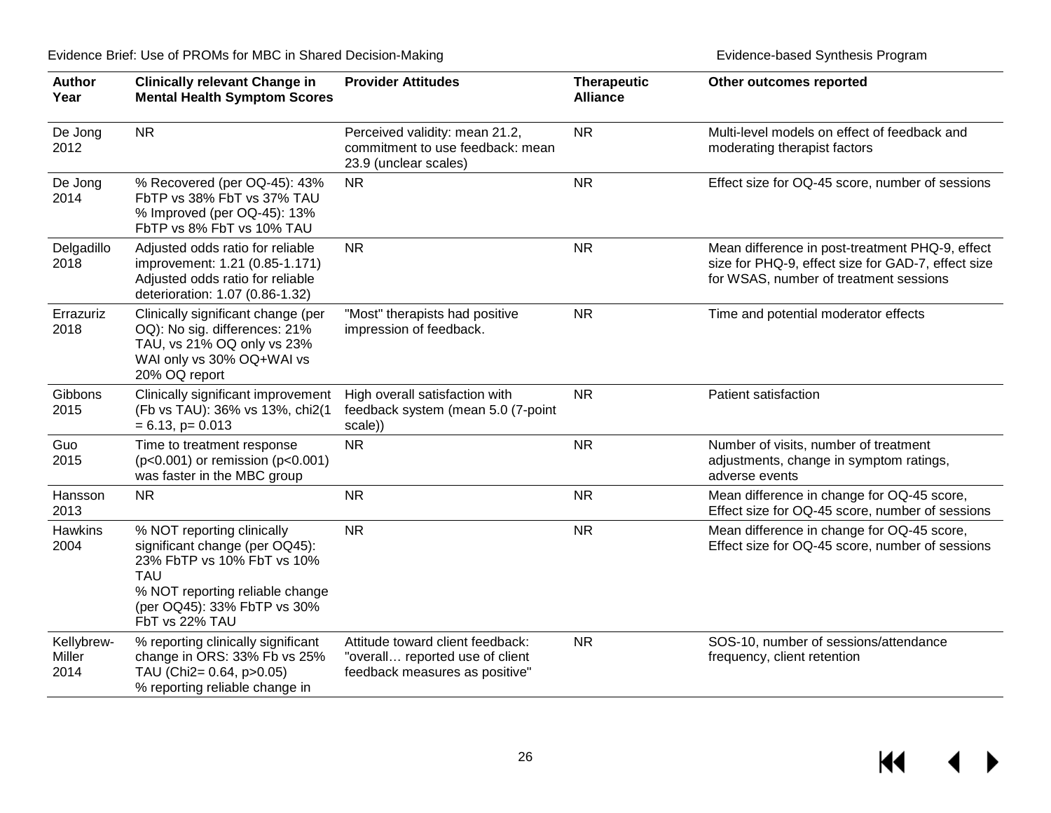| Author Year | Clinically relevant Change in Mental Health Symptom Scores | Provider Attitudes | Therapeutic Alliance | Other outcomes reported |
|---|---|---|---|---|
| De Jong 2012 | NR | Perceived validity: mean 21.2, commitment to use feedback: mean 23.9 (unclear scales) | NR | Multi-level models on effect of feedback and moderating therapist factors |
| De Jong 2014 | % Recovered (per OQ-45): 43% FbTP vs 38% FbT vs 37% TAU<br>% Improved (per OQ-45): 13% FbTP vs 8% FbT vs 10% TAU | NR | NR | Effect size for OQ-45 score, number of sessions |
| Delgadillo 2018 | Adjusted odds ratio for reliable improvement: 1.21 (0.85-1.171)<br>Adjusted odds ratio for reliable deterioration: 1.07 (0.86-1.32) | NR | NR | Mean difference in post-treatment PHQ-9, effect size for PHQ-9, effect size for GAD-7, effect size for WSAS, number of treatment sessions |
| Errazuriz 2018 | Clinically significant change (per OQ): No sig. differences: 21% TAU, vs 21% OQ only vs 23% WAI only vs 30% OQ+WAI vs 20% OQ report | "Most" therapists had positive impression of feedback. | NR | Time and potential moderator effects |
| Gibbons 2015 | Clinically significant improvement (Fb vs TAU): 36% vs 13%, chi2(1 = 6.13, p= 0.013 | High overall satisfaction with feedback system (mean 5.0 (7-point scale)) | NR | Patient satisfaction |
| Guo 2015 | Time to treatment response (p<0.001) or remission (p<0.001) was faster in the MBC group | NR | NR | Number of visits, number of treatment adjustments, change in symptom ratings, adverse events |
| Hansson 2013 | NR | NR | NR | Mean difference in change for OQ-45 score, Effect size for OQ-45 score, number of sessions |
| Hawkins 2004 | % NOT reporting clinically significant change (per OQ45): 23% FbTP vs 10% FbT vs 10% TAU<br>% NOT reporting reliable change (per OQ45): 33% FbTP vs 30% FbT vs 22% TAU | NR | NR | Mean difference in change for OQ-45 score, Effect size for OQ-45 score, number of sessions |
| Kellybrew-Miller 2014 | % reporting clinically significant change in ORS: 33% Fb vs 25% TAU (Chi2= 0.64, p>0.05)<br>% reporting reliable change in | Attitude toward client feedback: "overall… reported use of client feedback measures as positive" | NR | SOS-10, number of sessions/attendance frequency, client retention |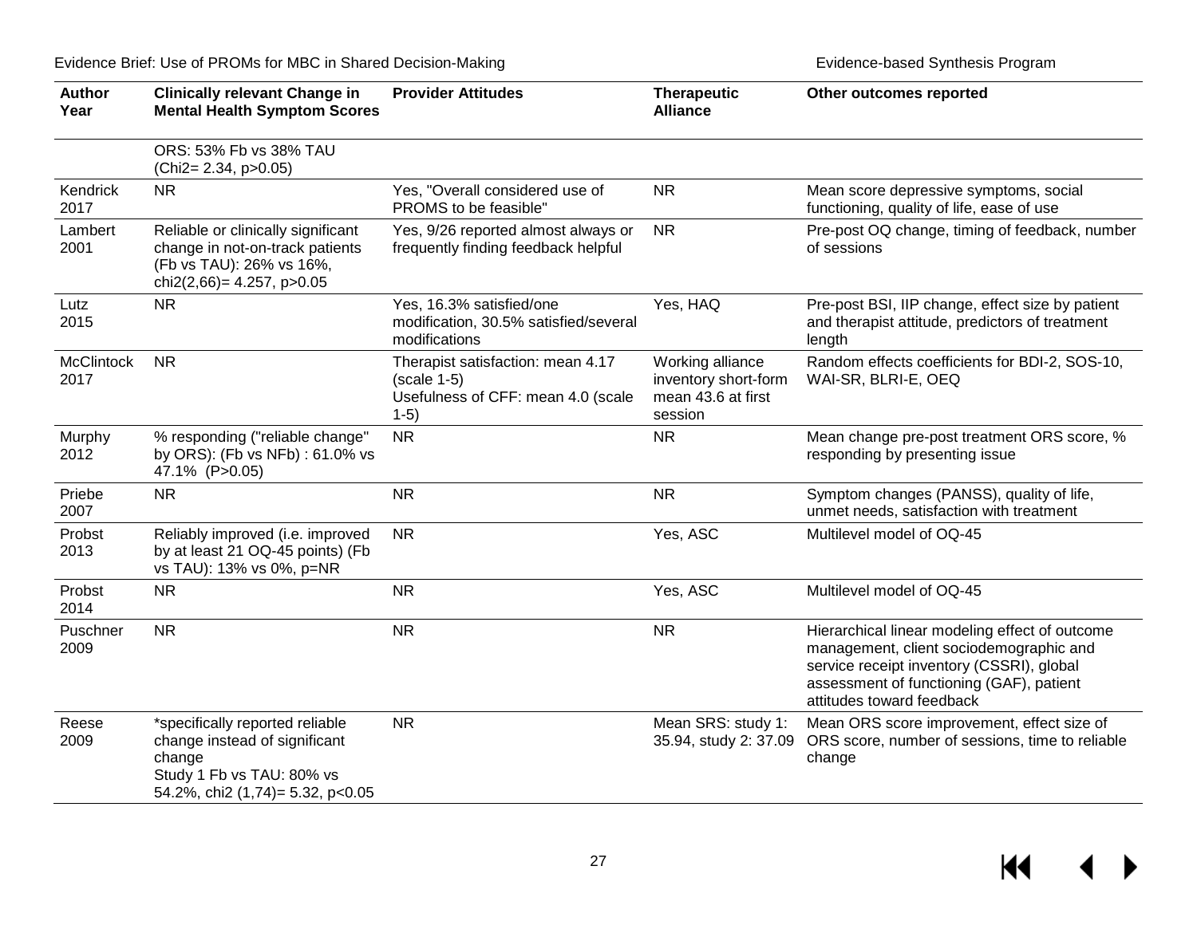| Author Year | Clinically relevant Change in Mental Health Symptom Scores | Provider Attitudes | Therapeutic Alliance | Other outcomes reported |
| --- | --- | --- | --- | --- |
| | ORS: 53% Fb vs 38% TAU (Chi2= 2.34, p>0.05) | | | |
| Kendrick 2017 | NR | Yes, "Overall considered use of PROMS to be feasible" | NR | Mean score depressive symptoms, social functioning, quality of life, ease of use |
| Lambert 2001 | Reliable or clinically significant change in not-on-track patients (Fb vs TAU): 26% vs 16%, chi2(2,66)= 4.257, p>0.05 | Yes, 9/26 reported almost always or frequently finding feedback helpful | NR | Pre-post OQ change, timing of feedback, number of sessions |
| Lutz 2015 | NR | Yes, 16.3% satisfied/one modification, 30.5% satisfied/several modifications | Yes, HAQ | Pre-post BSI, IIP change, effect size by patient and therapist attitude, predictors of treatment length |
| McClintock 2017 | NR | Therapist satisfaction: mean 4.17 (scale 1-5)<br>Usefulness of CFF: mean 4.0 (scale 1-5) | Working alliance inventory short-form mean 43.6 at first session | Random effects coefficients for BDI-2, SOS-10, WAI-SR, BLRI-E, OEQ |
| Murphy 2012 | % responding ("reliable change" by ORS): (Fb vs NFb) : 61.0% vs 47.1% (P>0.05) | NR | NR | Mean change pre-post treatment ORS score, % responding by presenting issue |
| Priebe 2007 | NR | NR | NR | Symptom changes (PANSS), quality of life, unmet needs, satisfaction with treatment |
| Probst 2013 | Reliably improved (i.e. improved by at least 21 OQ-45 points) (Fb vs TAU): 13% vs 0%, p=NR | NR | Yes, ASC | Multilevel model of OQ-45 |
| Probst 2014 | NR | NR | Yes, ASC | Multilevel model of OQ-45 |
| Puschner 2009 | NR | NR | NR | Hierarchical linear modeling effect of outcome management, client sociodemographic and service receipt inventory (CSSRI), global assessment of functioning (GAF), patient attitudes toward feedback |
| Reese 2009 | *specifically reported reliable change instead of significant change<br>Study 1 Fb vs TAU: 80% vs 54.2%, chi2 (1,74)= 5.32, p<0.05 | NR | Mean SRS: study 1: 35.94, study 2: 37.09 | Mean ORS score improvement, effect size of ORS score, number of sessions, time to reliable change |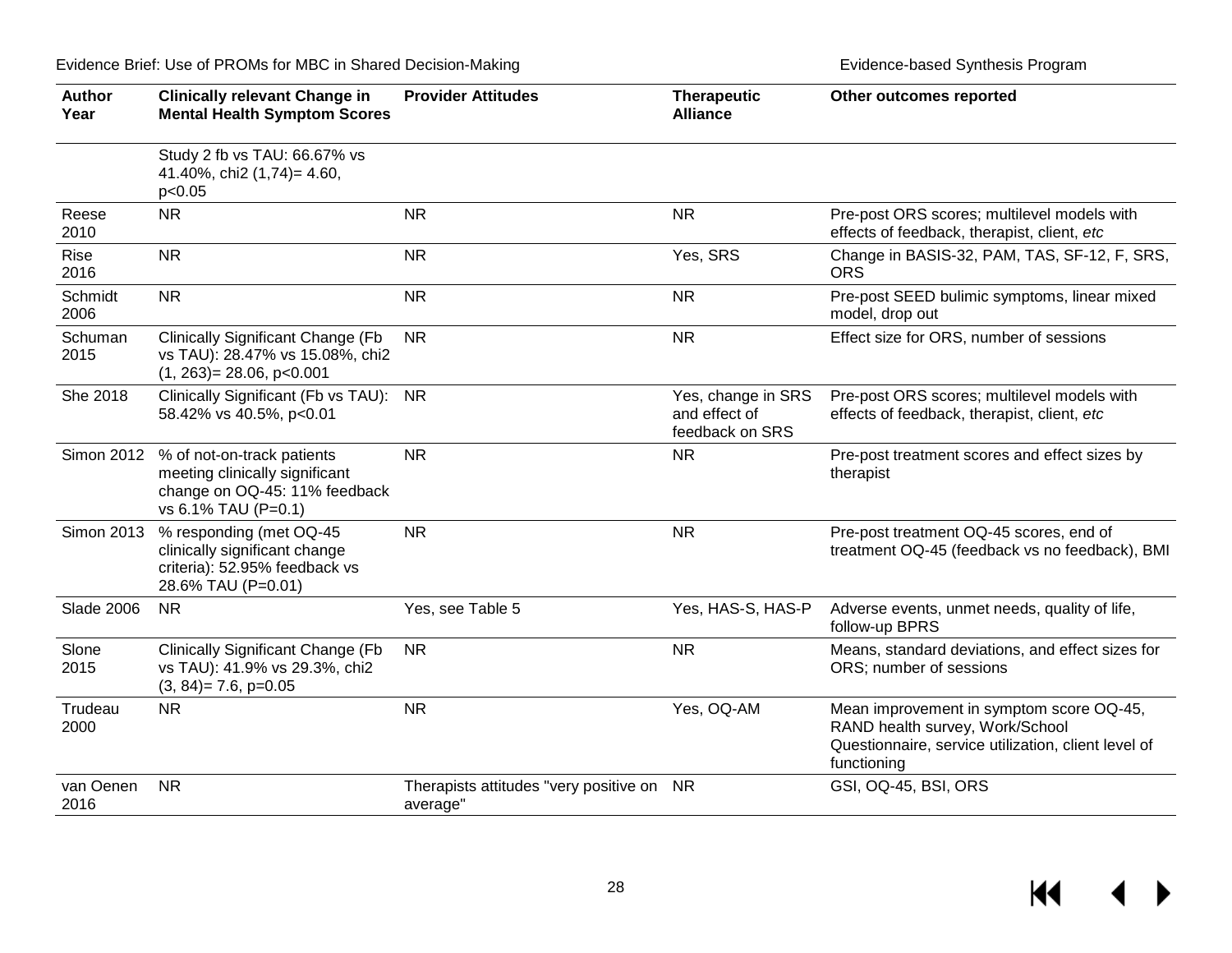| Author Year | Clinically relevant Change in Mental Health Symptom Scores | Provider Attitudes | Therapeutic Alliance | Other outcomes reported |
|---|---|---|---|---|
| | Study 2 fb vs TAU: 66.67% vs 41.40%, chi2 (1,74)= 4.60, p<0.05 | | | |
| Reese 2010 | NR | NR | NR | Pre-post ORS scores; multilevel models with effects of feedback, therapist, client, *etc* |
| Rise 2016 | NR | NR | Yes, SRS | Change in BASIS-32, PAM, TAS, SF-12, F, SRS, ORS |
| Schmidt 2006 | NR | NR | NR | Pre-post SEED bulimic symptoms, linear mixed model, drop out |
| Schuman 2015 | Clinically Significant Change (Fb vs TAU): 28.47% vs 15.08%, chi2 (1, 263)= 28.06, p<0.001 | NR | NR | Effect size for ORS, number of sessions |
| She 2018 | Clinically Significant (Fb vs TAU): 58.42% vs 40.5%, p<0.01 | NR | Yes, change in SRS and effect of feedback on SRS | Pre-post ORS scores; multilevel models with effects of feedback, therapist, client, *etc* |
| Simon 2012 | % of not-on-track patients meeting clinically significant change on OQ-45: 11% feedback vs 6.1% TAU (P=0.1) | NR | NR | Pre-post treatment scores and effect sizes by therapist |
| Simon 2013 | % responding (met OQ-45 clinically significant change criteria): 52.95% feedback vs 28.6% TAU (P=0.01) | NR | NR | Pre-post treatment OQ-45 scores, end of treatment OQ-45 (feedback vs no feedback), BMI |
| Slade 2006 | NR | Yes, see Table 5 | Yes, HAS-S, HAS-P | Adverse events, unmet needs, quality of life, follow-up BPRS |
| Slone 2015 | Clinically Significant Change (Fb vs TAU): 41.9% vs 29.3%, chi2 (3, 84)= 7.6, p=0.05 | NR | NR | Means, standard deviations, and effect sizes for ORS; number of sessions |
| Trudeau 2000 | NR | NR | Yes, OQ-AM | Mean improvement in symptom score OQ-45, RAND health survey, Work/School Questionnaire, service utilization, client level of functioning |
| van Oenen 2016 | NR | Therapists attitudes "very positive on average" | NR | GSI, OQ-45, BSI, ORS |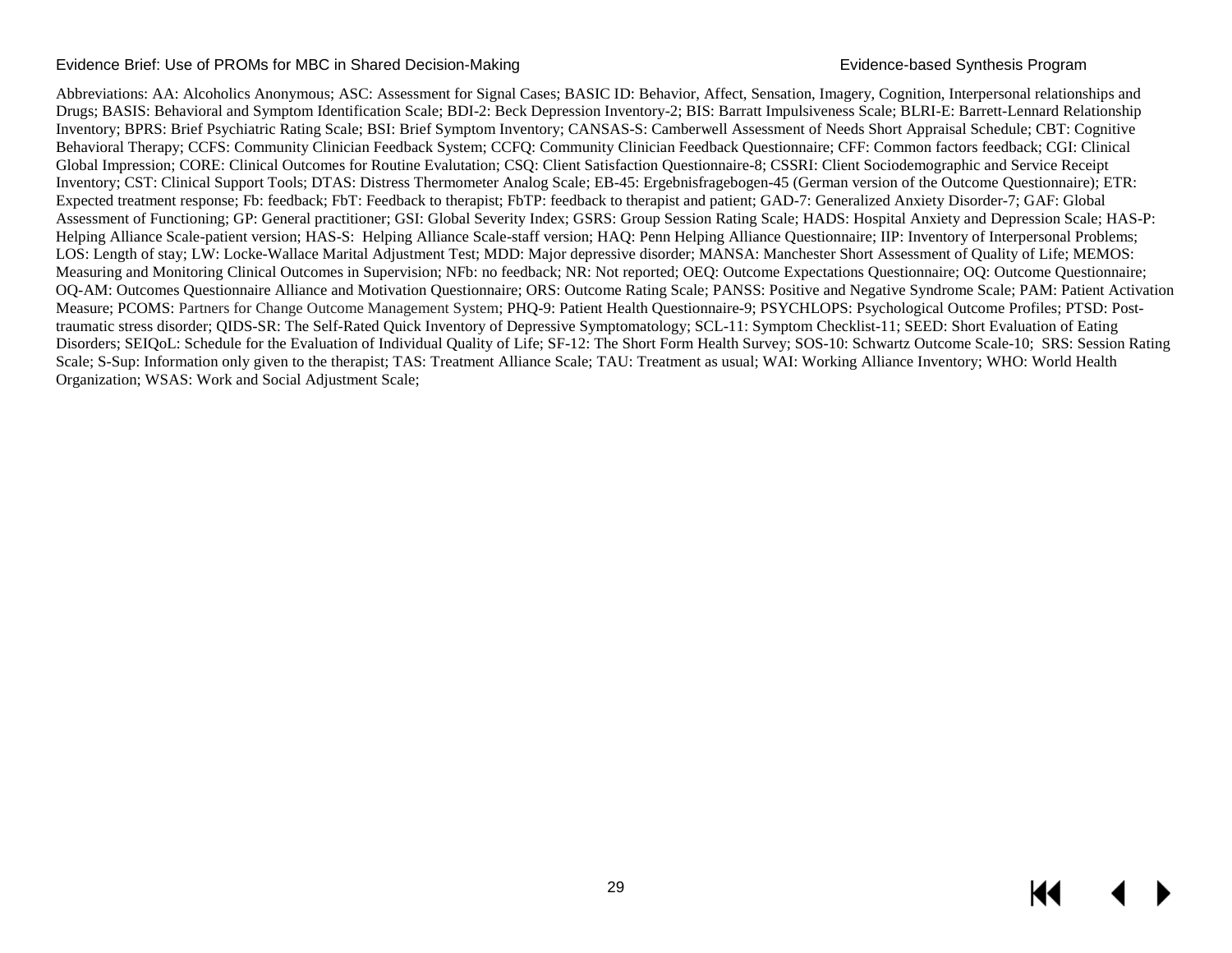Abbreviations: AA: Alcoholics Anonymous; ASC: Assessment for Signal Cases; BASIC ID: Behavior, Affect, Sensation, Imagery, Cognition, Interpersonal relationships and Drugs; BASIS: Behavioral and Symptom Identification Scale; BDI-2: Beck Depression Inventory-2; BIS: Barratt Impulsiveness Scale; BLRI-E: Barrett-Lennard Relationship Inventory; BPRS: Brief Psychiatric Rating Scale; BSI: Brief Symptom Inventory; CANSAS-S: Camberwell Assessment of Needs Short Appraisal Schedule; CBT: Cognitive Behavioral Therapy; CCFS: Community Clinician Feedback System; CCFQ: Community Clinician Feedback Questionnaire; CFF: Common factors feedback; CGI: Clinical Global Impression; CORE: Clinical Outcomes for Routine Evalutation; CSQ: Client Satisfaction Questionnaire-8; CSSRI: Client Sociodemographic and Service Receipt Inventory; CST: Clinical Support Tools; DTAS: Distress Thermometer Analog Scale; EB-45: Ergebnisfragebogen-45 (German version of the Outcome Questionnaire); ETR: Expected treatment response; Fb: feedback; FbT: Feedback to therapist; FbTP: feedback to therapist and patient; GAD-7: Generalized Anxiety Disorder-7; GAF: Global Assessment of Functioning; GP: General practitioner; GSI: Global Severity Index; GSRS: Group Session Rating Scale; HADS: Hospital Anxiety and Depression Scale; HAS-P: Helping Alliance Scale-patient version; HAS-S: Helping Alliance Scale-staff version; HAQ: Penn Helping Alliance Questionnaire; IIP: Inventory of Interpersonal Problems; LOS: Length of stay; LW: Locke-Wallace Marital Adjustment Test; MDD: Major depressive disorder; MANSA: Manchester Short Assessment of Quality of Life; MEMOS: Measuring and Monitoring Clinical Outcomes in Supervision; NFb: no feedback; NR: Not reported; OEQ: Outcome Expectations Questionnaire; OQ: Outcome Questionnaire; OQ-AM: Outcomes Questionnaire Alliance and Motivation Questionnaire; ORS: Outcome Rating Scale; PANSS: Positive and Negative Syndrome Scale; PAM: Patient Activation Measure; PCOMS: Partners for Change Outcome Management System; PHQ-9: Patient Health Questionnaire-9; PSYCHLOPS: Psychological Outcome Profiles; PTSD: Post-traumatic stress disorder; QIDS-SR: The Self-Rated Quick Inventory of Depressive Symptomatology; SCL-11: Symptom Checklist-11; SEED: Short Evaluation of Eating Disorders; SEIQoL: Schedule for the Evaluation of Individual Quality of Life; SF-12: The Short Form Health Survey; SOS-10: Schwartz Outcome Scale-10; SRS: Session Rating Scale; S-Sup: Information only given to the therapist; TAS: Treatment Alliance Scale; TAU: Treatment as usual; WAI: Working Alliance Inventory; WHO: World Health Organization; WSAS: Work and Social Adjustment Scale;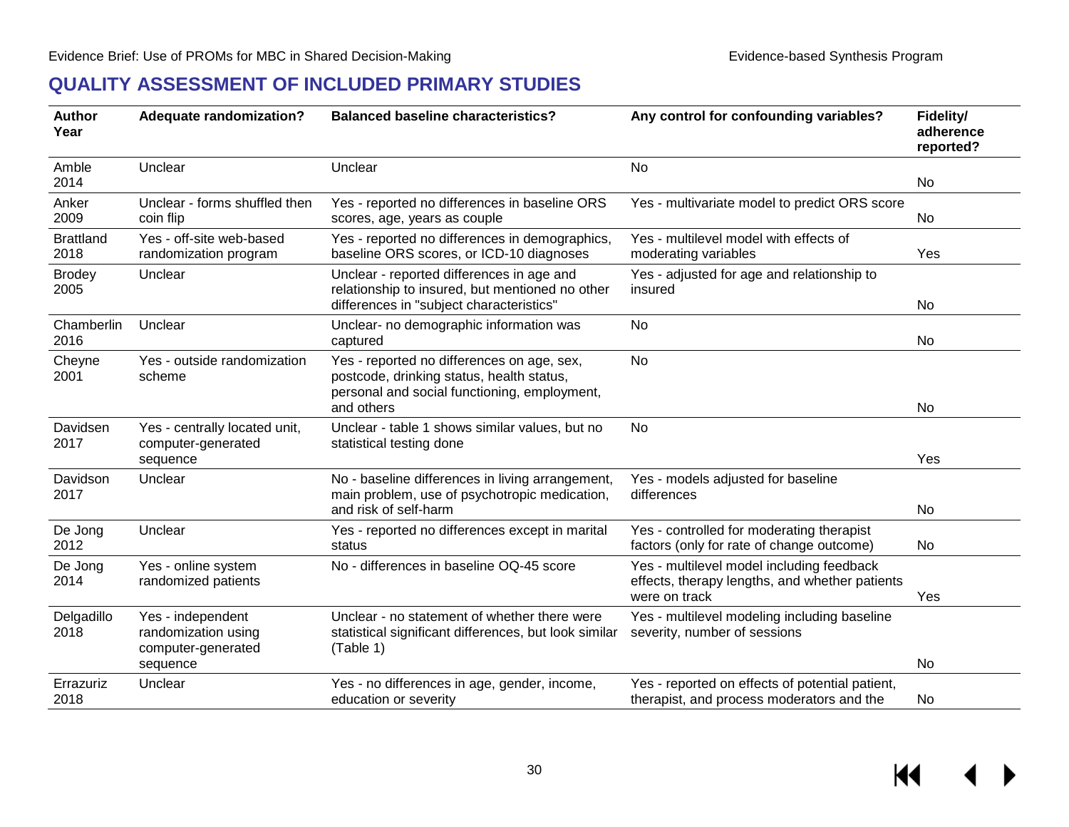## QUALITY ASSESSMENT OF INCLUDED PRIMARY STUDIES

| Author Year | Adequate randomization? | Balanced baseline characteristics? | Any control for confounding variables? | Fidelity/ adherence reported? |
|---|---|---|---|---|
| Amble 2014 | Unclear | Unclear | No | No |
| Anker 2009 | Unclear - forms shuffled then coin flip | Yes - reported no differences in baseline ORS scores, age, years as couple | Yes - multivariate model to predict ORS score | No |
| Brattland 2018 | Yes - off-site web-based randomization program | Yes - reported no differences in demographics, baseline ORS scores, or ICD-10 diagnoses | Yes - multilevel model with effects of moderating variables | Yes |
| Brodey 2005 | Unclear | Unclear - reported differences in age and relationship to insured, but mentioned no other differences in "subject characteristics" | Yes - adjusted for age and relationship to insured | No |
| Chamberlin 2016 | Unclear | Unclear- no demographic information was captured | No | No |
| Cheyne 2001 | Yes - outside randomization scheme | Yes - reported no differences on age, sex, postcode, drinking status, health status, personal and social functioning, employment, and others | No | No |
| Davidsen 2017 | Yes - centrally located unit, computer-generated sequence | Unclear - table 1 shows similar values, but no statistical testing done | No | Yes |
| Davidson 2017 | Unclear | No - baseline differences in living arrangement, main problem, use of psychotropic medication, and risk of self-harm | Yes - models adjusted for baseline differences | No |
| De Jong 2012 | Unclear | Yes - reported no differences except in marital status | Yes - controlled for moderating therapist factors (only for rate of change outcome) | No |
| De Jong 2014 | Yes - online system randomized patients | No - differences in baseline OQ-45 score | Yes - multilevel model including feedback effects, therapy lengths, and whether patients were on track | Yes |
| Delgadillo 2018 | Yes - independent randomization using computer-generated sequence | Unclear - no statement of whether there were statistical significant differences, but look similar (Table 1) | Yes - multilevel modeling including baseline severity, number of sessions | No |
| Errazuriz 2018 | Unclear | Yes - no differences in age, gender, income, education or severity | Yes - reported on effects of potential patient, therapist, and process moderators and the | No |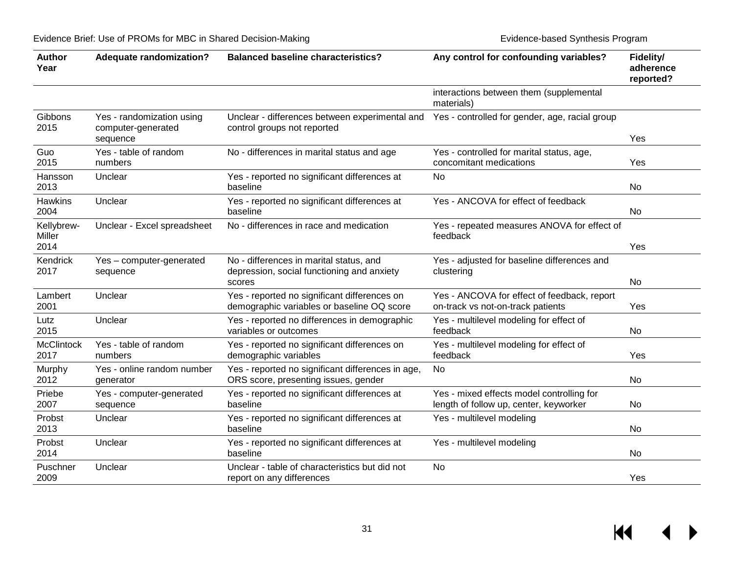| Author Year | Adequate randomization? | Balanced baseline characteristics? | Any control for confounding variables? | Fidelity/ adherence reported? |
|---|---|---|---|---|
| | | | interactions between them (supplemental materials) | |
| Gibbons 2015 | Yes - randomization using computer-generated sequence | Unclear - differences between experimental and control groups not reported | Yes - controlled for gender, age, racial group | Yes |
| Guo 2015 | Yes - table of random numbers | No - differences in marital status and age | Yes - controlled for marital status, age, concomitant medications | Yes |
| Hansson 2013 | Unclear | Yes - reported no significant differences at baseline | No | No |
| Hawkins 2004 | Unclear | Yes - reported no significant differences at baseline | Yes - ANCOVA for effect of feedback | No |
| Kellybrew-Miller 2014 | Unclear - Excel spreadsheet | No - differences in race and medication | Yes - repeated measures ANOVA for effect of feedback | Yes |
| Kendrick 2017 | Yes – computer-generated sequence | No - differences in marital status, and depression, social functioning and anxiety scores | Yes - adjusted for baseline differences and clustering | No |
| Lambert 2001 | Unclear | Yes - reported no significant differences on demographic variables or baseline OQ score | Yes - ANCOVA for effect of feedback, report on-track vs not-on-track patients | Yes |
| Lutz 2015 | Unclear | Yes - reported no differences in demographic variables or outcomes | Yes - multilevel modeling for effect of feedback | No |
| McClintock 2017 | Yes - table of random numbers | Yes - reported no significant differences on demographic variables | Yes - multilevel modeling for effect of feedback | Yes |
| Murphy 2012 | Yes - online random number generator | Yes - reported no significant differences in age, ORS score, presenting issues, gender | No | No |
| Priebe 2007 | Yes - computer-generated sequence | Yes - reported no significant differences at baseline | Yes - mixed effects model controlling for length of follow up, center, keyworker | No |
| Probst 2013 | Unclear | Yes - reported no significant differences at baseline | Yes - multilevel modeling | No |
| Probst 2014 | Unclear | Yes - reported no significant differences at baseline | Yes - multilevel modeling | No |
| Puschner 2009 | Unclear | Unclear - table of characteristics but did not report on any differences | No | Yes |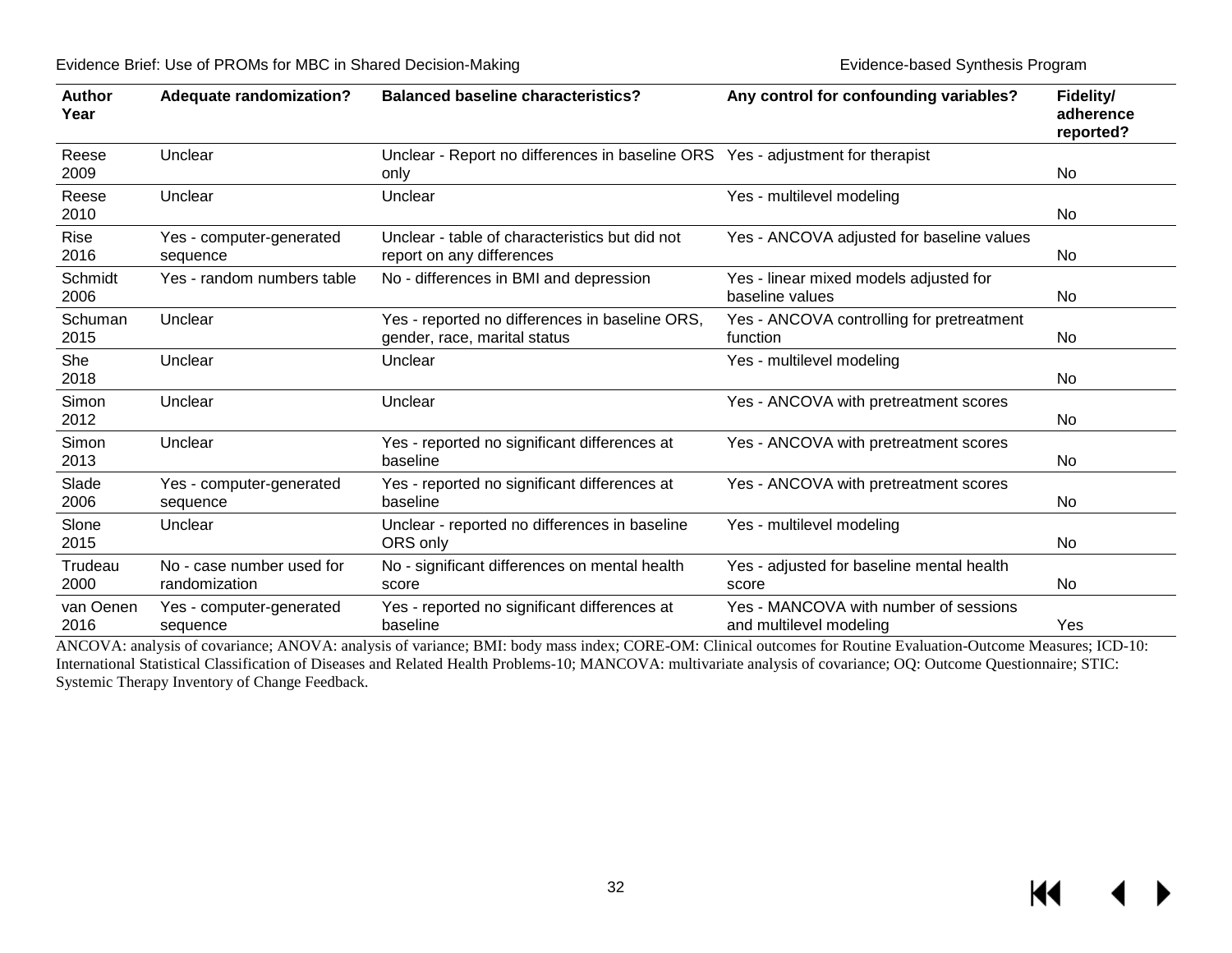| Author Year | Adequate randomization? | Balanced baseline characteristics? | Any control for confounding variables? | Fidelity/ adherence reported? |
|---|---|---|---|---|
| Reese 2009 | Unclear | Unclear - Report no differences in baseline ORS only | Yes - adjustment for therapist | No |
| Reese 2010 | Unclear | Unclear | Yes - multilevel modeling | No |
| Rise 2016 | Yes - computer-generated sequence | Unclear - table of characteristics but did not report on any differences | Yes - ANCOVA adjusted for baseline values | No |
| Schmidt 2006 | Yes - random numbers table | No - differences in BMI and depression | Yes - linear mixed models adjusted for baseline values | No |
| Schuman 2015 | Unclear | Yes - reported no differences in baseline ORS, gender, race, marital status | Yes - ANCOVA controlling for pretreatment function | No |
| She 2018 | Unclear | Unclear | Yes - multilevel modeling | No |
| Simon 2012 | Unclear | Unclear | Yes - ANCOVA with pretreatment scores | No |
| Simon 2013 | Unclear | Yes - reported no significant differences at baseline | Yes - ANCOVA with pretreatment scores | No |
| Slade 2006 | Yes - computer-generated sequence | Yes - reported no significant differences at baseline | Yes - ANCOVA with pretreatment scores | No |
| Slone 2015 | Unclear | Unclear - reported no differences in baseline ORS only | Yes - multilevel modeling | No |
| Trudeau 2000 | No - case number used for randomization | No - significant differences on mental health score | Yes - adjusted for baseline mental health score | No |
| van Oenen 2016 | Yes - computer-generated sequence | Yes - reported no significant differences at baseline | Yes - MANCOVA with number of sessions and multilevel modeling | Yes |

ANCOVA: analysis of covariance; ANOVA: analysis of variance; BMI: body mass index; CORE-OM: Clinical outcomes for Routine Evaluation-Outcome Measures; ICD-10: International Statistical Classification of Diseases and Related Health Problems-10; MANCOVA: multivariate analysis of covariance; OQ: Outcome Questionnaire; STIC: Systemic Therapy Inventory of Change Feedback.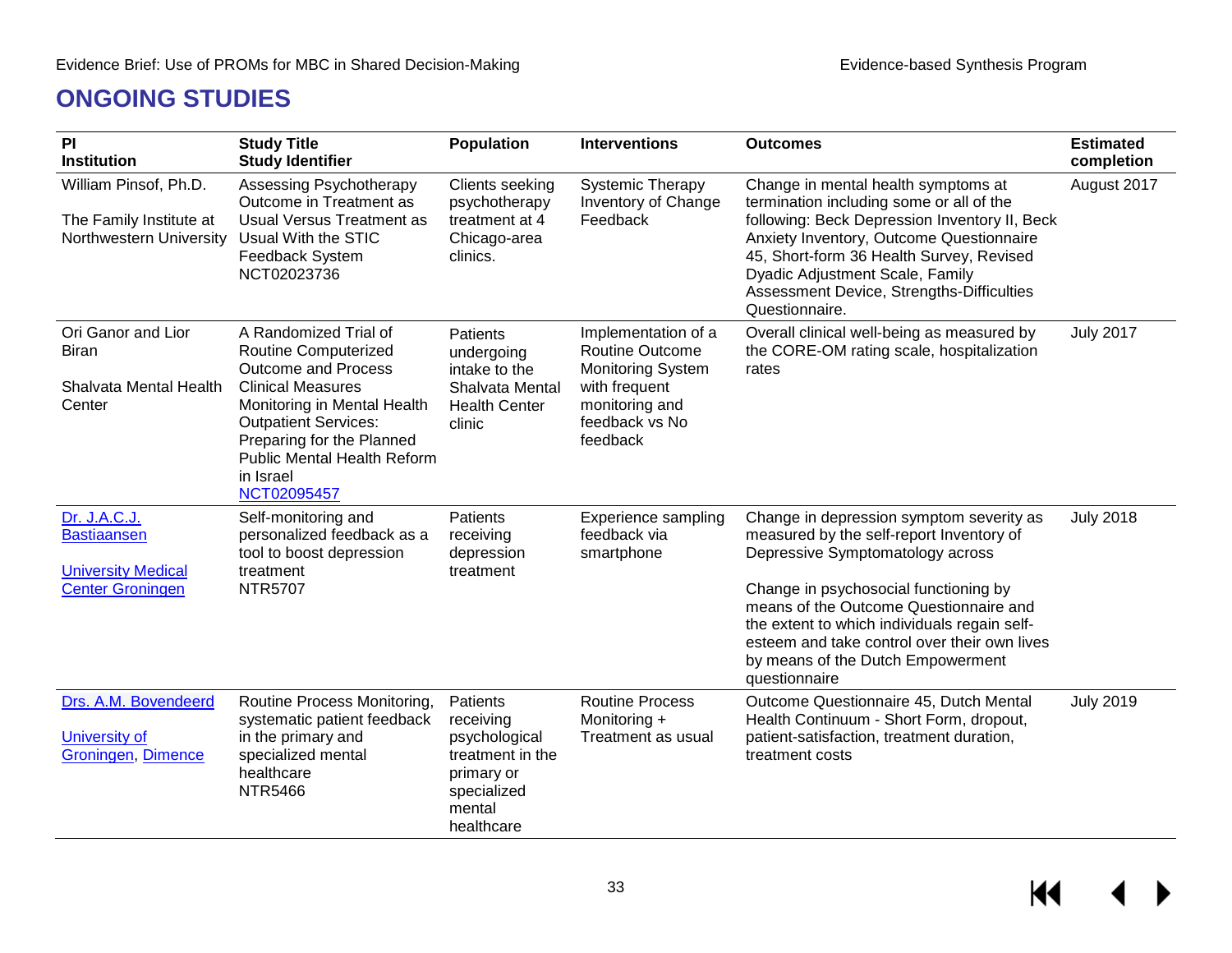## ONGOING STUDIES

| PI<br>Institution | Study Title<br>Study Identifier | Population | Interventions | Outcomes | Estimated completion |
|---|---|---|---|---|---|
| William Pinsof, Ph.D.<br><br>The Family Institute at Northwestern University | Assessing Psychotherapy Outcome in Treatment as Usual Versus Treatment as Usual With the STIC Feedback System<br>NCT02023736 | Clients seeking psychotherapy treatment at 4 Chicago-area clinics. | Systemic Therapy Inventory of Change Feedback | Change in mental health symptoms at termination including some or all of the following: Beck Depression Inventory II, Beck Anxiety Inventory, Outcome Questionnaire 45, Short-form 36 Health Survey, Revised Dyadic Adjustment Scale, Family Assessment Device, Strengths-Difficulties Questionnaire. | August 2017 |
| Ori Ganor and Lior Biran<br><br>Shalvata Mental Health Center | A Randomized Trial of Routine Computerized Outcome and Process Clinical Measures Monitoring in Mental Health Outpatient Services: Preparing for the Planned Public Mental Health Reform in Israel<br>NCT02095457 | Patients undergoing intake to the Shalvata Mental Health Center clinic | Implementation of a Routine Outcome Monitoring System with frequent monitoring and feedback vs No feedback | Overall clinical well-being as measured by the CORE-OM rating scale, hospitalization rates | July 2017 |
| Dr. J.A.C.J. Bastiaansen<br><br>University Medical Center Groningen | Self-monitoring and personalized feedback as a tool to boost depression treatment<br>NTR5707 | Patients receiving depression treatment | Experience sampling feedback via smartphone | Change in depression symptom severity as measured by the self-report Inventory of Depressive Symptomatology across<br><br>Change in psychosocial functioning by means of the Outcome Questionnaire and the extent to which individuals regain self-esteem and take control over their own lives by means of the Dutch Empowerment questionnaire | July 2018 |
| Drs. A.M. Bovendeerd<br><br>University of Groningen, Dimence | Routine Process Monitoring, systematic patient feedback in the primary and specialized mental healthcare<br>NTR5466 | Patients receiving psychological treatment in the primary or specialized mental healthcare | Routine Process Monitoring + Treatment as usual | Outcome Questionnaire 45, Dutch Mental Health Continuum - Short Form, dropout, patient-satisfaction, treatment duration, treatment costs | July 2019 |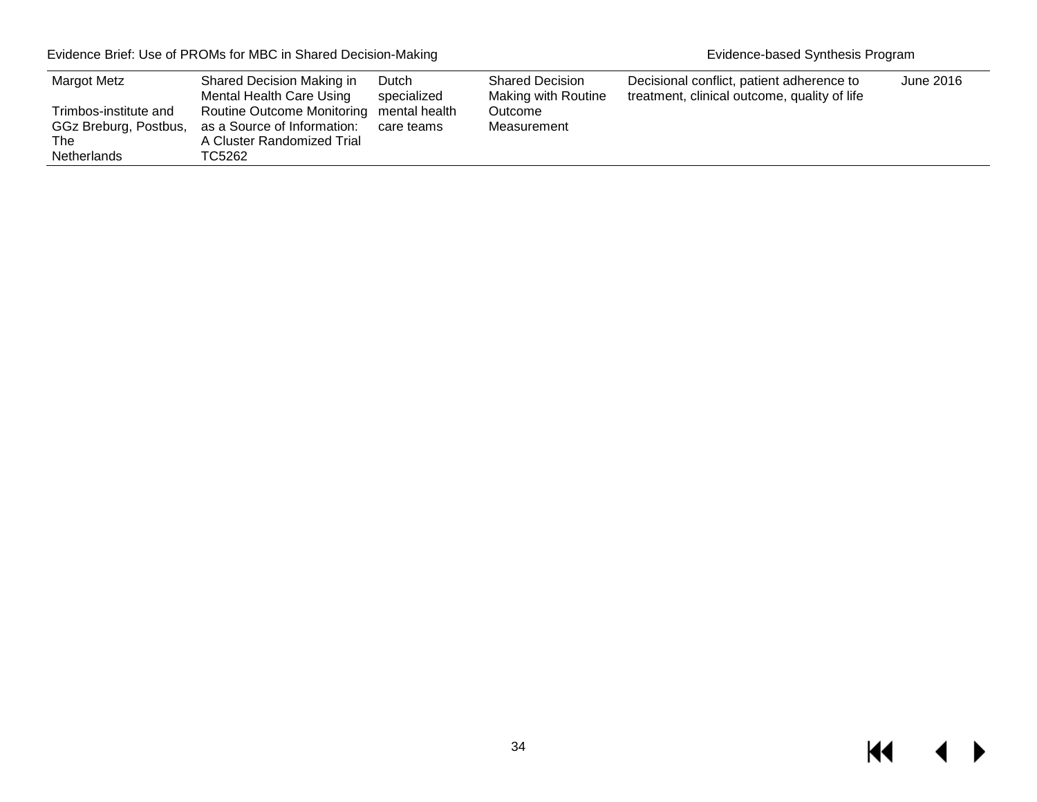| | | | | | |
|---|---|---|---|---|---|
| Margot Metz<br><br>Trimbos-institute and GGz Breburg, Postbus, The Netherlands | Shared Decision Making in Mental Health Care Using Routine Outcome Monitoring as a Source of Information: A Cluster Randomized Trial TC5262 | Dutch specialized mental health care teams | Shared Decision Making with Routine Outcome Measurement | Decisional conflict, patient adherence to treatment, clinical outcome, quality of life | June 2016 |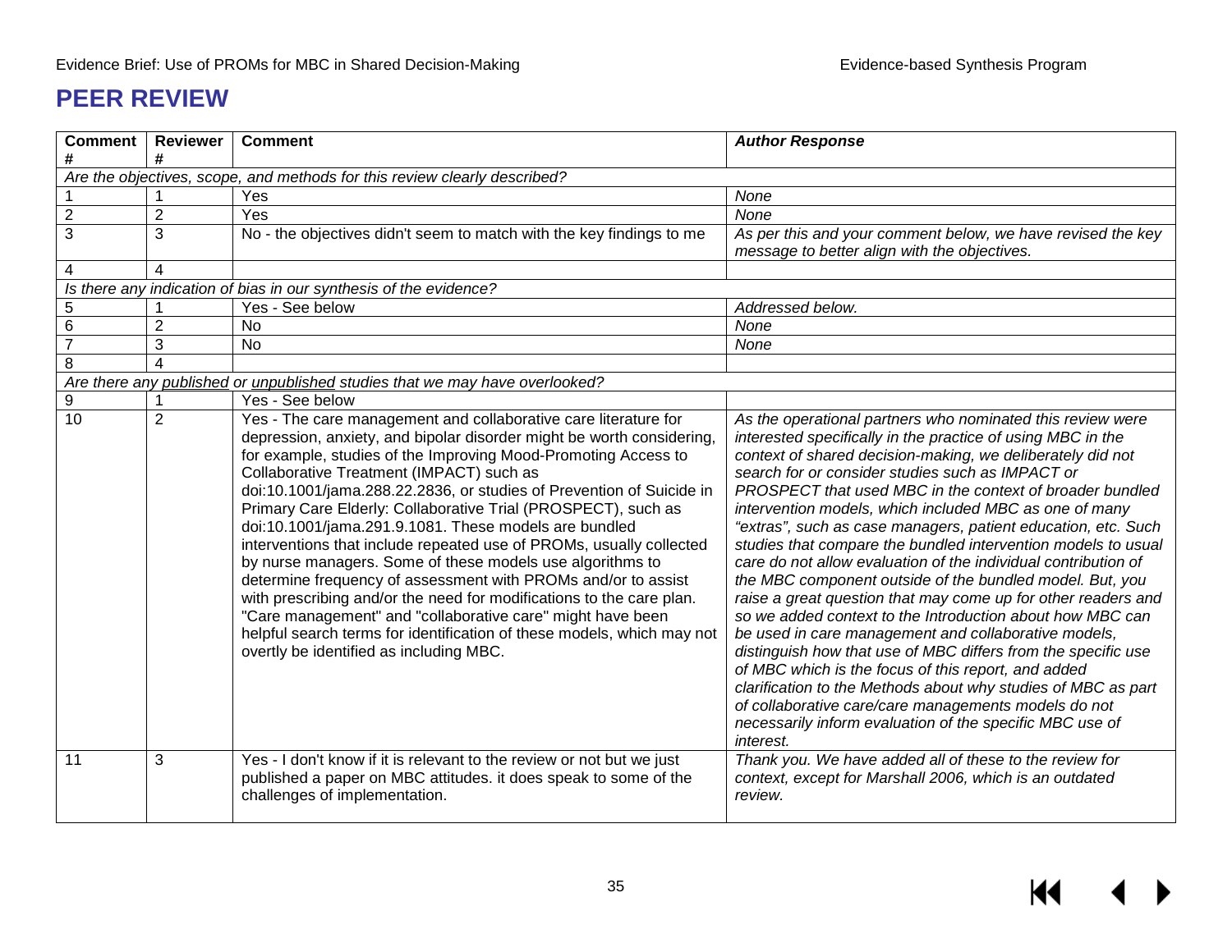# PEER REVIEW

| Comment # | Reviewer # | Comment | *Author Response* |
|---|---|---|---|
| *Are the objectives, scope, and methods for this review clearly described?* | | | |
| 1 | 1 | Yes | *None* |
| 2 | 2 | Yes | *None* |
| 3 | 3 | No - the objectives didn't seem to match with the key findings to me | *As per this and your comment below, we have revised the key message to better align with the objectives.* |
| 4 | 4 | | |
| *Is there any indication of bias in our synthesis of the evidence?* | | | |
| 5 | 1 | Yes - See below | *Addressed below.* |
| 6 | 2 | No | *None* |
| 7 | 3 | No | *None* |
| 8 | 4 | | |
| *Are there any published or unpublished studies that we may have overlooked?* | | | |
| 9 | 1 | Yes - See below | |
| 10 | 2 | Yes - The care management and collaborative care literature for depression, anxiety, and bipolar disorder might be worth considering, for example, studies of the Improving Mood-Promoting Access to Collaborative Treatment (IMPACT) such as doi:10.1001/jama.288.22.2836, or studies of Prevention of Suicide in Primary Care Elderly: Collaborative Trial (PROSPECT), such as doi:10.1001/jama.291.9.1081. These models are bundled interventions that include repeated use of PROMs, usually collected by nurse managers. Some of these models use algorithms to determine frequency of assessment with PROMs and/or to assist with prescribing and/or the need for modifications to the care plan. "Care management" and "collaborative care" might have been helpful search terms for identification of these models, which may not overtly be identified as including MBC. | *As the operational partners who nominated this review were interested specifically in the practice of using MBC in the context of shared decision-making, we deliberately did not search for or consider studies such as IMPACT or PROSPECT that used MBC in the context of broader bundled intervention models, which included MBC as one of many "extras", such as case managers, patient education, etc. Such studies that compare the bundled intervention models to usual care do not allow evaluation of the individual contribution of the MBC component outside of the bundled model. But, you raise a great question that may come up for other readers and so we added context to the Introduction about how MBC can be used in care management and collaborative models, distinguish how that use of MBC differs from the specific use of MBC which is the focus of this report, and added clarification to the Methods about why studies of MBC as part of collaborative care/care managements models do not necessarily inform evaluation of the specific MBC use of interest.* |
| 11 | 3 | Yes - I don't know if it is relevant to the review or not but we just published a paper on MBC attitudes. it does speak to some of the challenges of implementation. | *Thank you. We have added all of these to the review for context, except for Marshall 2006, which is an outdated review.* |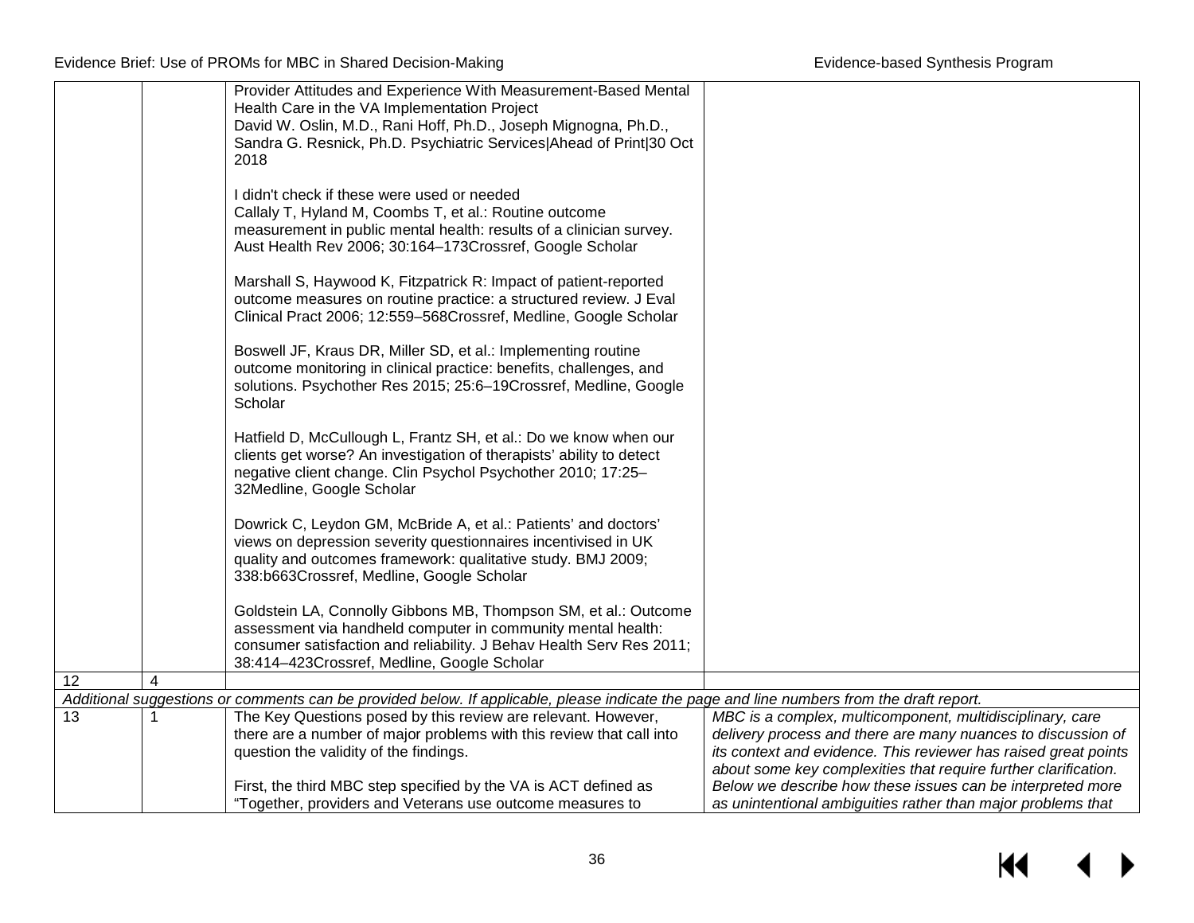| | | | |
|---|---|---|---|
| | | Provider Attitudes and Experience With Measurement-Based Mental Health Care in the VA Implementation Project<br>David W. Oslin, M.D., Rani Hoff, Ph.D., Joseph Mignogna, Ph.D., Sandra G. Resnick, Ph.D. Psychiatric Services\|Ahead of Print\|30 Oct 2018<br><br>I didn't check if these were used or needed<br>Callaly T, Hyland M, Coombs T, et al.: Routine outcome measurement in public mental health: results of a clinician survey. Aust Health Rev 2006; 30:164–173Crossref, Google Scholar<br><br>Marshall S, Haywood K, Fitzpatrick R: Impact of patient-reported outcome measures on routine practice: a structured review. J Eval Clinical Pract 2006; 12:559–568Crossref, Medline, Google Scholar<br><br>Boswell JF, Kraus DR, Miller SD, et al.: Implementing routine outcome monitoring in clinical practice: benefits, challenges, and solutions. Psychother Res 2015; 25:6–19Crossref, Medline, Google Scholar<br><br>Hatfield D, McCullough L, Frantz SH, et al.: Do we know when our clients get worse? An investigation of therapists' ability to detect negative client change. Clin Psychol Psychother 2010; 17:25–32Medline, Google Scholar<br><br>Dowrick C, Leydon GM, McBride A, et al.: Patients' and doctors' views on depression severity questionnaires incentivised in UK quality and outcomes framework: qualitative study. BMJ 2009; 338:b663Crossref, Medline, Google Scholar<br><br>Goldstein LA, Connolly Gibbons MB, Thompson SM, et al.: Outcome assessment via handheld computer in community mental health: consumer satisfaction and reliability. J Behav Health Serv Res 2011; 38:414–423Crossref, Medline, Google Scholar | |
| 12 | 4 | | |
| *Additional suggestions or comments can be provided below. If applicable, please indicate the page and line numbers from the draft report.* | | | |
| 13 | 1 | The Key Questions posed by this review are relevant. However, there are a number of major problems with this review that call into question the validity of the findings.<br><br>First, the third MBC step specified by the VA is ACT defined as "Together, providers and Veterans use outcome measures to | *MBC is a complex, multicomponent, multidisciplinary, care delivery process and there are many nuances to discussion of its context and evidence. This reviewer has raised great points about some key complexities that require further clarification. Below we describe how these issues can be interpreted more as unintentional ambiguities rather than major problems that* |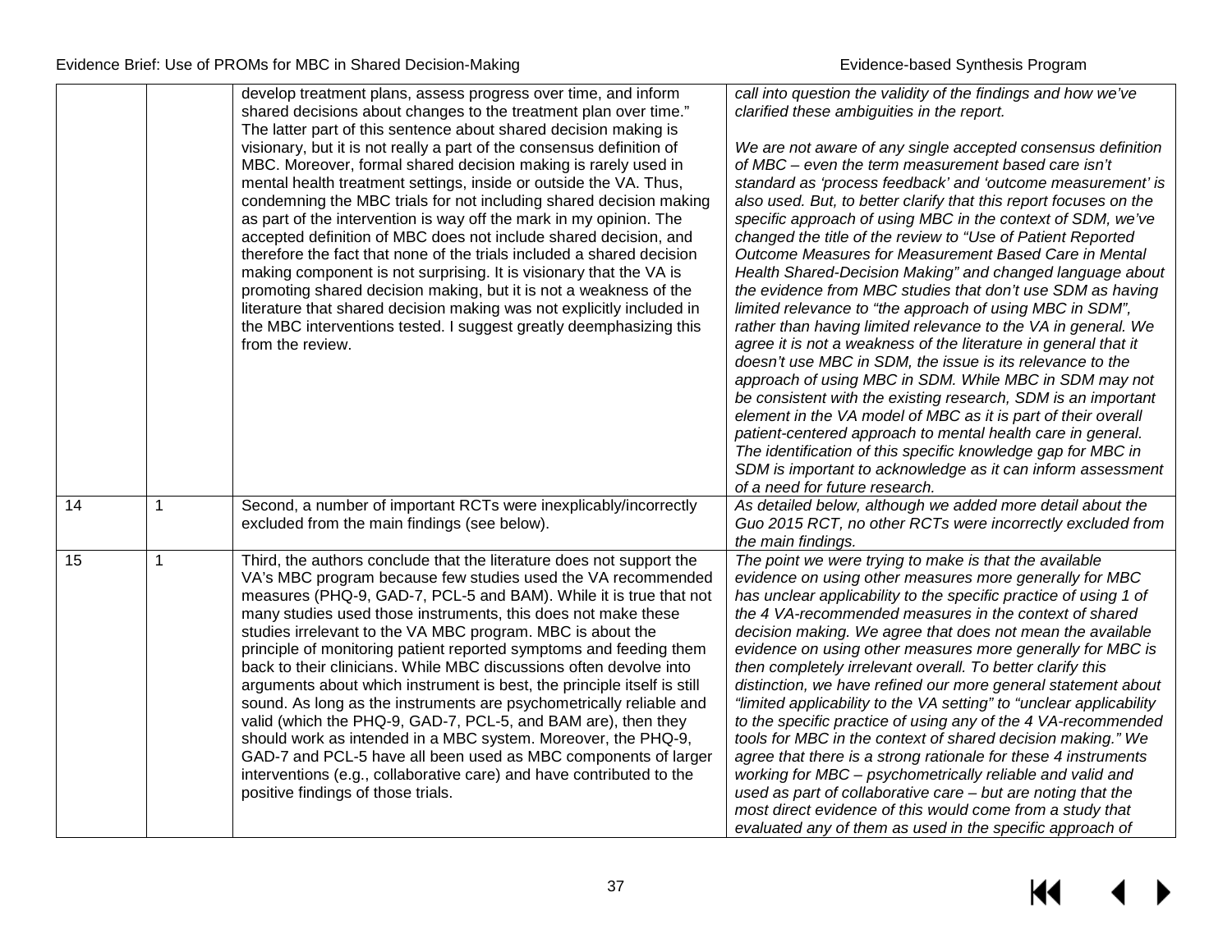| | | | |
|---|---|---|---|
| | | develop treatment plans, assess progress over time, and inform shared decisions about changes to the treatment plan over time." The latter part of this sentence about shared decision making is visionary, but it is not really a part of the consensus definition of MBC. Moreover, formal shared decision making is rarely used in mental health treatment settings, inside or outside the VA. Thus, condemning the MBC trials for not including shared decision making as part of the intervention is way off the mark in my opinion. The accepted definition of MBC does not include shared decision, and therefore the fact that none of the trials included a shared decision making component is not surprising. It is visionary that the VA is promoting shared decision making, but it is not a weakness of the literature that shared decision making was not explicitly included in the MBC interventions tested. I suggest greatly deemphasizing this from the review. | *call into question the validity of the findings and how we've clarified these ambiguities in the report.*<br><br>*We are not aware of any single accepted consensus definition of MBC – even the term measurement based care isn't standard as 'process feedback' and 'outcome measurement' is also used. But, to better clarify that this report focuses on the specific approach of using MBC in the context of SDM, we've changed the title of the review to "Use of Patient Reported Outcome Measures for Measurement Based Care in Mental Health Shared-Decision Making" and changed language about the evidence from MBC studies that don't use SDM as having limited relevance to "the approach of using MBC in SDM", rather than having limited relevance to the VA in general. We agree it is not a weakness of the literature in general that it doesn't use MBC in SDM, the issue is its relevance to the approach of using MBC in SDM. While MBC in SDM may not be consistent with the existing research, SDM is an important element in the VA model of MBC as it is part of their overall patient-centered approach to mental health care in general. The identification of this specific knowledge gap for MBC in SDM is important to acknowledge as it can inform assessment of a need for future research.* |
| 14 | 1 | Second, a number of important RCTs were inexplicably/incorrectly excluded from the main findings (see below). | *As detailed below, although we added more detail about the Guo 2015 RCT, no other RCTs were incorrectly excluded from the main findings.* |
| 15 | 1 | Third, the authors conclude that the literature does not support the VA's MBC program because few studies used the VA recommended measures (PHQ-9, GAD-7, PCL-5 and BAM). While it is true that not many studies used those instruments, this does not make these studies irrelevant to the VA MBC program. MBC is about the principle of monitoring patient reported symptoms and feeding them back to their clinicians. While MBC discussions often devolve into arguments about which instrument is best, the principle itself is still sound. As long as the instruments are psychometrically reliable and valid (which the PHQ-9, GAD-7, PCL-5, and BAM are), then they should work as intended in a MBC system. Moreover, the PHQ-9, GAD-7 and PCL-5 have all been used as MBC components of larger interventions (e.g., collaborative care) and have contributed to the positive findings of those trials. | *The point we were trying to make is that the available evidence on using other measures more generally for MBC has unclear applicability to the specific practice of using 1 of the 4 VA-recommended measures in the context of shared decision making. We agree that does not mean the available evidence on using other measures more generally for MBC is then completely irrelevant overall. To better clarify this distinction, we have refined our more general statement about "limited applicability to the VA setting" to "unclear applicability to the specific practice of using any of the 4 VA-recommended tools for MBC in the context of shared decision making." We agree that there is a strong rationale for these 4 instruments working for MBC – psychometrically reliable and valid and used as part of collaborative care – but are noting that the most direct evidence of this would come from a study that evaluated any of them as used in the specific approach of* |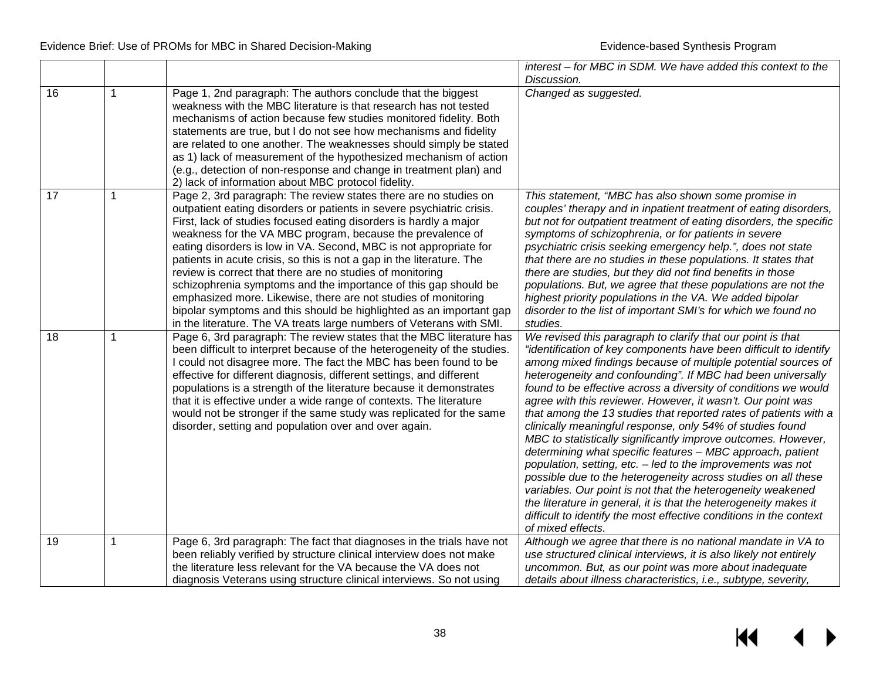| | | | *interest – for MBC in SDM. We have added this context to the Discussion.* |
|---|---|---|---|
| 16 | 1 | Page 1, 2nd paragraph: The authors conclude that the biggest weakness with the MBC literature is that research has not tested mechanisms of action because few studies monitored fidelity. Both statements are true, but I do not see how mechanisms and fidelity are related to one another. The weaknesses should simply be stated as 1) lack of measurement of the hypothesized mechanism of action (e.g., detection of non-response and change in treatment plan) and 2) lack of information about MBC protocol fidelity. | *Changed as suggested.* |
| 17 | 1 | Page 2, 3rd paragraph: The review states there are no studies on outpatient eating disorders or patients in severe psychiatric crisis. First, lack of studies focused eating disorders is hardly a major weakness for the VA MBC program, because the prevalence of eating disorders is low in VA. Second, MBC is not appropriate for patients in acute crisis, so this is not a gap in the literature. The review is correct that there are no studies of monitoring schizophrenia symptoms and the importance of this gap should be emphasized more. Likewise, there are not studies of monitoring bipolar symptoms and this should be highlighted as an important gap in the literature. The VA treats large numbers of Veterans with SMI. | *This statement, "MBC has also shown some promise in couples' therapy and in inpatient treatment of eating disorders, but not for outpatient treatment of eating disorders, the specific symptoms of schizophrenia, or for patients in severe psychiatric crisis seeking emergency help.", does not state that there are no studies in these populations. It states that there are studies, but they did not find benefits in those populations. But, we agree that these populations are not the highest priority populations in the VA. We added bipolar disorder to the list of important SMI's for which we found no studies.* |
| 18 | 1 | Page 6, 3rd paragraph: The review states that the MBC literature has been difficult to interpret because of the heterogeneity of the studies. I could not disagree more. The fact the MBC has been found to be effective for different diagnosis, different settings, and different populations is a strength of the literature because it demonstrates that it is effective under a wide range of contexts. The literature would not be stronger if the same study was replicated for the same disorder, setting and population over and over again. | *We revised this paragraph to clarify that our point is that "identification of key components have been difficult to identify among mixed findings because of multiple potential sources of heterogeneity and confounding". If MBC had been universally found to be effective across a diversity of conditions we would agree with this reviewer. However, it wasn't. Our point was that among the 13 studies that reported rates of patients with a clinically meaningful response, only 54% of studies found MBC to statistically significantly improve outcomes. However, determining what specific features – MBC approach, patient population, setting, etc. – led to the improvements was not possible due to the heterogeneity across studies on all these variables. Our point is not that the heterogeneity weakened the literature in general, it is that the heterogeneity makes it difficult to identify the most effective conditions in the context of mixed effects.* |
| 19 | 1 | Page 6, 3rd paragraph: The fact that diagnoses in the trials have not been reliably verified by structure clinical interview does not make the literature less relevant for the VA because the VA does not diagnosis Veterans using structure clinical interviews. So not using | *Although we agree that there is no national mandate in VA to use structured clinical interviews, it is also likely not entirely uncommon. But, as our point was more about inadequate details about illness characteristics, i.e., subtype, severity,* |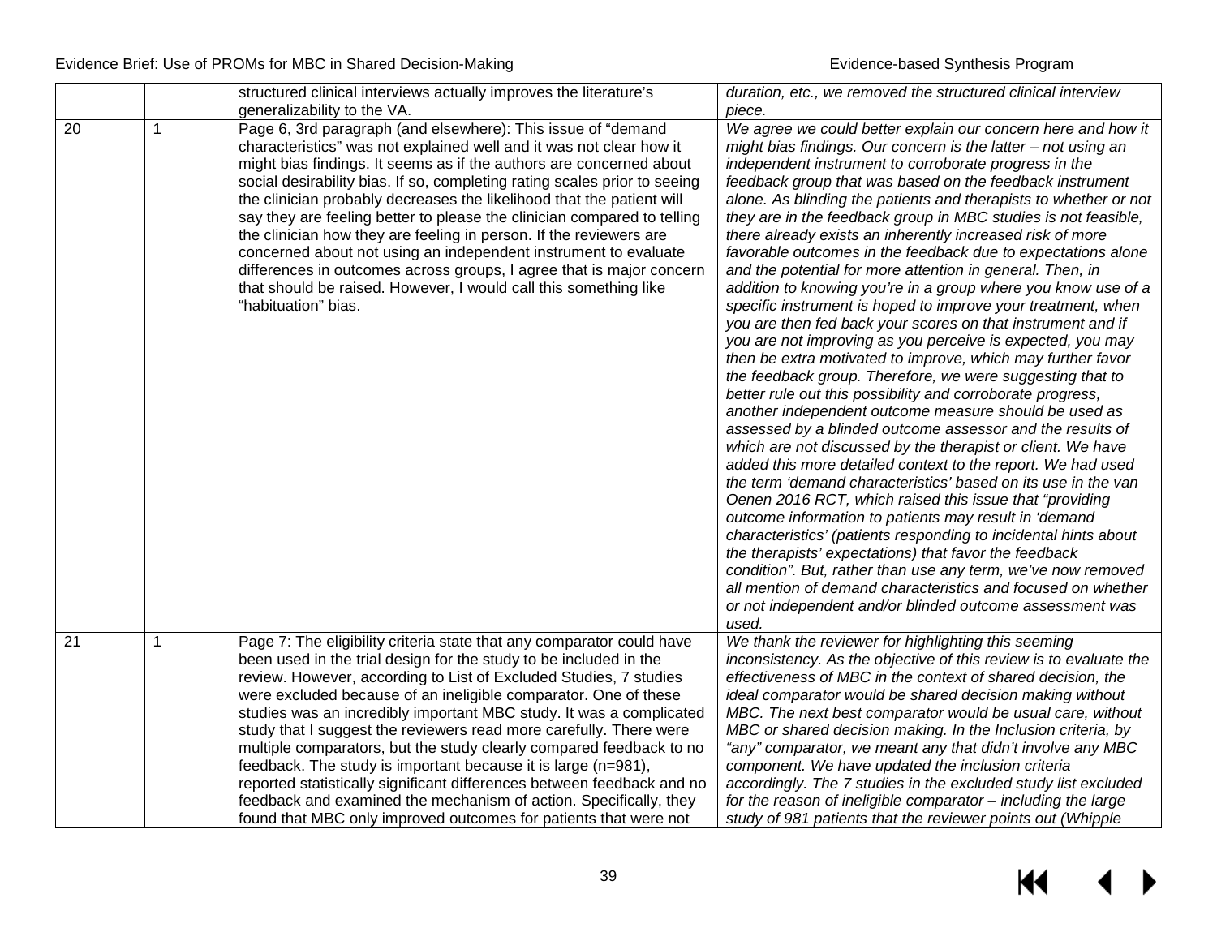|  |  | structured clinical interviews actually improves the literature's generalizability to the VA. | *duration, etc., we removed the structured clinical interview piece.* |
|---|---|---|---|
| 20 | 1 | Page 6, 3rd paragraph (and elsewhere): This issue of "demand characteristics" was not explained well and it was not clear how it might bias findings. It seems as if the authors are concerned about social desirability bias. If so, completing rating scales prior to seeing the clinician probably decreases the likelihood that the patient will say they are feeling better to please the clinician compared to telling the clinician how they are feeling in person. If the reviewers are concerned about not using an independent instrument to evaluate differences in outcomes across groups, I agree that is major concern that should be raised. However, I would call this something like "habituation" bias. | *We agree we could better explain our concern here and how it might bias findings. Our concern is the latter – not using an independent instrument to corroborate progress in the feedback group that was based on the feedback instrument alone. As blinding the patients and therapists to whether or not they are in the feedback group in MBC studies is not feasible, there already exists an inherently increased risk of more favorable outcomes in the feedback due to expectations alone and the potential for more attention in general. Then, in addition to knowing you're in a group where you know use of a specific instrument is hoped to improve your treatment, when you are then fed back your scores on that instrument and if you are not improving as you perceive is expected, you may then be extra motivated to improve, which may further favor the feedback group. Therefore, we were suggesting that to better rule out this possibility and corroborate progress, another independent outcome measure should be used as assessed by a blinded outcome assessor and the results of which are not discussed by the therapist or client. We have added this more detailed context to the report. We had used the term 'demand characteristics' based on its use in the van Oenen 2016 RCT, which raised this issue that "providing outcome information to patients may result in 'demand characteristics' (patients responding to incidental hints about the therapists' expectations) that favor the feedback condition". But, rather than use any term, we've now removed all mention of demand characteristics and focused on whether or not independent and/or blinded outcome assessment was used.* |
| 21 | 1 | Page 7: The eligibility criteria state that any comparator could have been used in the trial design for the study to be included in the review. However, according to List of Excluded Studies, 7 studies were excluded because of an ineligible comparator. One of these studies was an incredibly important MBC study. It was a complicated study that I suggest the reviewers read more carefully. There were multiple comparators, but the study clearly compared feedback to no feedback. The study is important because it is large (n=981), reported statistically significant differences between feedback and no feedback and examined the mechanism of action. Specifically, they found that MBC only improved outcomes for patients that were not | *We thank the reviewer for highlighting this seeming inconsistency. As the objective of this review is to evaluate the effectiveness of MBC in the context of shared decision, the ideal comparator would be shared decision making without MBC. The next best comparator would be usual care, without MBC or shared decision making. In the Inclusion criteria, by "any" comparator, we meant any that didn't involve any MBC component. We have updated the inclusion criteria accordingly. The 7 studies in the excluded study list excluded for the reason of ineligible comparator – including the large study of 981 patients that the reviewer points out (Whipple* |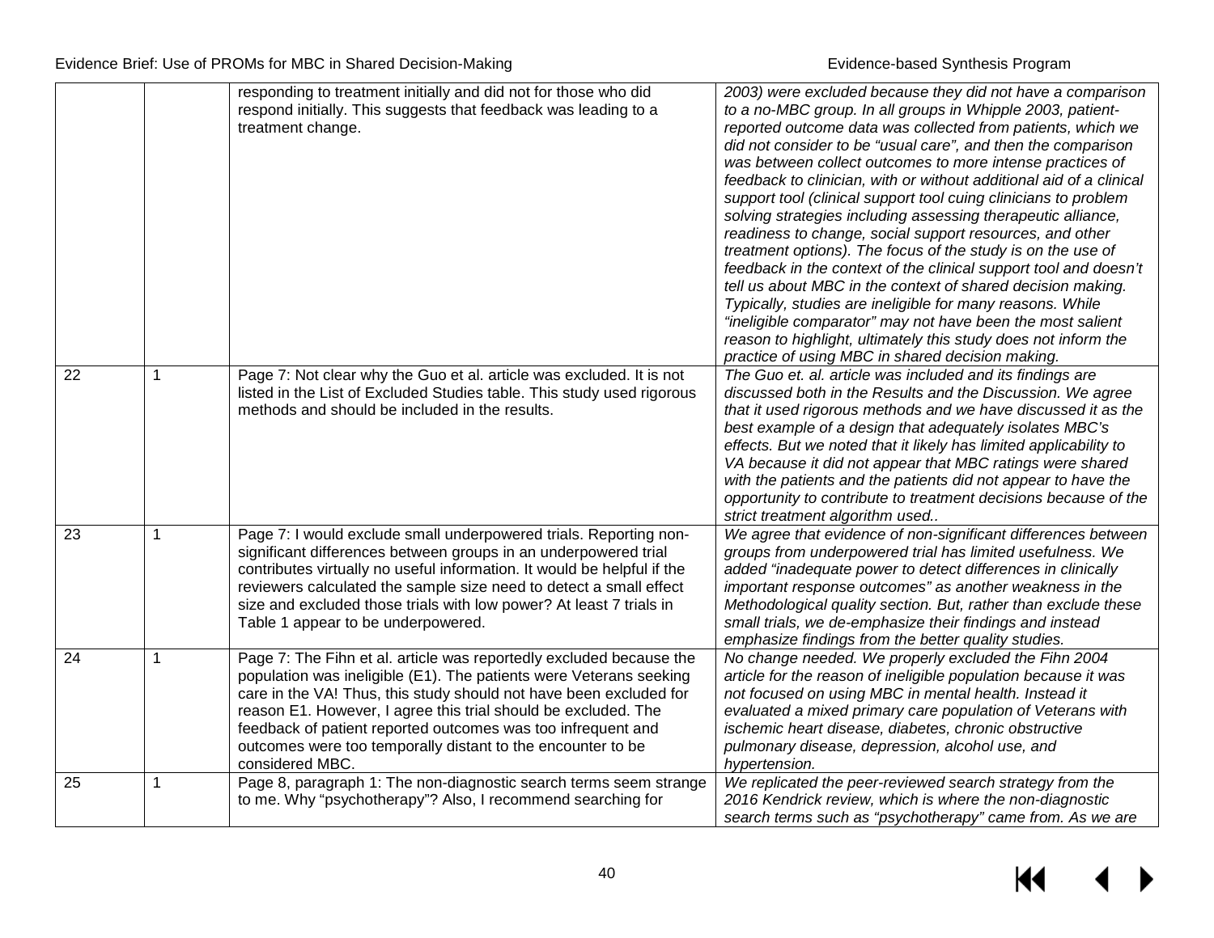| | | responding to treatment initially and did not for those who did respond initially. This suggests that feedback was leading to a treatment change. | *2003) were excluded because they did not have a comparison to a no-MBC group. In all groups in Whipple 2003, patient-reported outcome data was collected from patients, which we did not consider to be "usual care", and then the comparison was between collect outcomes to more intense practices of feedback to clinician, with or without additional aid of a clinical support tool (clinical support tool cuing clinicians to problem solving strategies including assessing therapeutic alliance, readiness to change, social support resources, and other treatment options). The focus of the study is on the use of feedback in the context of the clinical support tool and doesn't tell us about MBC in the context of shared decision making. Typically, studies are ineligible for many reasons. While "ineligible comparator" may not have been the most salient reason to highlight, ultimately this study does not inform the practice of using MBC in shared decision making.* |
|---|---|---|---|
| 22 | 1 | Page 7: Not clear why the Guo et al. article was excluded. It is not listed in the List of Excluded Studies table. This study used rigorous methods and should be included in the results. | *The Guo et. al. article was included and its findings are discussed both in the Results and the Discussion. We agree that it used rigorous methods and we have discussed it as the best example of a design that adequately isolates MBC's effects. But we noted that it likely has limited applicability to VA because it did not appear that MBC ratings were shared with the patients and the patients did not appear to have the opportunity to contribute to treatment decisions because of the strict treatment algorithm used..* |
| 23 | 1 | Page 7: I would exclude small underpowered trials. Reporting non-significant differences between groups in an underpowered trial contributes virtually no useful information. It would be helpful if the reviewers calculated the sample size need to detect a small effect size and excluded those trials with low power? At least 7 trials in Table 1 appear to be underpowered. | *We agree that evidence of non-significant differences between groups from underpowered trial has limited usefulness. We added "inadequate power to detect differences in clinically important response outcomes" as another weakness in the Methodological quality section. But, rather than exclude these small trials, we de-emphasize their findings and instead emphasize findings from the better quality studies.* |
| 24 | 1 | Page 7: The Fihn et al. article was reportedly excluded because the population was ineligible (E1). The patients were Veterans seeking care in the VA! Thus, this study should not have been excluded for reason E1. However, I agree this trial should be excluded. The feedback of patient reported outcomes was too infrequent and outcomes were too temporally distant to the encounter to be considered MBC. | *No change needed. We properly excluded the Fihn 2004 article for the reason of ineligible population because it was not focused on using MBC in mental health. Instead it evaluated a mixed primary care population of Veterans with ischemic heart disease, diabetes, chronic obstructive pulmonary disease, depression, alcohol use, and hypertension.* |
| 25 | 1 | Page 8, paragraph 1: The non-diagnostic search terms seem strange to me. Why "psychotherapy"? Also, I recommend searching for | *We replicated the peer-reviewed search strategy from the 2016 Kendrick review, which is where the non-diagnostic search terms such as "psychotherapy" came from. As we are* |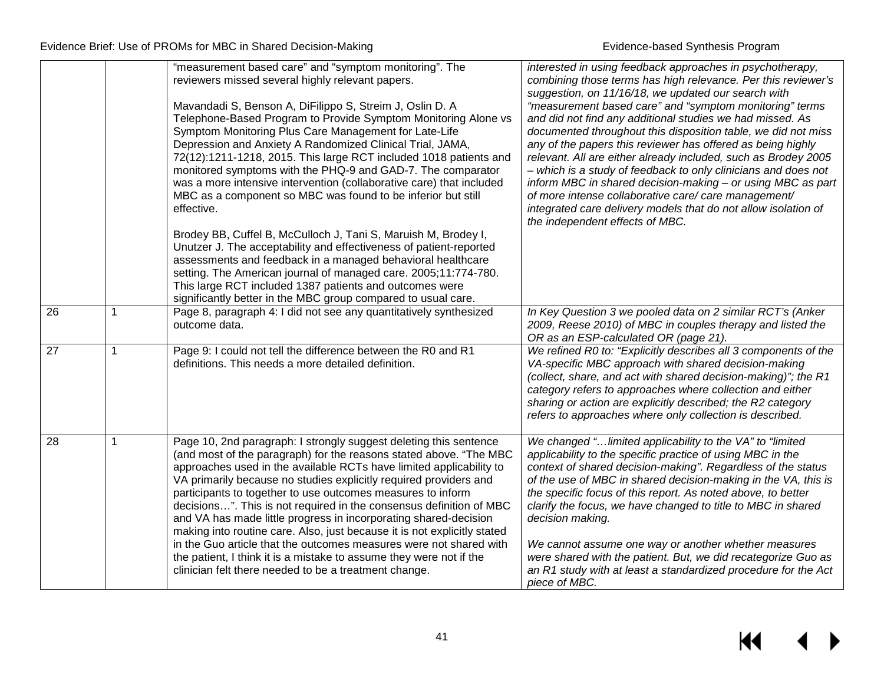| | | | |
|---|---|---|---|
| | | "measurement based care" and "symptom monitoring". The reviewers missed several highly relevant papers.<br><br>Mavandadi S, Benson A, DiFilippo S, Streim J, Oslin D. A Telephone-Based Program to Provide Symptom Monitoring Alone vs Symptom Monitoring Plus Care Management for Late-Life Depression and Anxiety A Randomized Clinical Trial, JAMA, 72(12):1211-1218, 2015. This large RCT included 1018 patients and monitored symptoms with the PHQ-9 and GAD-7. The comparator was a more intensive intervention (collaborative care) that included MBC as a component so MBC was found to be inferior but still effective.<br><br>Brodey BB, Cuffel B, McCulloch J, Tani S, Maruish M, Brodey I, Unutzer J. The acceptability and effectiveness of patient-reported assessments and feedback in a managed behavioral healthcare setting. The American journal of managed care. 2005;11:774-780. This large RCT included 1387 patients and outcomes were significantly better in the MBC group compared to usual care. | *interested in using feedback approaches in psychotherapy, combining those terms has high relevance. Per this reviewer's suggestion, on 11/16/18, we updated our search with "measurement based care" and "symptom monitoring" terms and did not find any additional studies we had missed. As documented throughout this disposition table, we did not miss any of the papers this reviewer has offered as being highly relevant. All are either already included, such as Brodey 2005 – which is a study of feedback to only clinicians and does not inform MBC in shared decision-making – or using MBC as part of more intense collaborative care/ care management/ integrated care delivery models that do not allow isolation of the independent effects of MBC.* |
| 26 | 1 | Page 8, paragraph 4: I did not see any quantitatively synthesized outcome data. | *In Key Question 3 we pooled data on 2 similar RCT's (Anker 2009, Reese 2010) of MBC in couples therapy and listed the OR as an ESP-calculated OR (page 21).* |
| 27 | 1 | Page 9: I could not tell the difference between the R0 and R1 definitions. This needs a more detailed definition. | *We refined R0 to: "Explicitly describes all 3 components of the VA-specific MBC approach with shared decision-making (collect, share, and act with shared decision-making)"; the R1 category refers to approaches where collection and either sharing or action are explicitly described; the R2 category refers to approaches where only collection is described.* |
| 28 | 1 | Page 10, 2nd paragraph: I strongly suggest deleting this sentence (and most of the paragraph) for the reasons stated above. "The MBC approaches used in the available RCTs have limited applicability to VA primarily because no studies explicitly required providers and participants to together to use outcomes measures to inform decisions…". This is not required in the consensus definition of MBC and VA has made little progress in incorporating shared-decision making into routine care. Also, just because it is not explicitly stated in the Guo article that the outcomes measures were not shared with the patient, I think it is a mistake to assume they were not if the clinician felt there needed to be a treatment change. | *We changed "…limited applicability to the VA" to "limited applicability to the specific practice of using MBC in the context of shared decision-making". Regardless of the status of the use of MBC in shared decision-making in the VA, this is the specific focus of this report. As noted above, to better clarify the focus, we have changed to title to MBC in shared decision making.*<br><br>*We cannot assume one way or another whether measures were shared with the patient. But, we did recategorize Guo as an R1 study with at least a standardized procedure for the Act piece of MBC.* |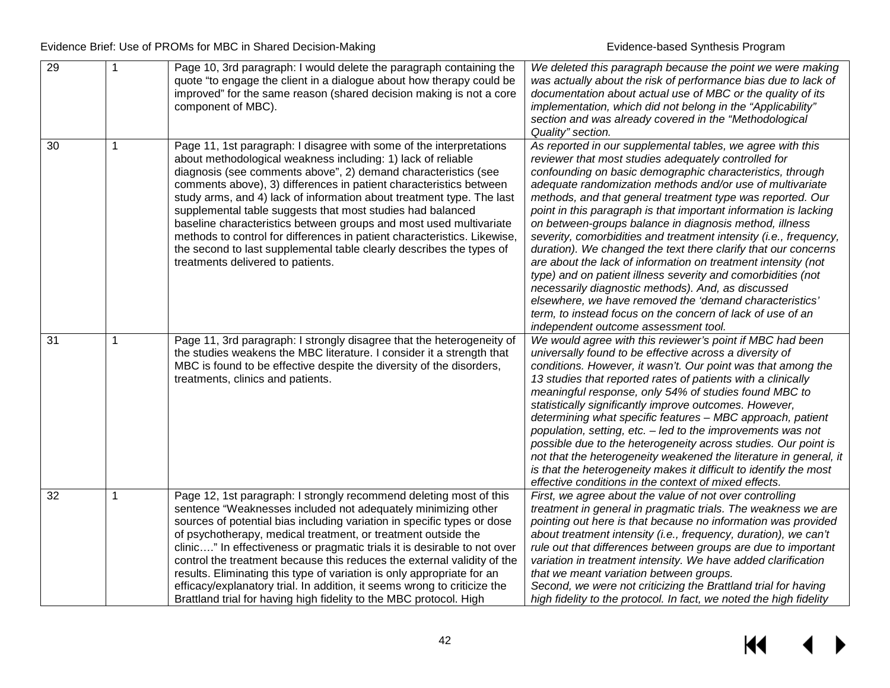| 29 | 1 | Page 10, 3rd paragraph: I would delete the paragraph containing the quote "to engage the client in a dialogue about how therapy could be improved" for the same reason (shared decision making is not a core component of MBC). | *We deleted this paragraph because the point we were making was actually about the risk of performance bias due to lack of documentation about actual use of MBC or the quality of its implementation, which did not belong in the "Applicability" section and was already covered in the "Methodological Quality" section.* |
|---|---|---|---|
| 30 | 1 | Page 11, 1st paragraph: I disagree with some of the interpretations about methodological weakness including: 1) lack of reliable diagnosis (see comments above", 2) demand characteristics (see comments above), 3) differences in patient characteristics between study arms, and 4) lack of information about treatment type. The last supplemental table suggests that most studies had balanced baseline characteristics between groups and most used multivariate methods to control for differences in patient characteristics. Likewise, the second to last supplemental table clearly describes the types of treatments delivered to patients. | *As reported in our supplemental tables, we agree with this reviewer that most studies adequately controlled for confounding on basic demographic characteristics, through adequate randomization methods and/or use of multivariate methods, and that general treatment type was reported. Our point in this paragraph is that important information is lacking on between-groups balance in diagnosis method, illness severity, comorbidities and treatment intensity (i.e., frequency, duration). We changed the text there clarify that our concerns are about the lack of information on treatment intensity (not type) and on patient illness severity and comorbidities (not necessarily diagnostic methods). And, as discussed elsewhere, we have removed the 'demand characteristics' term, to instead focus on the concern of lack of use of an independent outcome assessment tool.* |
| 31 | 1 | Page 11, 3rd paragraph: I strongly disagree that the heterogeneity of the studies weakens the MBC literature. I consider it a strength that MBC is found to be effective despite the diversity of the disorders, treatments, clinics and patients. | *We would agree with this reviewer's point if MBC had been universally found to be effective across a diversity of conditions. However, it wasn't. Our point was that among the 13 studies that reported rates of patients with a clinically meaningful response, only 54% of studies found MBC to statistically significantly improve outcomes. However, determining what specific features – MBC approach, patient population, setting, etc. – led to the improvements was not possible due to the heterogeneity across studies. Our point is not that the heterogeneity weakened the literature in general, it is that the heterogeneity makes it difficult to identify the most effective conditions in the context of mixed effects.* |
| 32 | 1 | Page 12, 1st paragraph: I strongly recommend deleting most of this sentence "Weaknesses included not adequately minimizing other sources of potential bias including variation in specific types or dose of psychotherapy, medical treatment, or treatment outside the clinic…." In effectiveness or pragmatic trials it is desirable to not over control the treatment because this reduces the external validity of the results. Eliminating this type of variation is only appropriate for an efficacy/explanatory trial. In addition, it seems wrong to criticize the Brattland trial for having high fidelity to the MBC protocol. High | *First, we agree about the value of not over controlling treatment in general in pragmatic trials. The weakness we are pointing out here is that because no information was provided about treatment intensity (i.e., frequency, duration), we can't rule out that differences between groups are due to important variation in treatment intensity. We have added clarification that we meant variation between groups.*<br>*Second, we were not criticizing the Brattland trial for having high fidelity to the protocol. In fact, we noted the high fidelity* |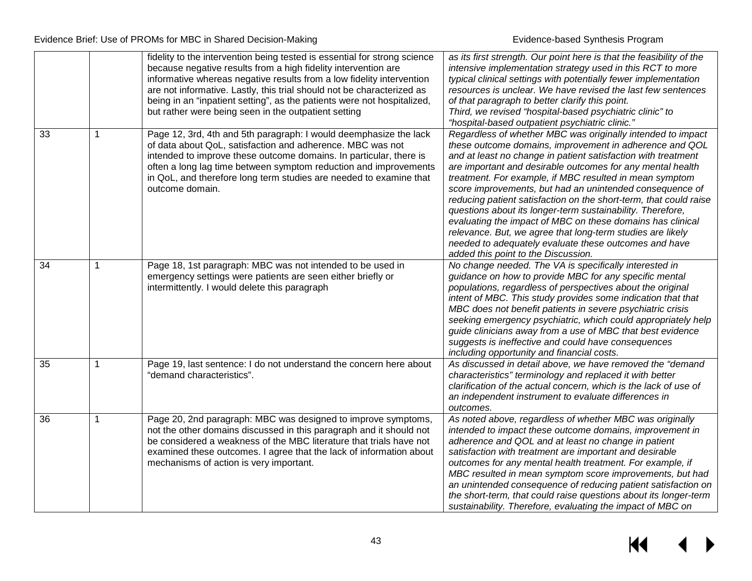| | | | |
|---|---|---|---|
| | | fidelity to the intervention being tested is essential for strong science because negative results from a high fidelity intervention are informative whereas negative results from a low fidelity intervention are not informative. Lastly, this trial should not be characterized as being in an "inpatient setting", as the patients were not hospitalized, but rather were being seen in the outpatient setting | *as its first strength. Our point here is that the feasibility of the intensive implementation strategy used in this RCT to more typical clinical settings with potentially fewer implementation resources is unclear. We have revised the last few sentences of that paragraph to better clarify this point.* *Third, we revised "hospital-based psychiatric clinic" to "hospital-based outpatient psychiatric clinic."* |
| 33 | 1 | Page 12, 3rd, 4th and 5th paragraph: I would deemphasize the lack of data about QoL, satisfaction and adherence. MBC was not intended to improve these outcome domains. In particular, there is often a long lag time between symptom reduction and improvements in QoL, and therefore long term studies are needed to examine that outcome domain. | *Regardless of whether MBC was originally intended to impact these outcome domains, improvement in adherence and QOL and at least no change in patient satisfaction with treatment are important and desirable outcomes for any mental health treatment. For example, if MBC resulted in mean symptom score improvements, but had an unintended consequence of reducing patient satisfaction on the short-term, that could raise questions about its longer-term sustainability. Therefore, evaluating the impact of MBC on these domains has clinical relevance. But, we agree that long-term studies are likely needed to adequately evaluate these outcomes and have added this point to the Discussion.* |
| 34 | 1 | Page 18, 1st paragraph: MBC was not intended to be used in emergency settings were patients are seen either briefly or intermittently. I would delete this paragraph | *No change needed. The VA is specifically interested in guidance on how to provide MBC for any specific mental populations, regardless of perspectives about the original intent of MBC. This study provides some indication that that MBC does not benefit patients in severe psychiatric crisis seeking emergency psychiatric, which could appropriately help guide clinicians away from a use of MBC that best evidence suggests is ineffective and could have consequences including opportunity and financial costs.* |
| 35 | 1 | Page 19, last sentence: I do not understand the concern here about "demand characteristics". | *As discussed in detail above, we have removed the "demand characteristics" terminology and replaced it with better clarification of the actual concern, which is the lack of use of an independent instrument to evaluate differences in outcomes.* |
| 36 | 1 | Page 20, 2nd paragraph: MBC was designed to improve symptoms, not the other domains discussed in this paragraph and it should not be considered a weakness of the MBC literature that trials have not examined these outcomes. I agree that the lack of information about mechanisms of action is very important. | *As noted above, regardless of whether MBC was originally intended to impact these outcome domains, improvement in adherence and QOL and at least no change in patient satisfaction with treatment are important and desirable outcomes for any mental health treatment. For example, if MBC resulted in mean symptom score improvements, but had an unintended consequence of reducing patient satisfaction on the short-term, that could raise questions about its longer-term sustainability. Therefore, evaluating the impact of MBC on* |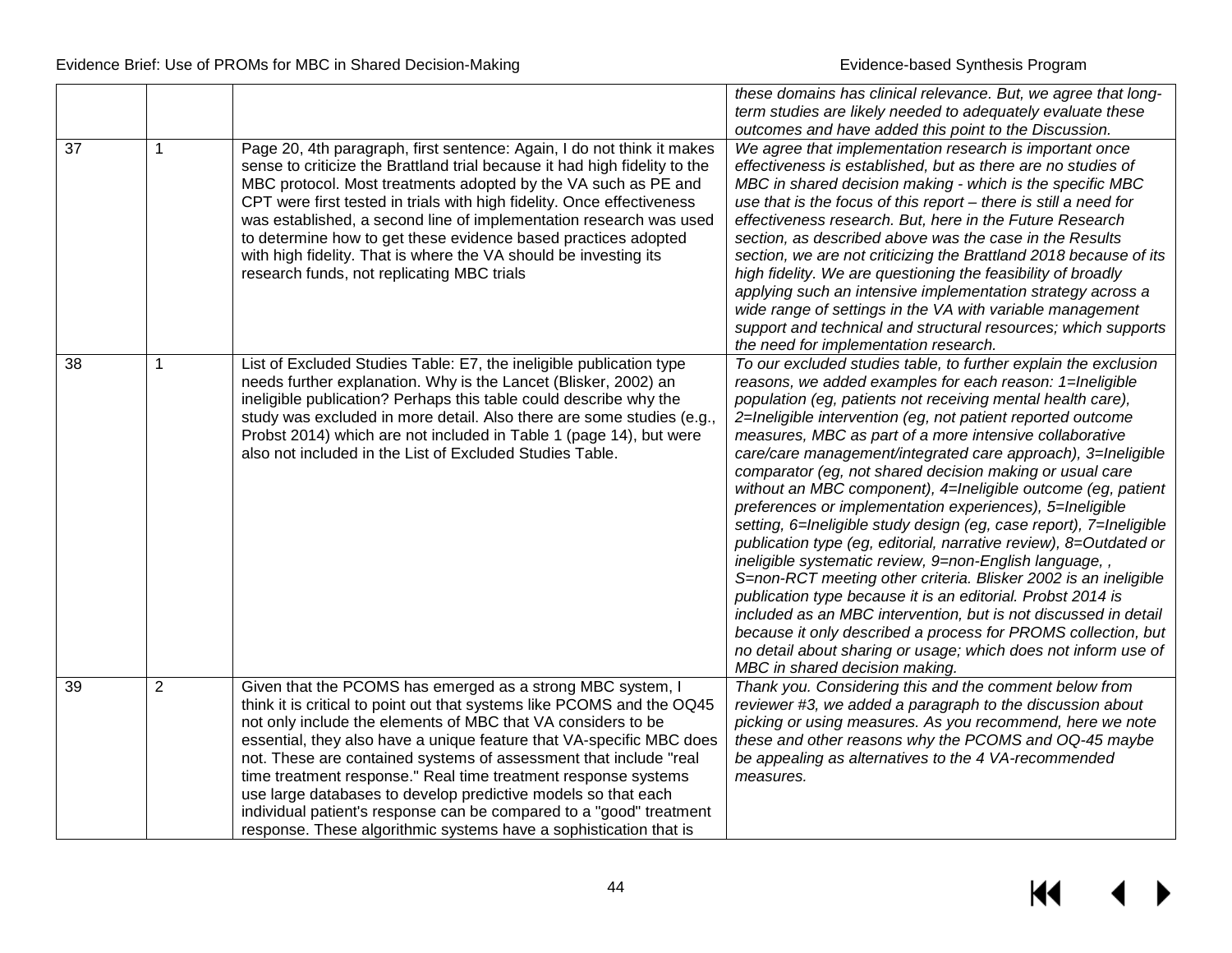| | | | |
|---|---|---|---|
| | | | *these domains has clinical relevance. But, we agree that long-term studies are likely needed to adequately evaluate these outcomes and have added this point to the Discussion.* |
| 37 | 1 | Page 20, 4th paragraph, first sentence: Again, I do not think it makes sense to criticize the Brattland trial because it had high fidelity to the MBC protocol. Most treatments adopted by the VA such as PE and CPT were first tested in trials with high fidelity. Once effectiveness was established, a second line of implementation research was used to determine how to get these evidence based practices adopted with high fidelity. That is where the VA should be investing its research funds, not replicating MBC trials | *We agree that implementation research is important once effectiveness is established, but as there are no studies of MBC in shared decision making - which is the specific MBC use that is the focus of this report – there is still a need for effectiveness research. But, here in the Future Research section, as described above was the case in the Results section, we are not criticizing the Brattland 2018 because of its high fidelity. We are questioning the feasibility of broadly applying such an intensive implementation strategy across a wide range of settings in the VA with variable management support and technical and structural resources; which supports the need for implementation research.* |
| 38 | 1 | List of Excluded Studies Table: E7, the ineligible publication type needs further explanation. Why is the Lancet (Blisker, 2002) an ineligible publication? Perhaps this table could describe why the study was excluded in more detail. Also there are some studies (e.g., Probst 2014) which are not included in Table 1 (page 14), but were also not included in the List of Excluded Studies Table. | *To our excluded studies table, to further explain the exclusion reasons, we added examples for each reason: 1=Ineligible population (eg, patients not receiving mental health care), 2=Ineligible intervention (eg, not patient reported outcome measures, MBC as part of a more intensive collaborative care/care management/integrated care approach), 3=Ineligible comparator (eg, not shared decision making or usual care without an MBC component), 4=Ineligible outcome (eg, patient preferences or implementation experiences), 5=Ineligible setting, 6=Ineligible study design (eg, case report), 7=Ineligible publication type (eg, editorial, narrative review), 8=Outdated or ineligible systematic review, 9=non-English language, , S=non-RCT meeting other criteria. Blisker 2002 is an ineligible publication type because it is an editorial. Probst 2014 is included as an MBC intervention, but is not discussed in detail because it only described a process for PROMS collection, but no detail about sharing or usage; which does not inform use of MBC in shared decision making.* |
| 39 | 2 | Given that the PCOMS has emerged as a strong MBC system, I think it is critical to point out that systems like PCOMS and the OQ45 not only include the elements of MBC that VA considers to be essential, they also have a unique feature that VA-specific MBC does not. These are contained systems of assessment that include "real time treatment response." Real time treatment response systems use large databases to develop predictive models so that each individual patient's response can be compared to a "good" treatment response. These algorithmic systems have a sophistication that is | *Thank you. Considering this and the comment below from reviewer #3, we added a paragraph to the discussion about picking or using measures. As you recommend, here we note these and other reasons why the PCOMS and OQ-45 maybe be appealing as alternatives to the 4 VA-recommended measures.* |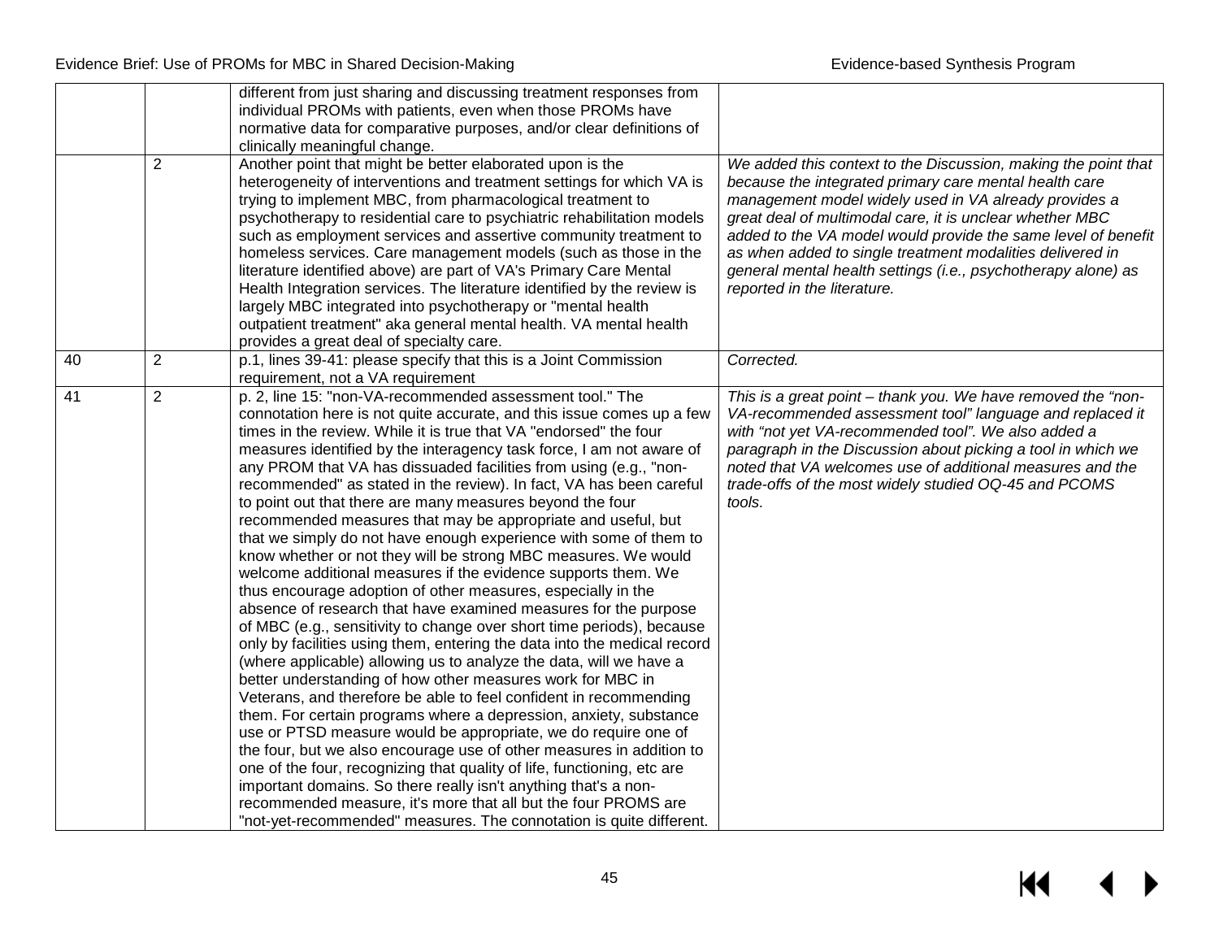| | | | |
|---|---|---|---|
| | | different from just sharing and discussing treatment responses from individual PROMs with patients, even when those PROMs have normative data for comparative purposes, and/or clear definitions of clinically meaningful change. | |
| | 2 | Another point that might be better elaborated upon is the heterogeneity of interventions and treatment settings for which VA is trying to implement MBC, from pharmacological treatment to psychotherapy to residential care to psychiatric rehabilitation models such as employment services and assertive community treatment to homeless services. Care management models (such as those in the literature identified above) are part of VA's Primary Care Mental Health Integration services. The literature identified by the review is largely MBC integrated into psychotherapy or "mental health outpatient treatment" aka general mental health. VA mental health provides a great deal of specialty care. | *We added this context to the Discussion, making the point that because the integrated primary care mental health care management model widely used in VA already provides a great deal of multimodal care, it is unclear whether MBC added to the VA model would provide the same level of benefit as when added to single treatment modalities delivered in general mental health settings (i.e., psychotherapy alone) as reported in the literature.* |
| 40 | 2 | p.1, lines 39-41: please specify that this is a Joint Commission requirement, not a VA requirement | *Corrected.* |
| 41 | 2 | p. 2, line 15: "non-VA-recommended assessment tool." The connotation here is not quite accurate, and this issue comes up a few times in the review. While it is true that VA "endorsed" the four measures identified by the interagency task force, I am not aware of any PROM that VA has dissuaded facilities from using (e.g., "non-recommended" as stated in the review). In fact, VA has been careful to point out that there are many measures beyond the four recommended measures that may be appropriate and useful, but that we simply do not have enough experience with some of them to know whether or not they will be strong MBC measures. We would welcome additional measures if the evidence supports them. We thus encourage adoption of other measures, especially in the absence of research that have examined measures for the purpose of MBC (e.g., sensitivity to change over short time periods), because only by facilities using them, entering the data into the medical record (where applicable) allowing us to analyze the data, will we have a better understanding of how other measures work for MBC in Veterans, and therefore be able to feel confident in recommending them. For certain programs where a depression, anxiety, substance use or PTSD measure would be appropriate, we do require one of the four, but we also encourage use of other measures in addition to one of the four, recognizing that quality of life, functioning, etc are important domains. So there really isn't anything that's a non-recommended measure, it's more that all but the four PROMS are "not-yet-recommended" measures. The connotation is quite different. | *This is a great point – thank you. We have removed the "non-VA-recommended assessment tool" language and replaced it with "not yet VA-recommended tool". We also added a paragraph in the Discussion about picking a tool in which we noted that VA welcomes use of additional measures and the trade-offs of the most widely studied OQ-45 and PCOMS tools.* |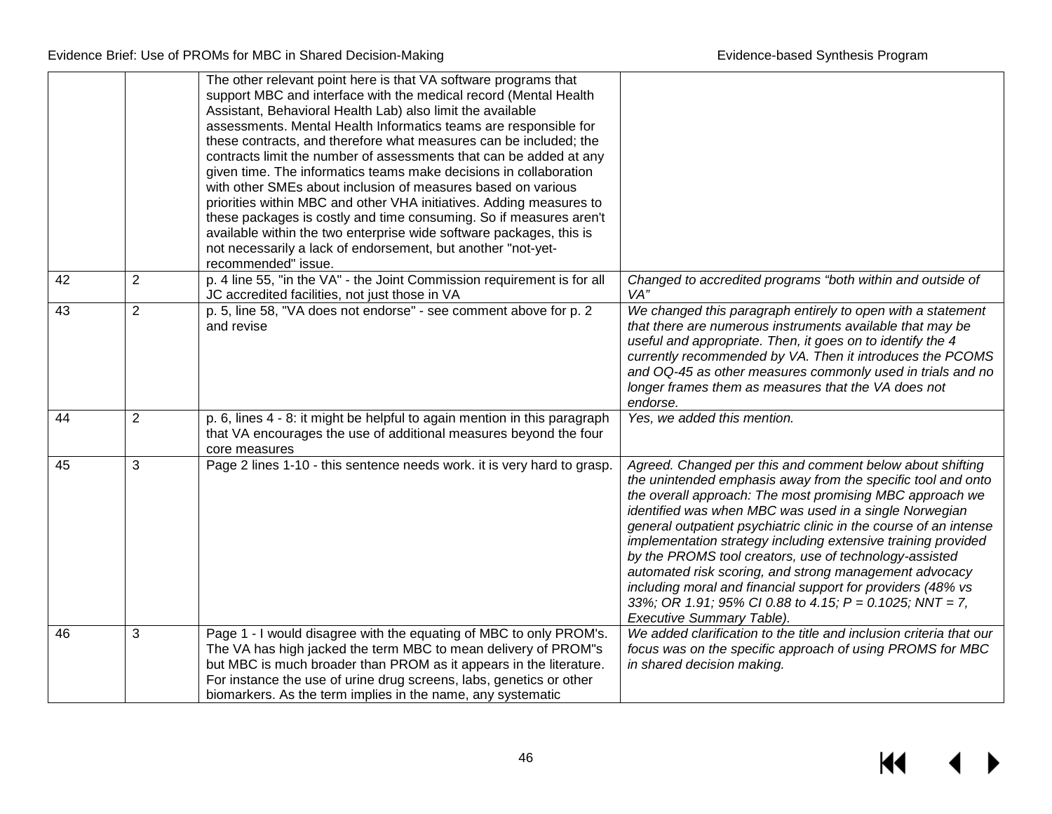| | | | |
|---|---|---|---|
| | | The other relevant point here is that VA software programs that support MBC and interface with the medical record (Mental Health Assistant, Behavioral Health Lab) also limit the available assessments. Mental Health Informatics teams are responsible for these contracts, and therefore what measures can be included; the contracts limit the number of assessments that can be added at any given time. The informatics teams make decisions in collaboration with other SMEs about inclusion of measures based on various priorities within MBC and other VHA initiatives. Adding measures to these packages is costly and time consuming. So if measures aren't available within the two enterprise wide software packages, this is not necessarily a lack of endorsement, but another "not-yet-recommended" issue. | |
| 42 | 2 | p. 4 line 55, "in the VA" - the Joint Commission requirement is for all JC accredited facilities, not just those in VA | *Changed to accredited programs "both within and outside of VA"* |
| 43 | 2 | p. 5, line 58, "VA does not endorse" - see comment above for p. 2 and revise | *We changed this paragraph entirely to open with a statement that there are numerous instruments available that may be useful and appropriate. Then, it goes on to identify the 4 currently recommended by VA. Then it introduces the PCOMS and OQ-45 as other measures commonly used in trials and no longer frames them as measures that the VA does not endorse.* |
| 44 | 2 | p. 6, lines 4 - 8: it might be helpful to again mention in this paragraph that VA encourages the use of additional measures beyond the four core measures | *Yes, we added this mention.* |
| 45 | 3 | Page 2 lines 1-10 - this sentence needs work. it is very hard to grasp. | *Agreed. Changed per this and comment below about shifting the unintended emphasis away from the specific tool and onto the overall approach: The most promising MBC approach we identified was when MBC was used in a single Norwegian general outpatient psychiatric clinic in the course of an intense implementation strategy including extensive training provided by the PROMS tool creators, use of technology-assisted automated risk scoring, and strong management advocacy including moral and financial support for providers (48% vs 33%; OR 1.91; 95% CI 0.88 to 4.15; P = 0.1025; NNT = 7, Executive Summary Table).* |
| 46 | 3 | Page 1 - I would disagree with the equating of MBC to only PROM's. The VA has high jacked the term MBC to mean delivery of PROM"s but MBC is much broader than PROM as it appears in the literature. For instance the use of urine drug screens, labs, genetics or other biomarkers. As the term implies in the name, any systematic | *We added clarification to the title and inclusion criteria that our focus was on the specific approach of using PROMS for MBC in shared decision making.* |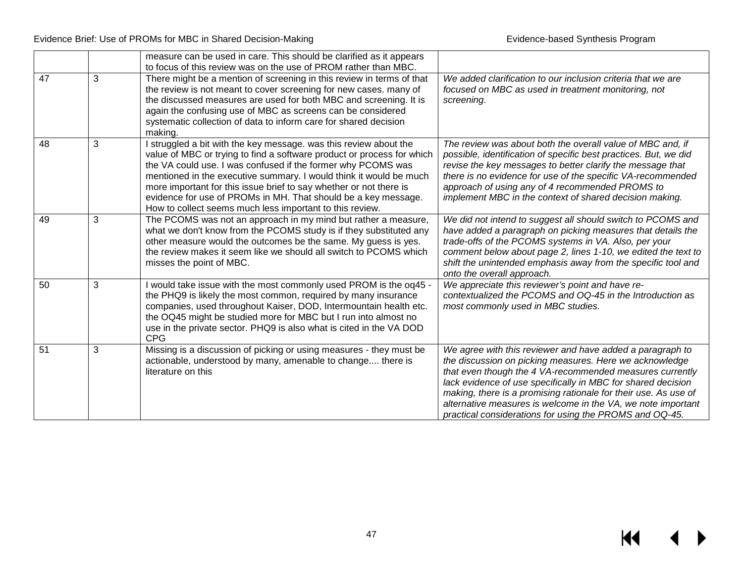| | | measure can be used in care. This should be clarified as it appears to focus of this review was on the use of PROM rather than MBC. | |
|---|---|---|---|
| 47 | 3 | There might be a mention of screening in this review in terms of that the review is not meant to cover screening for new cases. many of the discussed measures are used for both MBC and screening. It is again the confusing use of MBC as screens can be considered systematic collection of data to inform care for shared decision making. | *We added clarification to our inclusion criteria that we are focused on MBC as used in treatment monitoring, not screening.* |
| 48 | 3 | I struggled a bit with the key message. was this review about the value of MBC or trying to find a software product or process for which the VA could use. I was confused if the former why PCOMS was mentioned in the executive summary. I would think it would be much more important for this issue brief to say whether or not there is evidence for use of PROMs in MH. That should be a key message. How to collect seems much less important to this review. | *The review was about both the overall value of MBC and, if possible, identification of specific best practices. But, we did revise the key messages to better clarify the message that there is no evidence for use of the specific VA-recommended approach of using any of 4 recommended PROMS to implement MBC in the context of shared decision making.* |
| 49 | 3 | The PCOMS was not an approach in my mind but rather a measure, what we don't know from the PCOMS study is if they substituted any other measure would the outcomes be the same. My guess is yes. the review makes it seem like we should all switch to PCOMS which misses the point of MBC. | *We did not intend to suggest all should switch to PCOMS and have added a paragraph on picking measures that details the trade-offs of the PCOMS systems in VA. Also, per your comment below about page 2, lines 1-10, we edited the text to shift the unintended emphasis away from the specific tool and onto the overall approach.* |
| 50 | 3 | I would take issue with the most commonly used PROM is the oq45 - the PHQ9 is likely the most common, required by many insurance companies, used throughout Kaiser, DOD, Intermountain health etc. the OQ45 might be studied more for MBC but I run into almost no use in the private sector. PHQ9 is also what is cited in the VA DOD CPG | *We appreciate this reviewer's point and have re-contextualized the PCOMS and OQ-45 in the Introduction as most commonly used in MBC studies.* |
| 51 | 3 | Missing is a discussion of picking or using measures - they must be actionable, understood by many, amenable to change.... there is literature on this | *We agree with this reviewer and have added a paragraph to the discussion on picking measures. Here we acknowledge that even though the 4 VA-recommended measures currently lack evidence of use specifically in MBC for shared decision making, there is a promising rationale for their use. As use of alternative measures is welcome in the VA, we note important practical considerations for using the PROMS and OQ-45.* |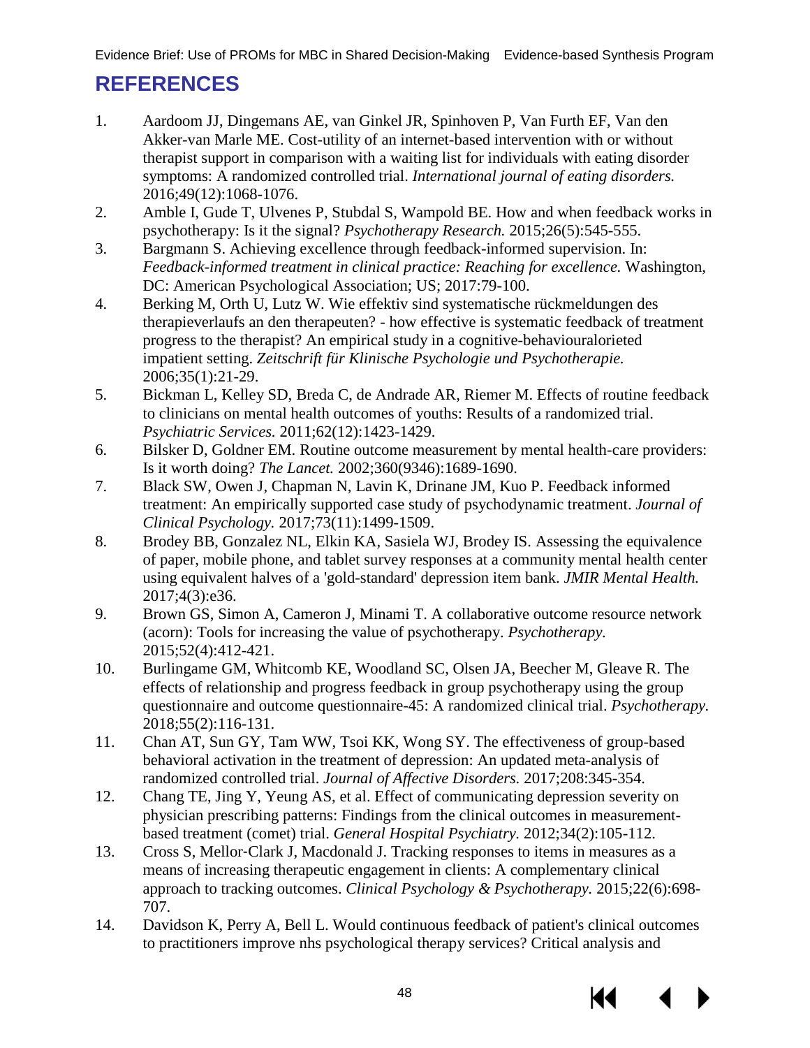# REFERENCES

1. Aardoom JJ, Dingemans AE, van Ginkel JR, Spinhoven P, Van Furth EF, Van den Akker-van Marle ME. Cost-utility of an internet-based intervention with or without therapist support in comparison with a waiting list for individuals with eating disorder symptoms: A randomized controlled trial. *International journal of eating disorders.* 2016;49(12):1068-1076.
2. Amble I, Gude T, Ulvenes P, Stubdal S, Wampold BE. How and when feedback works in psychotherapy: Is it the signal? *Psychotherapy Research.* 2015;26(5):545-555.
3. Bargmann S. Achieving excellence through feedback-informed supervision. In: *Feedback-informed treatment in clinical practice: Reaching for excellence.* Washington, DC: American Psychological Association; US; 2017:79-100.
4. Berking M, Orth U, Lutz W. Wie effektiv sind systematische rückmeldungen des therapieverlaufs an den therapeuten? - how effective is systematic feedback of treatment progress to the therapist? An empirical study in a cognitive-behaviouralorieted impatient setting. *Zeitschrift für Klinische Psychologie und Psychotherapie.* 2006;35(1):21-29.
5. Bickman L, Kelley SD, Breda C, de Andrade AR, Riemer M. Effects of routine feedback to clinicians on mental health outcomes of youths: Results of a randomized trial. *Psychiatric Services.* 2011;62(12):1423-1429.
6. Bilsker D, Goldner EM. Routine outcome measurement by mental health-care providers: Is it worth doing? *The Lancet.* 2002;360(9346):1689-1690.
7. Black SW, Owen J, Chapman N, Lavin K, Drinane JM, Kuo P. Feedback informed treatment: An empirically supported case study of psychodynamic treatment. *Journal of Clinical Psychology.* 2017;73(11):1499-1509.
8. Brodey BB, Gonzalez NL, Elkin KA, Sasiela WJ, Brodey IS. Assessing the equivalence of paper, mobile phone, and tablet survey responses at a community mental health center using equivalent halves of a 'gold-standard' depression item bank. *JMIR Mental Health.* 2017;4(3):e36.
9. Brown GS, Simon A, Cameron J, Minami T. A collaborative outcome resource network (acorn): Tools for increasing the value of psychotherapy. *Psychotherapy.* 2015;52(4):412-421.
10. Burlingame GM, Whitcomb KE, Woodland SC, Olsen JA, Beecher M, Gleave R. The effects of relationship and progress feedback in group psychotherapy using the group questionnaire and outcome questionnaire-45: A randomized clinical trial. *Psychotherapy.* 2018;55(2):116-131.
11. Chan AT, Sun GY, Tam WW, Tsoi KK, Wong SY. The effectiveness of group-based behavioral activation in the treatment of depression: An updated meta-analysis of randomized controlled trial. *Journal of Affective Disorders.* 2017;208:345-354.
12. Chang TE, Jing Y, Yeung AS, et al. Effect of communicating depression severity on physician prescribing patterns: Findings from the clinical outcomes in measurement-based treatment (comet) trial. *General Hospital Psychiatry.* 2012;34(2):105-112.
13. Cross S, Mellor-Clark J, Macdonald J. Tracking responses to items in measures as a means of increasing therapeutic engagement in clients: A complementary clinical approach to tracking outcomes. *Clinical Psychology & Psychotherapy.* 2015;22(6):698-707.
14. Davidson K, Perry A, Bell L. Would continuous feedback of patient's clinical outcomes to practitioners improve nhs psychological therapy services? Critical analysis and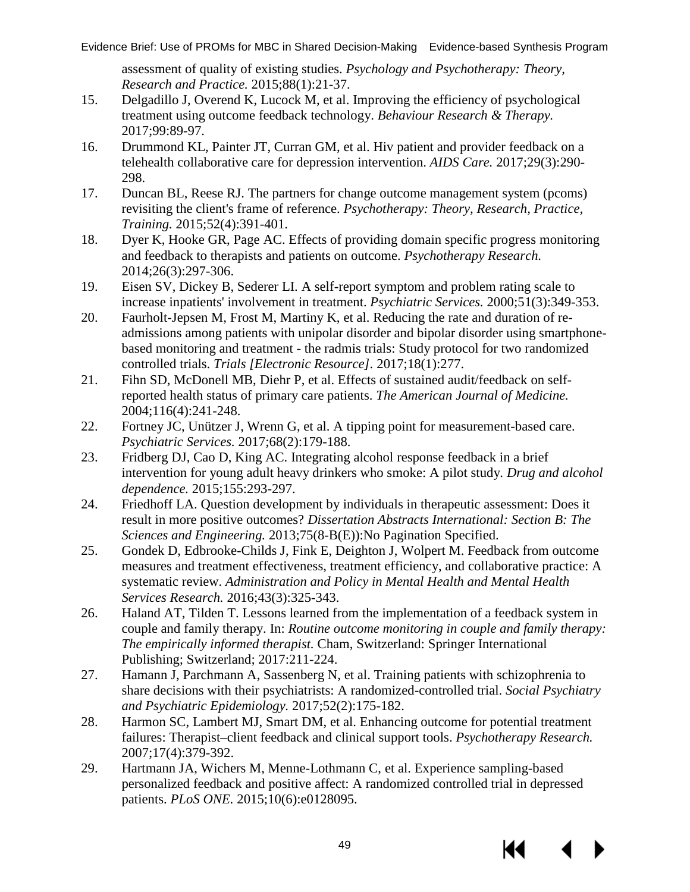assessment of quality of existing studies. *Psychology and Psychotherapy: Theory, Research and Practice.* 2015;88(1):21-37.

15. Delgadillo J, Overend K, Lucock M, et al. Improving the efficiency of psychological treatment using outcome feedback technology. *Behaviour Research & Therapy.* 2017;99:89-97.
16. Drummond KL, Painter JT, Curran GM, et al. Hiv patient and provider feedback on a telehealth collaborative care for depression intervention. *AIDS Care.* 2017;29(3):290-298.
17. Duncan BL, Reese RJ. The partners for change outcome management system (pcoms) revisiting the client's frame of reference. *Psychotherapy: Theory, Research, Practice, Training.* 2015;52(4):391-401.
18. Dyer K, Hooke GR, Page AC. Effects of providing domain specific progress monitoring and feedback to therapists and patients on outcome. *Psychotherapy Research.* 2014;26(3):297-306.
19. Eisen SV, Dickey B, Sederer LI. A self-report symptom and problem rating scale to increase inpatients' involvement in treatment. *Psychiatric Services.* 2000;51(3):349-353.
20. Faurholt-Jepsen M, Frost M, Martiny K, et al. Reducing the rate and duration of re-admissions among patients with unipolar disorder and bipolar disorder using smartphone-based monitoring and treatment - the radmis trials: Study protocol for two randomized controlled trials. *Trials [Electronic Resource].* 2017;18(1):277.
21. Fihn SD, McDonell MB, Diehr P, et al. Effects of sustained audit/feedback on self-reported health status of primary care patients. *The American Journal of Medicine.* 2004;116(4):241-248.
22. Fortney JC, Unützer J, Wrenn G, et al. A tipping point for measurement-based care. *Psychiatric Services.* 2017;68(2):179-188.
23. Fridberg DJ, Cao D, King AC. Integrating alcohol response feedback in a brief intervention for young adult heavy drinkers who smoke: A pilot study. *Drug and alcohol dependence.* 2015;155:293-297.
24. Friedhoff LA. Question development by individuals in therapeutic assessment: Does it result in more positive outcomes? *Dissertation Abstracts International: Section B: The Sciences and Engineering.* 2013;75(8-B(E)):No Pagination Specified.
25. Gondek D, Edbrooke-Childs J, Fink E, Deighton J, Wolpert M. Feedback from outcome measures and treatment effectiveness, treatment efficiency, and collaborative practice: A systematic review. *Administration and Policy in Mental Health and Mental Health Services Research.* 2016;43(3):325-343.
26. Haland AT, Tilden T. Lessons learned from the implementation of a feedback system in couple and family therapy. In: *Routine outcome monitoring in couple and family therapy: The empirically informed therapist.* Cham, Switzerland: Springer International Publishing; Switzerland; 2017:211-224.
27. Hamann J, Parchmann A, Sassenberg N, et al. Training patients with schizophrenia to share decisions with their psychiatrists: A randomized-controlled trial. *Social Psychiatry and Psychiatric Epidemiology.* 2017;52(2):175-182.
28. Harmon SC, Lambert MJ, Smart DM, et al. Enhancing outcome for potential treatment failures: Therapist–client feedback and clinical support tools. *Psychotherapy Research.* 2007;17(4):379-392.
29. Hartmann JA, Wichers M, Menne-Lothmann C, et al. Experience sampling-based personalized feedback and positive affect: A randomized controlled trial in depressed patients. *PLoS ONE.* 2015;10(6):e0128095.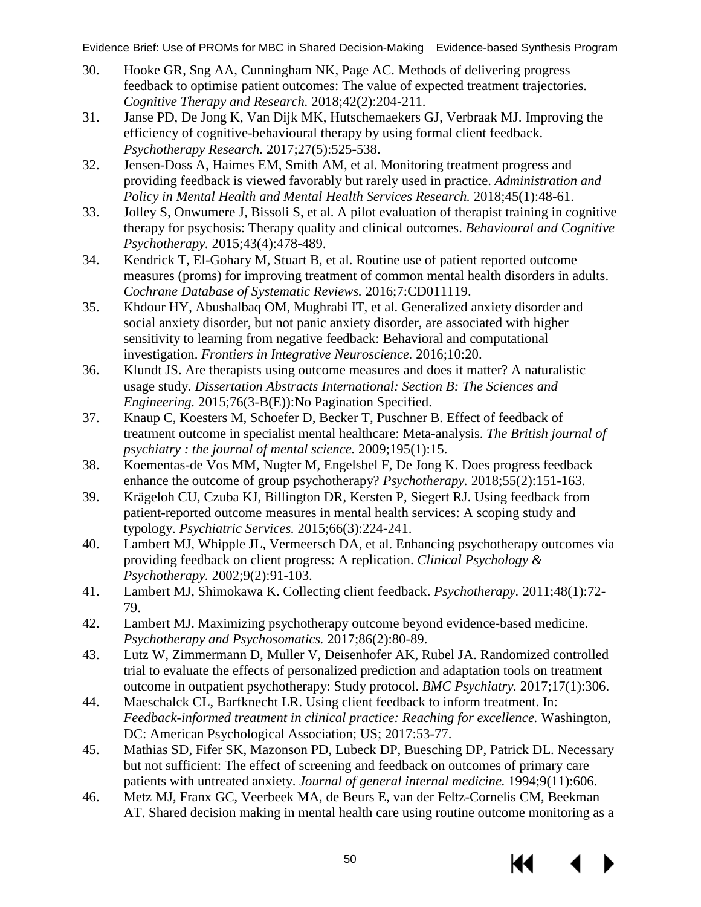30. Hooke GR, Sng AA, Cunningham NK, Page AC. Methods of delivering progress feedback to optimise patient outcomes: The value of expected treatment trajectories. *Cognitive Therapy and Research.* 2018;42(2):204-211.
31. Janse PD, De Jong K, Van Dijk MK, Hutschemaekers GJ, Verbraak MJ. Improving the efficiency of cognitive-behavioural therapy by using formal client feedback. *Psychotherapy Research.* 2017;27(5):525-538.
32. Jensen-Doss A, Haimes EM, Smith AM, et al. Monitoring treatment progress and providing feedback is viewed favorably but rarely used in practice. *Administration and Policy in Mental Health and Mental Health Services Research.* 2018;45(1):48-61.
33. Jolley S, Onwumere J, Bissoli S, et al. A pilot evaluation of therapist training in cognitive therapy for psychosis: Therapy quality and clinical outcomes. *Behavioural and Cognitive Psychotherapy.* 2015;43(4):478-489.
34. Kendrick T, El-Gohary M, Stuart B, et al. Routine use of patient reported outcome measures (proms) for improving treatment of common mental health disorders in adults. *Cochrane Database of Systematic Reviews.* 2016;7:CD011119.
35. Khdour HY, Abushalbaq OM, Mughrabi IT, et al. Generalized anxiety disorder and social anxiety disorder, but not panic anxiety disorder, are associated with higher sensitivity to learning from negative feedback: Behavioral and computational investigation. *Frontiers in Integrative Neuroscience.* 2016;10:20.
36. Klundt JS. Are therapists using outcome measures and does it matter? A naturalistic usage study. *Dissertation Abstracts International: Section B: The Sciences and Engineering.* 2015;76(3-B(E)):No Pagination Specified.
37. Knaup C, Koesters M, Schoefer D, Becker T, Puschner B. Effect of feedback of treatment outcome in specialist mental healthcare: Meta-analysis. *The British journal of psychiatry : the journal of mental science.* 2009;195(1):15.
38. Koementas-de Vos MM, Nugter M, Engelsbel F, De Jong K. Does progress feedback enhance the outcome of group psychotherapy? *Psychotherapy.* 2018;55(2):151-163.
39. Krägeloh CU, Czuba KJ, Billington DR, Kersten P, Siegert RJ. Using feedback from patient-reported outcome measures in mental health services: A scoping study and typology. *Psychiatric Services.* 2015;66(3):224-241.
40. Lambert MJ, Whipple JL, Vermeersch DA, et al. Enhancing psychotherapy outcomes via providing feedback on client progress: A replication. *Clinical Psychology & Psychotherapy.* 2002;9(2):91-103.
41. Lambert MJ, Shimokawa K. Collecting client feedback. *Psychotherapy.* 2011;48(1):72-79.
42. Lambert MJ. Maximizing psychotherapy outcome beyond evidence-based medicine. *Psychotherapy and Psychosomatics.* 2017;86(2):80-89.
43. Lutz W, Zimmermann D, Muller V, Deisenhofer AK, Rubel JA. Randomized controlled trial to evaluate the effects of personalized prediction and adaptation tools on treatment outcome in outpatient psychotherapy: Study protocol. *BMC Psychiatry.* 2017;17(1):306.
44. Maeschalck CL, Barfknecht LR. Using client feedback to inform treatment. In: *Feedback-informed treatment in clinical practice: Reaching for excellence.* Washington, DC: American Psychological Association; US; 2017:53-77.
45. Mathias SD, Fifer SK, Mazonson PD, Lubeck DP, Buesching DP, Patrick DL. Necessary but not sufficient: The effect of screening and feedback on outcomes of primary care patients with untreated anxiety. *Journal of general internal medicine.* 1994;9(11):606.
46. Metz MJ, Franx GC, Veerbeek MA, de Beurs E, van der Feltz-Cornelis CM, Beekman AT. Shared decision making in mental health care using routine outcome monitoring as a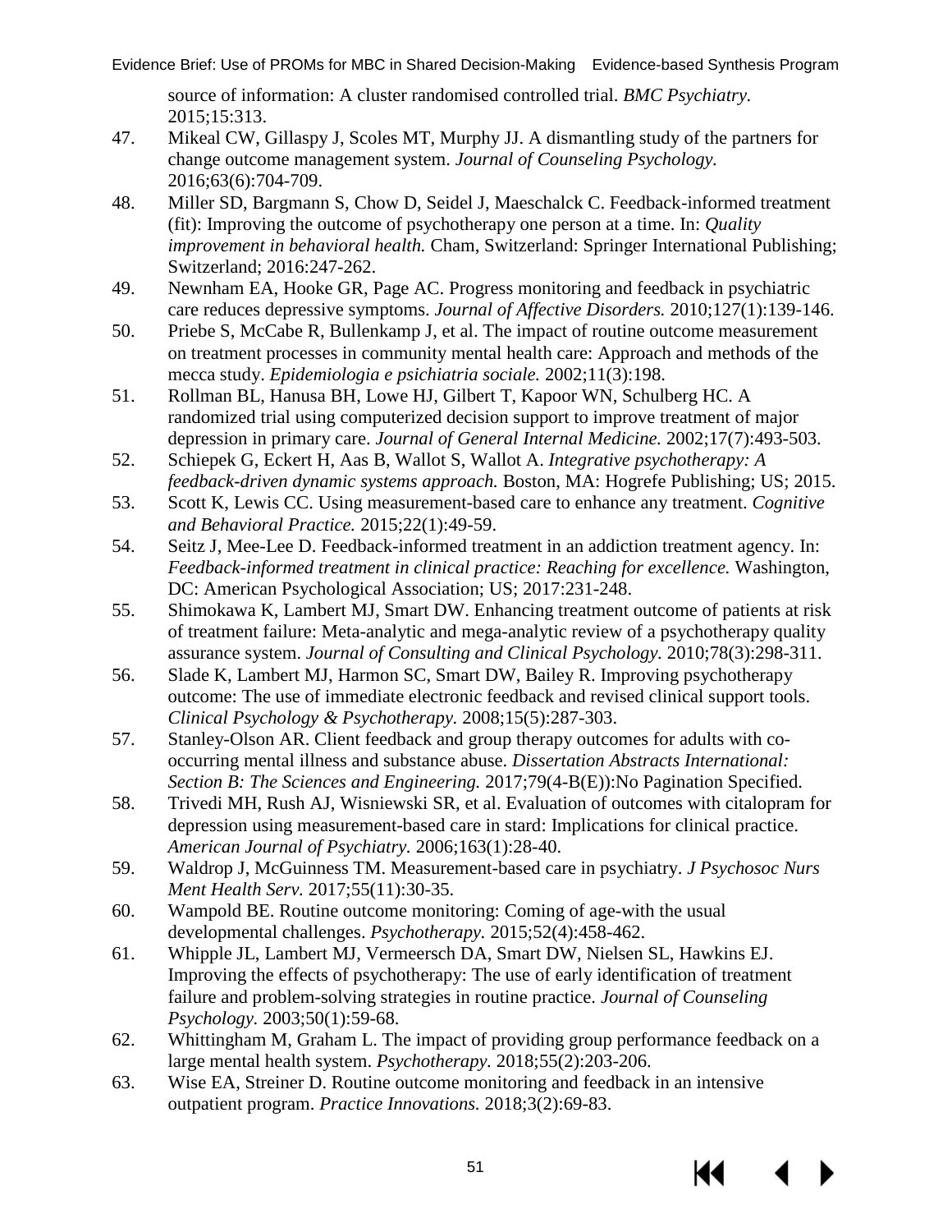source of information: A cluster randomised controlled trial. *BMC Psychiatry.* 2015;15:313.

47. Mikeal CW, Gillaspy J, Scoles MT, Murphy JJ. A dismantling study of the partners for change outcome management system. *Journal of Counseling Psychology.* 2016;63(6):704-709.
48. Miller SD, Bargmann S, Chow D, Seidel J, Maeschalck C. Feedback-informed treatment (fit): Improving the outcome of psychotherapy one person at a time. In: *Quality improvement in behavioral health.* Cham, Switzerland: Springer International Publishing; Switzerland; 2016:247-262.
49. Newnham EA, Hooke GR, Page AC. Progress monitoring and feedback in psychiatric care reduces depressive symptoms. *Journal of Affective Disorders.* 2010;127(1):139-146.
50. Priebe S, McCabe R, Bullenkamp J, et al. The impact of routine outcome measurement on treatment processes in community mental health care: Approach and methods of the mecca study. *Epidemiologia e psichiatria sociale.* 2002;11(3):198.
51. Rollman BL, Hanusa BH, Lowe HJ, Gilbert T, Kapoor WN, Schulberg HC. A randomized trial using computerized decision support to improve treatment of major depression in primary care. *Journal of General Internal Medicine.* 2002;17(7):493-503.
52. Schiepek G, Eckert H, Aas B, Wallot S, Wallot A. *Integrative psychotherapy: A feedback-driven dynamic systems approach.* Boston, MA: Hogrefe Publishing; US; 2015.
53. Scott K, Lewis CC. Using measurement-based care to enhance any treatment. *Cognitive and Behavioral Practice.* 2015;22(1):49-59.
54. Seitz J, Mee-Lee D. Feedback-informed treatment in an addiction treatment agency. In: *Feedback-informed treatment in clinical practice: Reaching for excellence.* Washington, DC: American Psychological Association; US; 2017:231-248.
55. Shimokawa K, Lambert MJ, Smart DW. Enhancing treatment outcome of patients at risk of treatment failure: Meta-analytic and mega-analytic review of a psychotherapy quality assurance system. *Journal of Consulting and Clinical Psychology.* 2010;78(3):298-311.
56. Slade K, Lambert MJ, Harmon SC, Smart DW, Bailey R. Improving psychotherapy outcome: The use of immediate electronic feedback and revised clinical support tools. *Clinical Psychology & Psychotherapy.* 2008;15(5):287-303.
57. Stanley-Olson AR. Client feedback and group therapy outcomes for adults with co-occurring mental illness and substance abuse. *Dissertation Abstracts International: Section B: The Sciences and Engineering.* 2017;79(4-B(E)):No Pagination Specified.
58. Trivedi MH, Rush AJ, Wisniewski SR, et al. Evaluation of outcomes with citalopram for depression using measurement-based care in stard: Implications for clinical practice. *American Journal of Psychiatry.* 2006;163(1):28-40.
59. Waldrop J, McGuinness TM. Measurement-based care in psychiatry. *J Psychosoc Nurs Ment Health Serv.* 2017;55(11):30-35.
60. Wampold BE. Routine outcome monitoring: Coming of age-with the usual developmental challenges. *Psychotherapy.* 2015;52(4):458-462.
61. Whipple JL, Lambert MJ, Vermeersch DA, Smart DW, Nielsen SL, Hawkins EJ. Improving the effects of psychotherapy: The use of early identification of treatment failure and problem-solving strategies in routine practice. *Journal of Counseling Psychology.* 2003;50(1):59-68.
62. Whittingham M, Graham L. The impact of providing group performance feedback on a large mental health system. *Psychotherapy.* 2018;55(2):203-206.
63. Wise EA, Streiner D. Routine outcome monitoring and feedback in an intensive outpatient program. *Practice Innovations.* 2018;3(2):69-83.